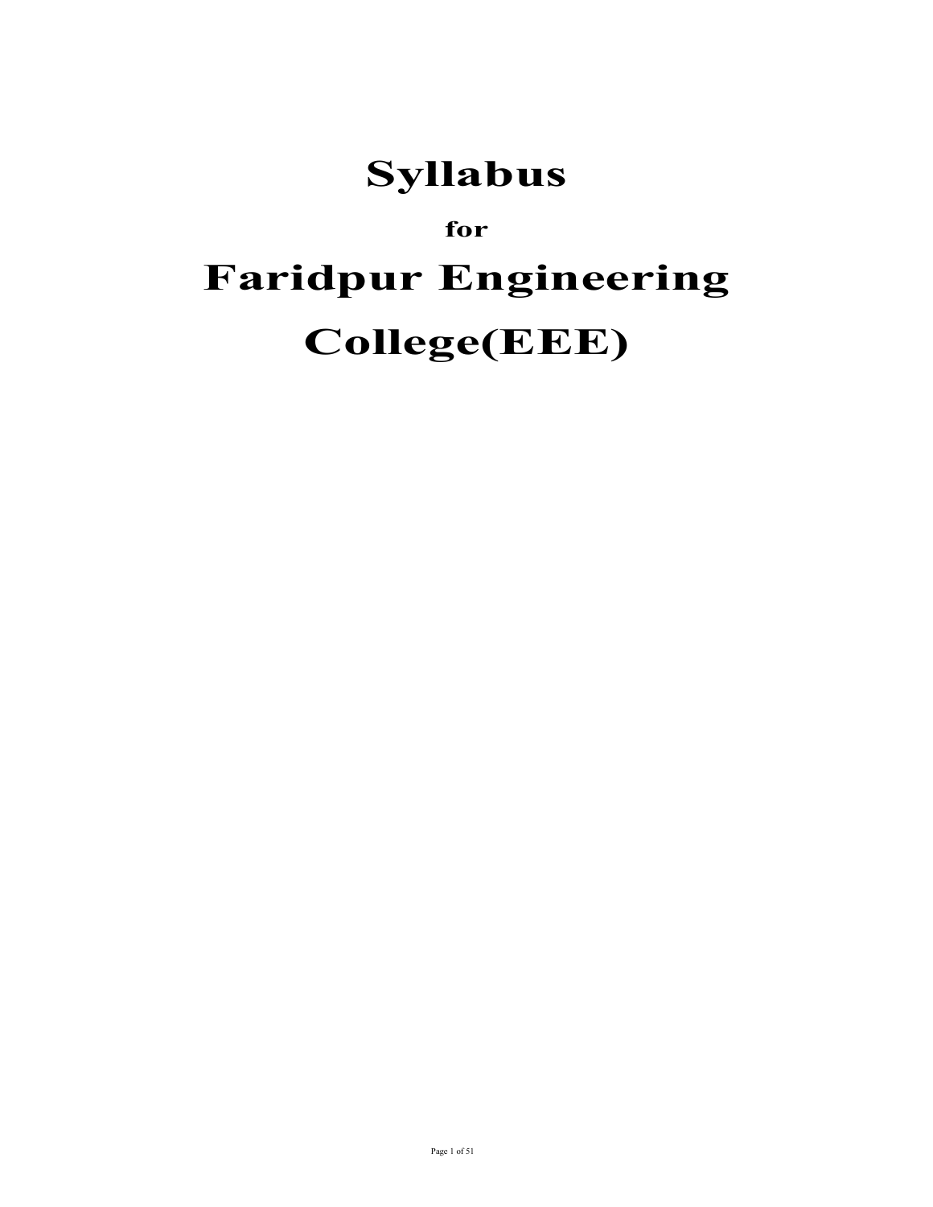# Syllabus

**for**

# Faridpur Engineering College(EEE)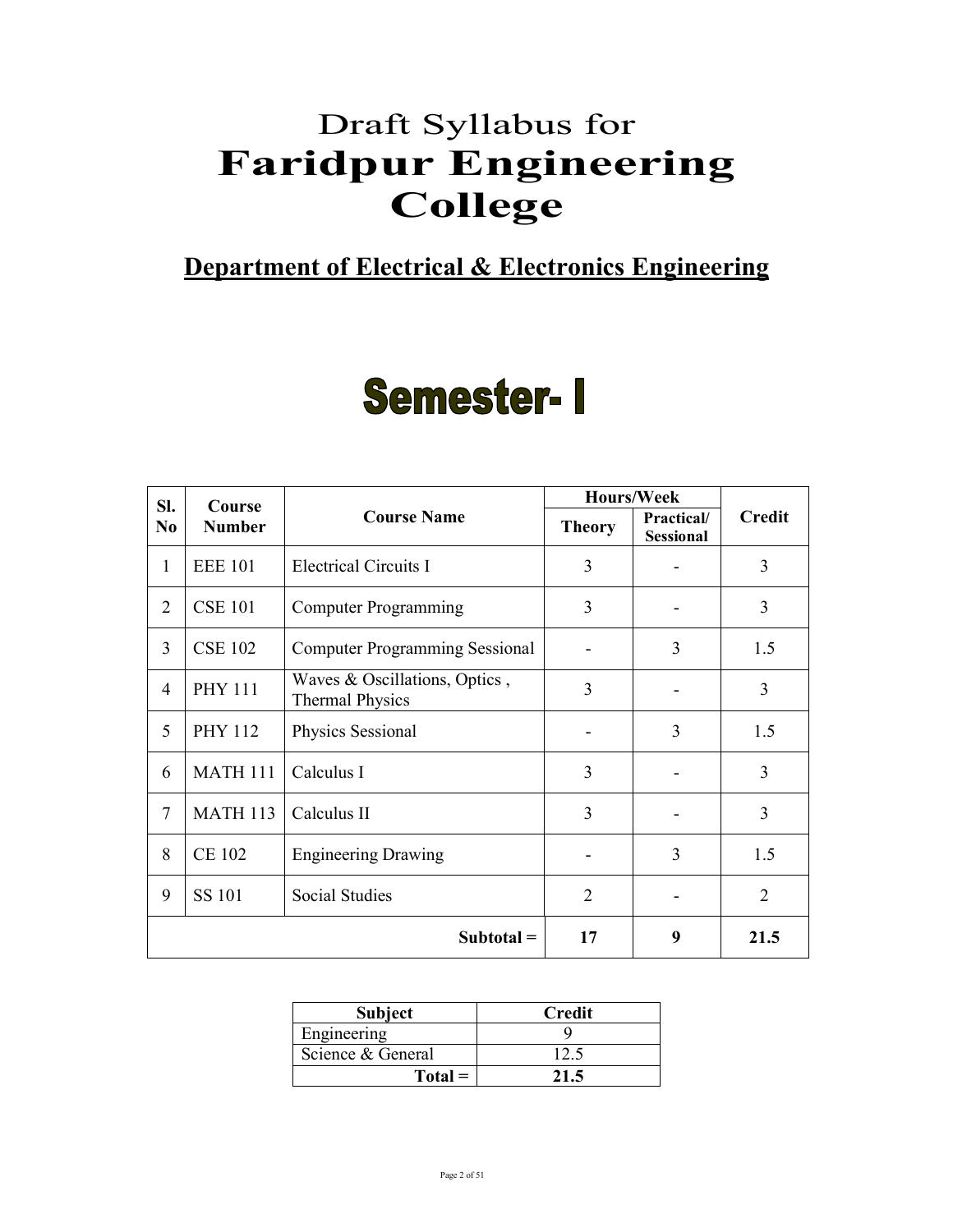# Draft Syllabus for
# Faridpur Engineering College

## Department of Electrical & Electronics Engineering

# Semester- I

| Sl. No | Course Number | Course Name | Hours/Week | | Credit |
|---|---|---|---|---|---|
| | | | Theory | Practical/ Sessional | |
| 1 | EEE 101 | Electrical Circuits I | 3 | - | 3 |
| 2 | CSE 101 | Computer Programming | 3 | - | 3 |
| 3 | CSE 102 | Computer Programming Sessional | - | 3 | 1.5 |
| 4 | PHY 111 | Waves & Oscillations, Optics , Thermal Physics | 3 | - | 3 |
| 5 | PHY 112 | Physics Sessional | - | 3 | 1.5 |
| 6 | MATH 111 | Calculus I | 3 | - | 3 |
| 7 | MATH 113 | Calculus II | 3 | - | 3 |
| 8 | CE 102 | Engineering Drawing | - | 3 | 1.5 |
| 9 | SS 101 | Social Studies | 2 | - | 2 |
| | | **Subtotal =** | **17** | **9** | **21.5** |

| Subject | Credit |
|---|---|
| Engineering | 9 |
| Science & General | 12.5 |
| **Total =** | **21.5** |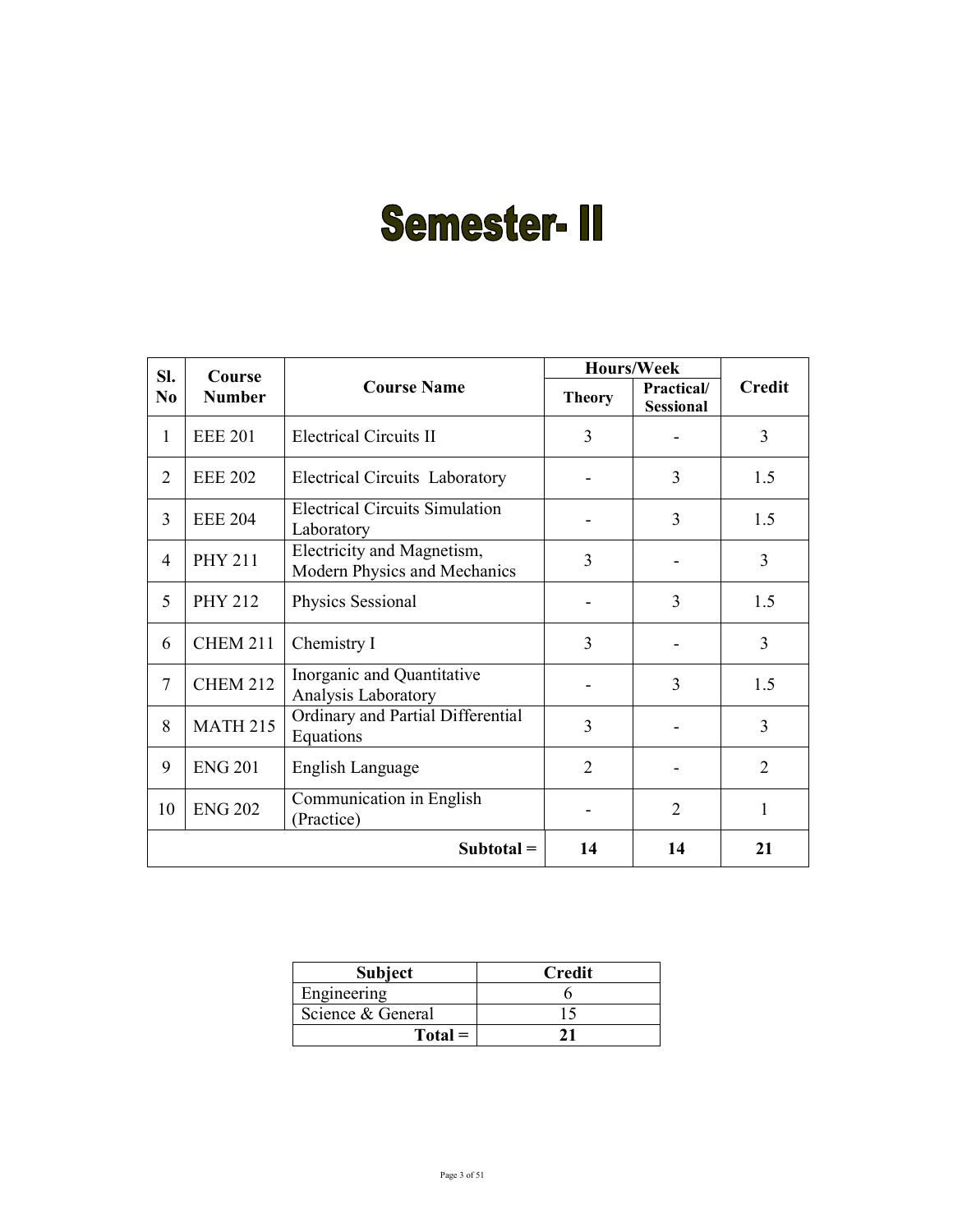# Semester- II

| Sl. No | Course Number | Course Name | Hours/Week | | Credit |
|---|---|---|---|---|---|
| | | | Theory | Practical/ Sessional | |
| 1 | EEE 201 | Electrical Circuits II | 3 | - | 3 |
| 2 | EEE 202 | Electrical Circuits Laboratory | - | 3 | 1.5 |
| 3 | EEE 204 | Electrical Circuits Simulation Laboratory | - | 3 | 1.5 |
| 4 | PHY 211 | Electricity and Magnetism, Modern Physics and Mechanics | 3 | - | 3 |
| 5 | PHY 212 | Physics Sessional | - | 3 | 1.5 |
| 6 | CHEM 211 | Chemistry I | 3 | - | 3 |
| 7 | CHEM 212 | Inorganic and Quantitative Analysis Laboratory | - | 3 | 1.5 |
| 8 | MATH 215 | Ordinary and Partial Differential Equations | 3 | - | 3 |
| 9 | ENG 201 | English Language | 2 | - | 2 |
| 10 | ENG 202 | Communication in English (Practice) | - | 2 | 1 |
| | | **Subtotal =** | **14** | **14** | **21** |

| Subject | Credit |
|---|---|
| Engineering | 6 |
| Science & General | 15 |
| **Total =** | **21** |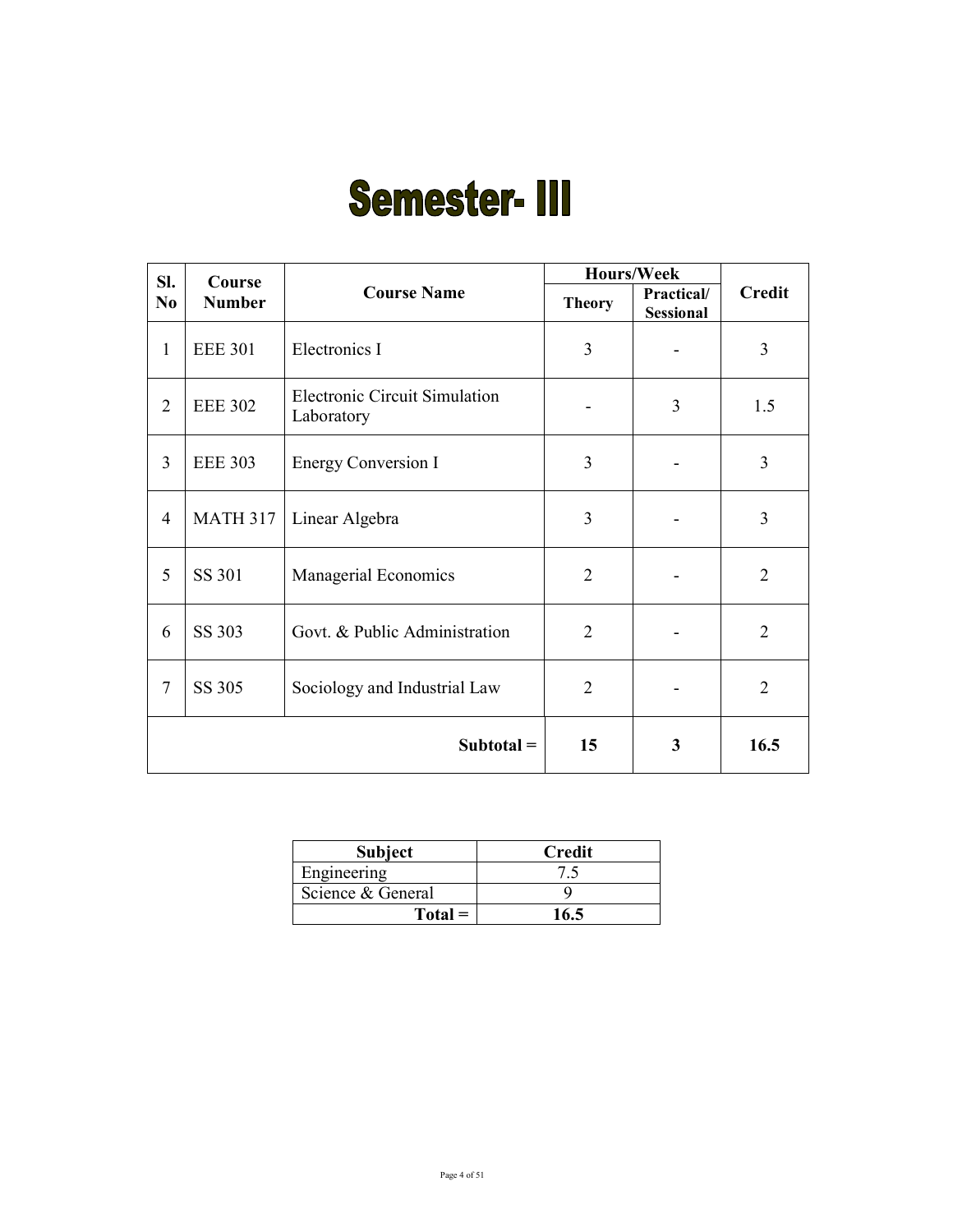# Semester- III

| Sl. No | Course Number | Course Name | Hours/Week | | Credit |
|---|---|---|---|---|---|
| | | | Theory | Practical/ Sessional | |
| 1 | EEE 301 | Electronics I | 3 | - | 3 |
| 2 | EEE 302 | Electronic Circuit Simulation Laboratory | - | 3 | 1.5 |
| 3 | EEE 303 | Energy Conversion I | 3 | - | 3 |
| 4 | MATH 317 | Linear Algebra | 3 | - | 3 |
| 5 | SS 301 | Managerial Economics | 2 | - | 2 |
| 6 | SS 303 | Govt. & Public Administration | 2 | - | 2 |
| 7 | SS 305 | Sociology and Industrial Law | 2 | - | 2 |
| | | **Subtotal =** | **15** | **3** | **16.5** |

| Subject | Credit |
|---|---|
| Engineering | 7.5 |
| Science & General | 9 |
| **Total =** | **16.5** |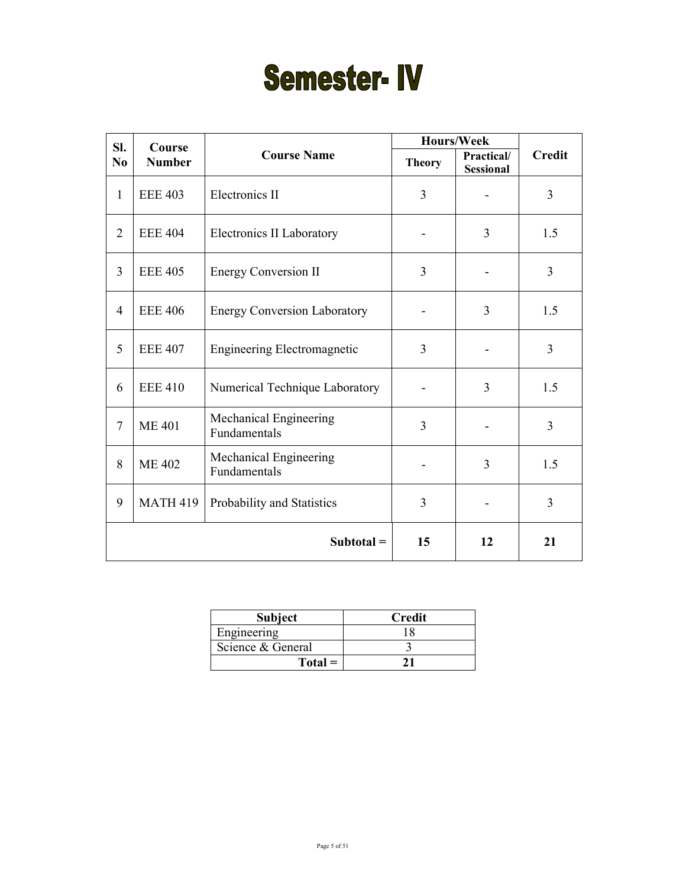# Semester- IV

| Sl. No | Course Number | Course Name | Hours/Week | | Credit |
|---|---|---|---|---|---|
| | | | Theory | Practical/ Sessional | |
| 1 | EEE 403 | Electronics II | 3 | - | 3 |
| 2 | EEE 404 | Electronics II Laboratory | - | 3 | 1.5 |
| 3 | EEE 405 | Energy Conversion II | 3 | - | 3 |
| 4 | EEE 406 | Energy Conversion Laboratory | - | 3 | 1.5 |
| 5 | EEE 407 | Engineering Electromagnetic | 3 | - | 3 |
| 6 | EEE 410 | Numerical Technique Laboratory | - | 3 | 1.5 |
| 7 | ME 401 | Mechanical Engineering Fundamentals | 3 | - | 3 |
| 8 | ME 402 | Mechanical Engineering Fundamentals | - | 3 | 1.5 |
| 9 | MATH 419 | Probability and Statistics | 3 | - | 3 |
| | | **Subtotal =** | **15** | **12** | **21** |

| Subject | Credit |
|---|---|
| Engineering | 18 |
| Science & General | 3 |
| **Total =** | **21** |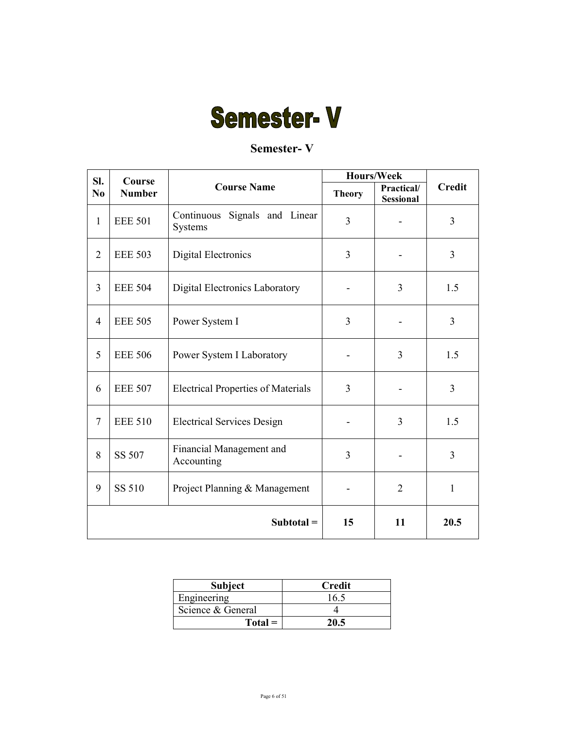# Semester- V

## Semester- V

| Sl. No | Course Number | Course Name | Hours/Week | | Credit |
|---|---|---|---|---|---|
| | | | Theory | Practical/ Sessional | |
| 1 | EEE 501 | Continuous Signals and Linear Systems | 3 | - | 3 |
| 2 | EEE 503 | Digital Electronics | 3 | - | 3 |
| 3 | EEE 504 | Digital Electronics Laboratory | - | 3 | 1.5 |
| 4 | EEE 505 | Power System I | 3 | - | 3 |
| 5 | EEE 506 | Power System I Laboratory | - | 3 | 1.5 |
| 6 | EEE 507 | Electrical Properties of Materials | 3 | - | 3 |
| 7 | EEE 510 | Electrical Services Design | - | 3 | 1.5 |
| 8 | SS 507 | Financial Management and Accounting | 3 | - | 3 |
| 9 | SS 510 | Project Planning & Management | - | 2 | 1 |
| | | **Subtotal =** | **15** | **11** | **20.5** |

| Subject | Credit |
|---|---|
| Engineering | 16.5 |
| Science & General | 4 |
| **Total =** | **20.5** |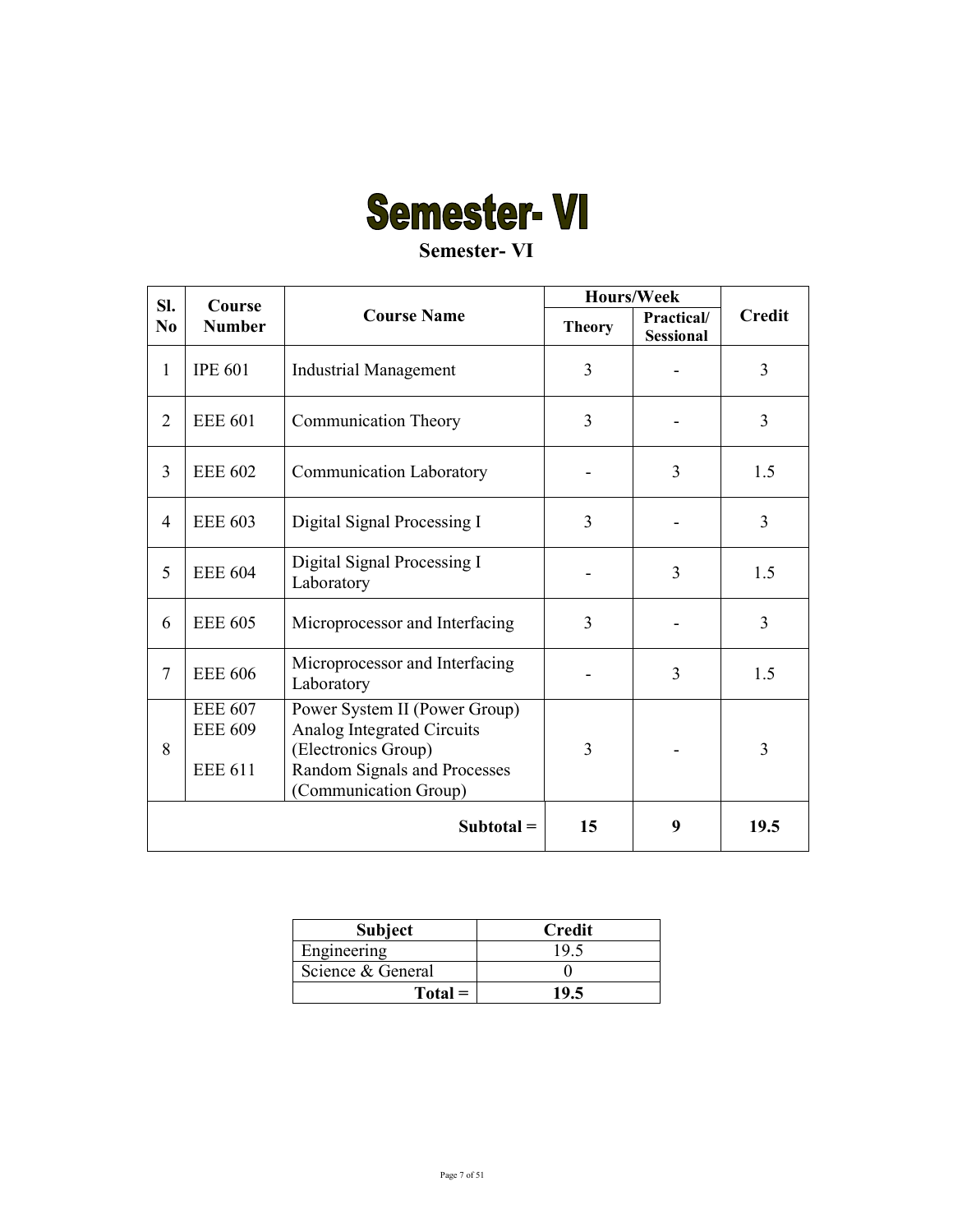# Semester- VI

## Semester- VI

| Sl. No | Course Number | Course Name | Hours/Week | | Credit |
|---|---|---|---|---|---|
| | | | Theory | Practical/ Sessional | |
| 1 | IPE 601 | Industrial Management | 3 | - | 3 |
| 2 | EEE 601 | Communication Theory | 3 | - | 3 |
| 3 | EEE 602 | Communication Laboratory | - | 3 | 1.5 |
| 4 | EEE 603 | Digital Signal Processing I | 3 | - | 3 |
| 5 | EEE 604 | Digital Signal Processing I Laboratory | - | 3 | 1.5 |
| 6 | EEE 605 | Microprocessor and Interfacing | 3 | - | 3 |
| 7 | EEE 606 | Microprocessor and Interfacing Laboratory | - | 3 | 1.5 |
| 8 | EEE 607<br>EEE 609<br>EEE 611 | Power System II (Power Group)<br>Analog Integrated Circuits (Electronics Group)<br>Random Signals and Processes (Communication Group) | 3 | - | 3 |
| | | **Subtotal =** | **15** | **9** | **19.5** |

| Subject | Credit |
|---|---|
| Engineering | 19.5 |
| Science & General | 0 |
| **Total =** | **19.5** |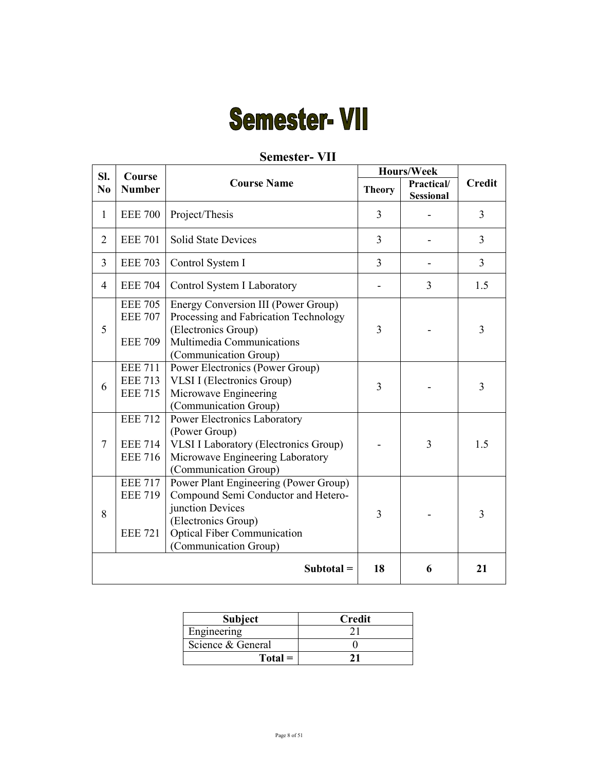# Semester- VII

## Semester- VII

| Sl. No | Course Number | Course Name | Hours/Week | | Credit |
|---|---|---|---|---|---|
| | | | Theory | Practical/ Sessional | |
| 1 | EEE 700 | Project/Thesis | 3 | - | 3 |
| 2 | EEE 701 | Solid State Devices | 3 | - | 3 |
| 3 | EEE 703 | Control System I | 3 | - | 3 |
| 4 | EEE 704 | Control System I Laboratory | - | 3 | 1.5 |
| 5 | EEE 705<br>EEE 707<br><br>EEE 709 | Energy Conversion III (Power Group)<br>Processing and Fabrication Technology (Electronics Group)<br>Multimedia Communications (Communication Group) | 3 | - | 3 |
| 6 | EEE 711<br>EEE 713<br>EEE 715 | Power Electronics (Power Group)<br>VLSI I (Electronics Group)<br>Microwave Engineering (Communication Group) | 3 | - | 3 |
| 7 | EEE 712<br><br>EEE 714<br>EEE 716 | Power Electronics Laboratory (Power Group)<br>VLSI I Laboratory (Electronics Group)<br>Microwave Engineering Laboratory (Communication Group) | - | 3 | 1.5 |
| 8 | EEE 717<br>EEE 719<br><br><br>EEE 721 | Power Plant Engineering (Power Group)<br>Compound Semi Conductor and Hetero-junction Devices (Electronics Group)<br>Optical Fiber Communication (Communication Group) | 3 | - | 3 |
| | | **Subtotal =** | **18** | **6** | **21** |

| Subject | Credit |
|---|---|
| Engineering | 21 |
| Science & General | 0 |
| **Total =** | **21** |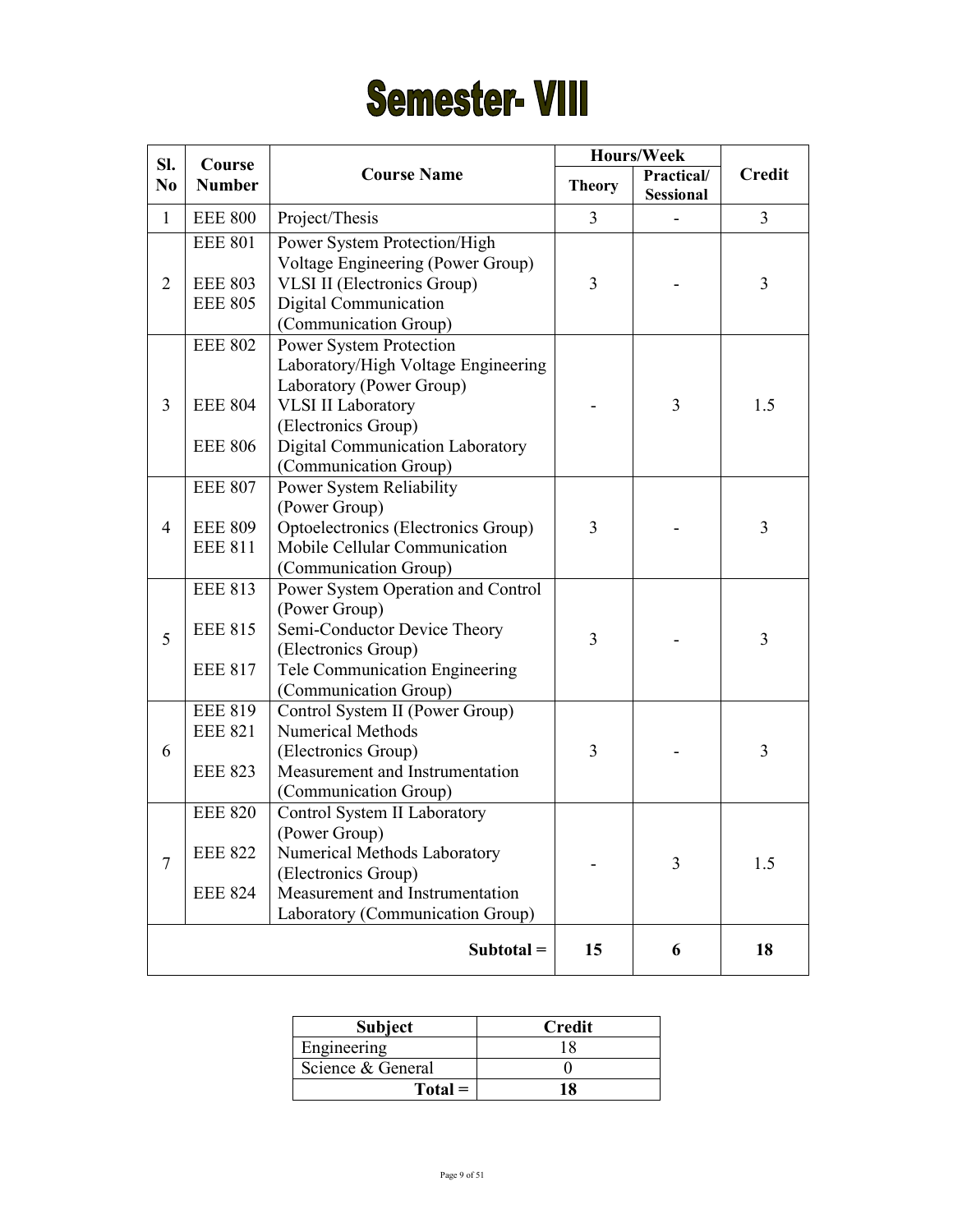# Semester- VIII

| Sl. No | Course Number | Course Name | Hours/Week | | Credit |
|---|---|---|---|---|---|
| | | | Theory | Practical/ Sessional | |
| 1 | EEE 800 | Project/Thesis | 3 | - | 3 |
| 2 | EEE 801<br>EEE 803<br>EEE 805 | Power System Protection/High Voltage Engineering (Power Group)<br>VLSI II (Electronics Group)<br>Digital Communication (Communication Group) | 3 | - | 3 |
| 3 | EEE 802<br>EEE 804<br>EEE 806 | Power System Protection Laboratory/High Voltage Engineering Laboratory (Power Group)<br>VLSI II Laboratory (Electronics Group)<br>Digital Communication Laboratory (Communication Group) | - | 3 | 1.5 |
| 4 | EEE 807<br>EEE 809<br>EEE 811 | Power System Reliability (Power Group)<br>Optoelectronics (Electronics Group)<br>Mobile Cellular Communication (Communication Group) | 3 | - | 3 |
| 5 | EEE 813<br>EEE 815<br>EEE 817 | Power System Operation and Control (Power Group)<br>Semi-Conductor Device Theory (Electronics Group)<br>Tele Communication Engineering (Communication Group) | 3 | - | 3 |
| 6 | EEE 819<br>EEE 821<br>EEE 823 | Control System II (Power Group)<br>Numerical Methods (Electronics Group)<br>Measurement and Instrumentation (Communication Group) | 3 | - | 3 |
| 7 | EEE 820<br>EEE 822<br>EEE 824 | Control System II Laboratory (Power Group)<br>Numerical Methods Laboratory (Electronics Group)<br>Measurement and Instrumentation Laboratory (Communication Group) | - | 3 | 1.5 |
| | | **Subtotal =** | **15** | **6** | **18** |

| Subject | Credit |
|---|---|
| Engineering | 18 |
| Science & General | 0 |
| **Total =** | **18** |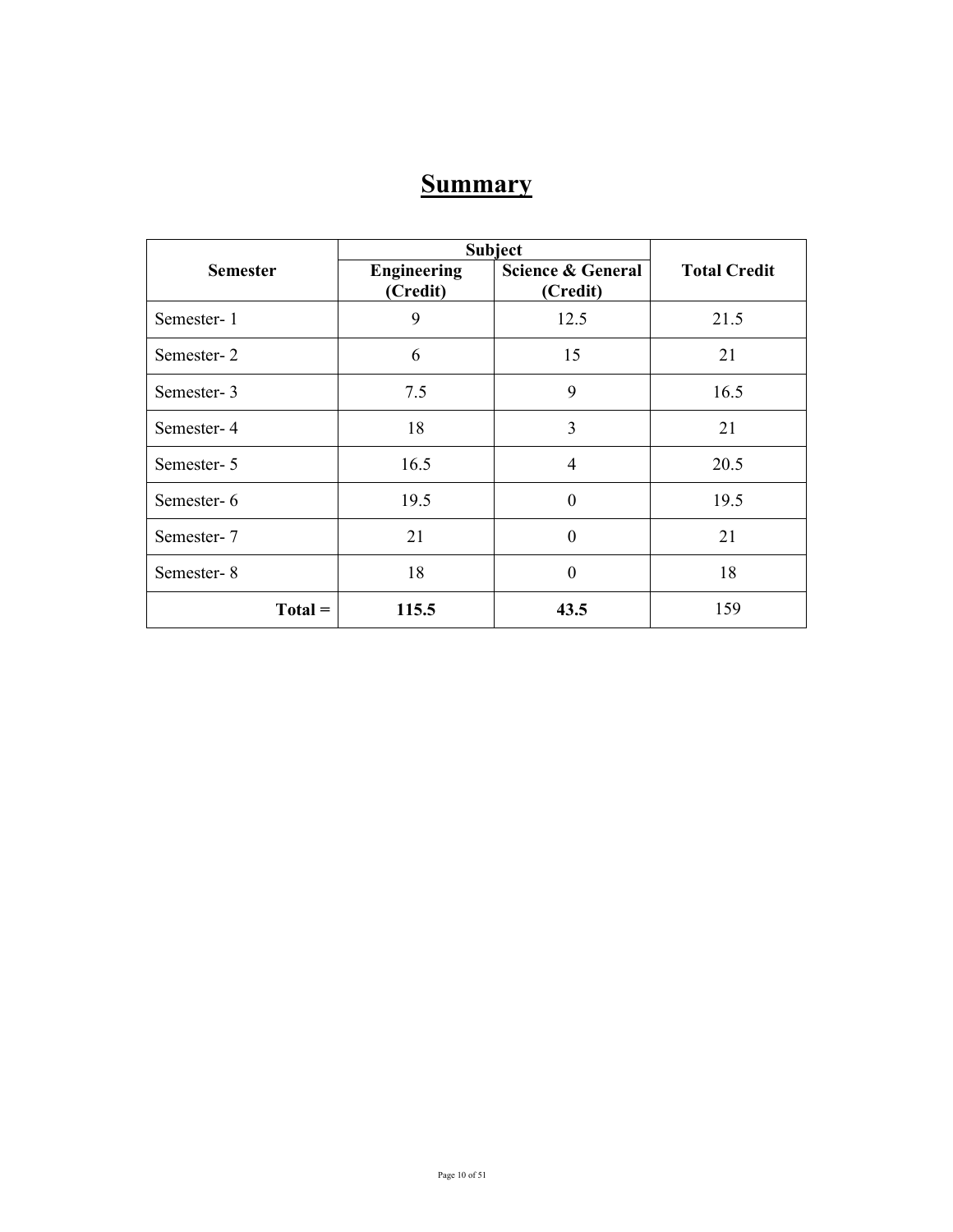# Summary

| Semester | Subject | | Total Credit |
|---|---|---|---|
| | Engineering (Credit) | Science & General (Credit) | |
| Semester- 1 | 9 | 12.5 | 21.5 |
| Semester- 2 | 6 | 15 | 21 |
| Semester- 3 | 7.5 | 9 | 16.5 |
| Semester- 4 | 18 | 3 | 21 |
| Semester- 5 | 16.5 | 4 | 20.5 |
| Semester- 6 | 19.5 | 0 | 19.5 |
| Semester- 7 | 21 | 0 | 21 |
| Semester- 8 | 18 | 0 | 18 |
| **Total =** | **115.5** | **43.5** | 159 |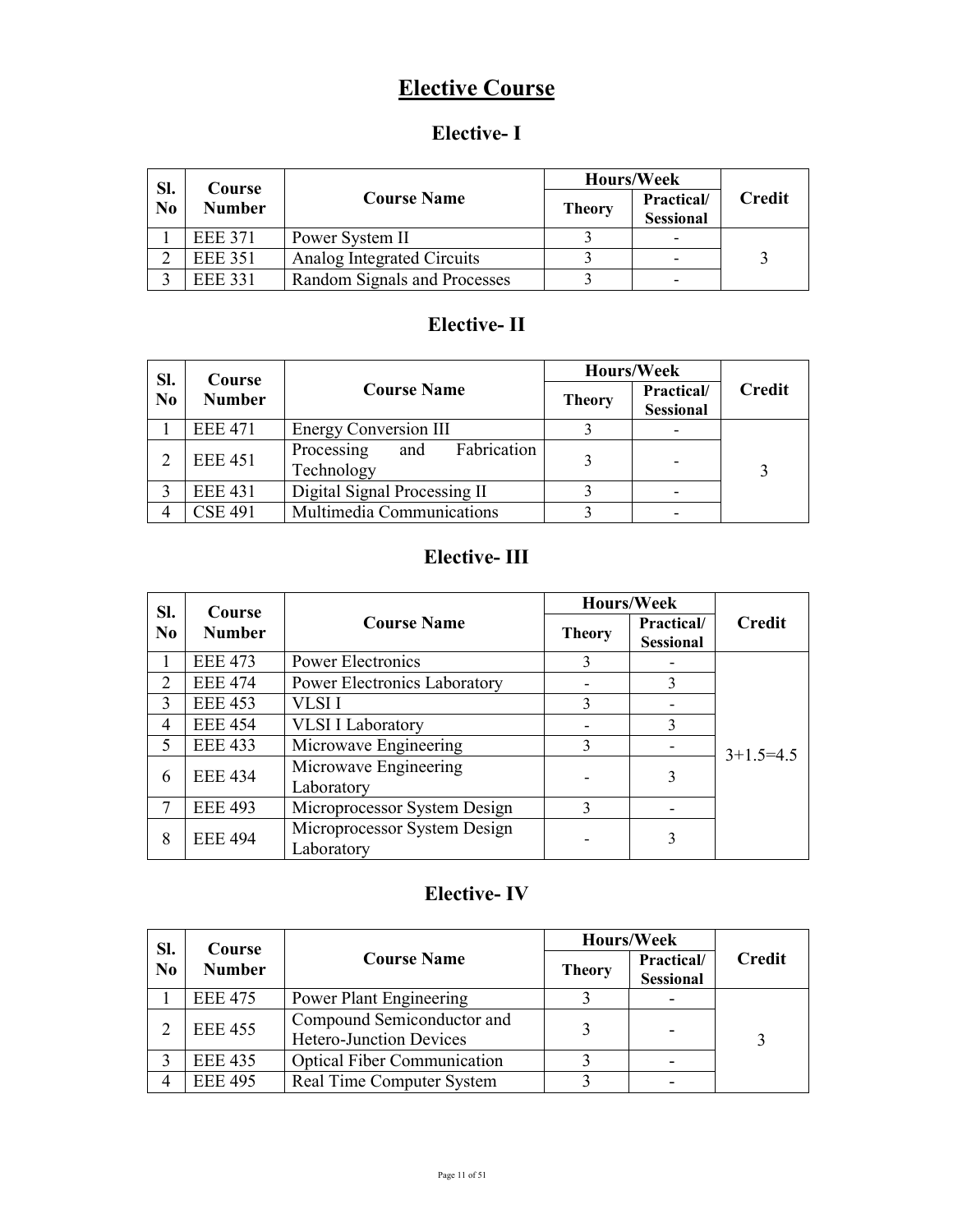# Elective Course

## Elective- I

| Sl. No | Course Number | Course Name | Hours/Week | | Credit |
|---|---|---|---|---|---|
| | | | Theory | Practical/ Sessional | |
| 1 | EEE 371 | Power System II | 3 | - | 3 |
| 2 | EEE 351 | Analog Integrated Circuits | 3 | - | |
| 3 | EEE 331 | Random Signals and Processes | 3 | - | |

## Elective- II

| Sl. No | Course Number | Course Name | Hours/Week | | Credit |
|---|---|---|---|---|---|
| | | | Theory | Practical/ Sessional | |
| 1 | EEE 471 | Energy Conversion III | 3 | - | 3 |
| 2 | EEE 451 | Processing and Fabrication Technology | 3 | - | |
| 3 | EEE 431 | Digital Signal Processing II | 3 | - | |
| 4 | CSE 491 | Multimedia Communications | 3 | - | |

## Elective- III

| Sl. No | Course Number | Course Name | Hours/Week | | Credit |
|---|---|---|---|---|---|
| | | | Theory | Practical/ Sessional | |
| 1 | EEE 473 | Power Electronics | 3 | - | 3+1.5=4.5 |
| 2 | EEE 474 | Power Electronics Laboratory | - | 3 | |
| 3 | EEE 453 | VLSI I | 3 | - | |
| 4 | EEE 454 | VLSI I Laboratory | - | 3 | |
| 5 | EEE 433 | Microwave Engineering | 3 | - | |
| 6 | EEE 434 | Microwave Engineering Laboratory | - | 3 | |
| 7 | EEE 493 | Microprocessor System Design | 3 | - | |
| 8 | EEE 494 | Microprocessor System Design Laboratory | - | 3 | |

## Elective- IV

| Sl. No | Course Number | Course Name | Hours/Week | | Credit |
|---|---|---|---|---|---|
| | | | Theory | Practical/ Sessional | |
| 1 | EEE 475 | Power Plant Engineering | 3 | - | 3 |
| 2 | EEE 455 | Compound Semiconductor and Hetero-Junction Devices | 3 | - | |
| 3 | EEE 435 | Optical Fiber Communication | 3 | - | |
| 4 | EEE 495 | Real Time Computer System | 3 | - | |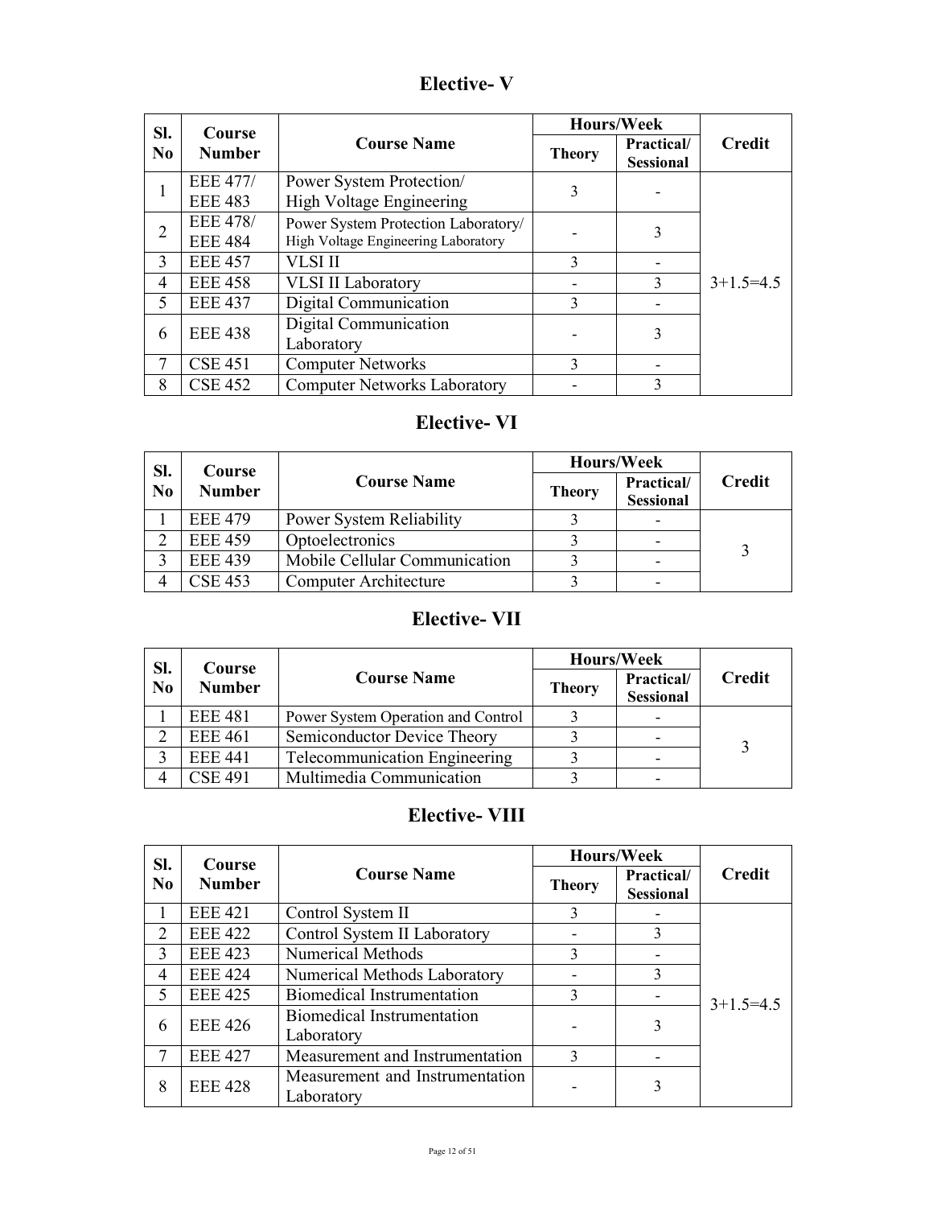## Elective- V

| Sl. No | Course Number | Course Name | Hours/Week | | Credit |
|---|---|---|---|---|---|
| | | | Theory | Practical/ Sessional | |
| 1 | EEE 477/ EEE 483 | Power System Protection/ High Voltage Engineering | 3 | - | 3+1.5=4.5 |
| 2 | EEE 478/ EEE 484 | Power System Protection Laboratory/ High Voltage Engineering Laboratory | - | 3 | |
| 3 | EEE 457 | VLSI II | 3 | - | |
| 4 | EEE 458 | VLSI II Laboratory | - | 3 | |
| 5 | EEE 437 | Digital Communication | 3 | - | |
| 6 | EEE 438 | Digital Communication Laboratory | - | 3 | |
| 7 | CSE 451 | Computer Networks | 3 | - | |
| 8 | CSE 452 | Computer Networks Laboratory | - | 3 | |

## Elective- VI

| Sl. No | Course Number | Course Name | Hours/Week | | Credit |
|---|---|---|---|---|---|
| | | | Theory | Practical/ Sessional | |
| 1 | EEE 479 | Power System Reliability | 3 | - | 3 |
| 2 | EEE 459 | Optoelectronics | 3 | - | |
| 3 | EEE 439 | Mobile Cellular Communication | 3 | - | |
| 4 | CSE 453 | Computer Architecture | 3 | - | |

## Elective- VII

| Sl. No | Course Number | Course Name | Hours/Week | | Credit |
|---|---|---|---|---|---|
| | | | Theory | Practical/ Sessional | |
| 1 | EEE 481 | Power System Operation and Control | 3 | - | 3 |
| 2 | EEE 461 | Semiconductor Device Theory | 3 | - | |
| 3 | EEE 441 | Telecommunication Engineering | 3 | - | |
| 4 | CSE 491 | Multimedia Communication | 3 | - | |

## Elective- VIII

| Sl. No | Course Number | Course Name | Hours/Week | | Credit |
|---|---|---|---|---|---|
| | | | Theory | Practical/ Sessional | |
| 1 | EEE 421 | Control System II | 3 | - | 3+1.5=4.5 |
| 2 | EEE 422 | Control System II Laboratory | - | 3 | |
| 3 | EEE 423 | Numerical Methods | 3 | - | |
| 4 | EEE 424 | Numerical Methods Laboratory | - | 3 | |
| 5 | EEE 425 | Biomedical Instrumentation | 3 | - | |
| 6 | EEE 426 | Biomedical Instrumentation Laboratory | - | 3 | |
| 7 | EEE 427 | Measurement and Instrumentation | 3 | - | |
| 8 | EEE 428 | Measurement and Instrumentation Laboratory | - | 3 | |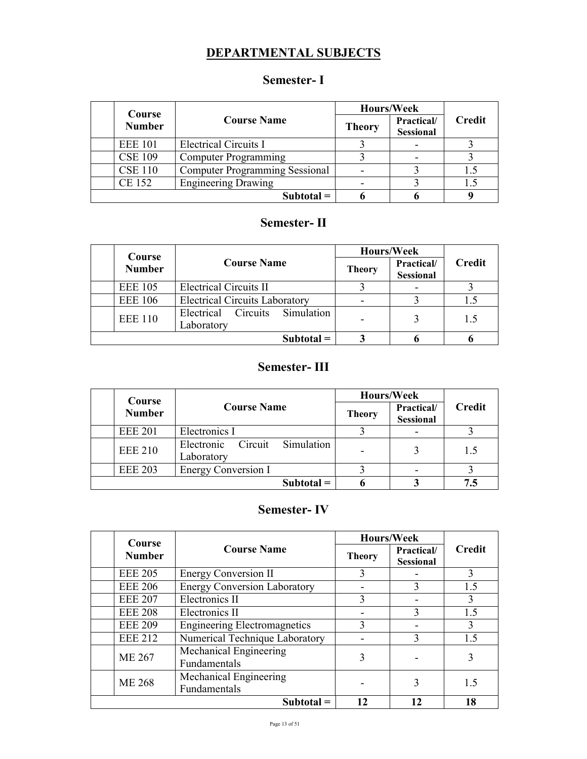# DEPARTMENTAL SUBJECTS

## Semester- I

| Course Number | Course Name | Hours/Week | | Credit |
|---|---|---|---|---|
| | | Theory | Practical/ Sessional | |
| EEE 101 | Electrical Circuits I | 3 | - | 3 |
| CSE 109 | Computer Programming | 3 | - | 3 |
| CSE 110 | Computer Programming Sessional | - | 3 | 1.5 |
| CE 152 | Engineering Drawing | - | 3 | 1.5 |
| | **Subtotal =** | **6** | **6** | **9** |

## Semester- II

| Course Number | Course Name | Hours/Week | | Credit |
|---|---|---|---|---|
| | | Theory | Practical/ Sessional | |
| EEE 105 | Electrical Circuits II | 3 | - | 3 |
| EEE 106 | Electrical Circuits Laboratory | - | 3 | 1.5 |
| EEE 110 | Electrical Circuits Simulation Laboratory | - | 3 | 1.5 |
| | **Subtotal =** | **3** | **6** | **6** |

## Semester- III

| Course Number | Course Name | Hours/Week | | Credit |
|---|---|---|---|---|
| | | Theory | Practical/ Sessional | |
| EEE 201 | Electronics I | 3 | - | 3 |
| EEE 210 | Electronic Circuit Simulation Laboratory | - | 3 | 1.5 |
| EEE 203 | Energy Conversion I | 3 | - | 3 |
| | **Subtotal =** | **6** | **3** | **7.5** |

## Semester- IV

| Course Number | Course Name | Hours/Week | | Credit |
|---|---|---|---|---|
| | | Theory | Practical/ Sessional | |
| EEE 205 | Energy Conversion II | 3 | - | 3 |
| EEE 206 | Energy Conversion Laboratory | - | 3 | 1.5 |
| EEE 207 | Electronics II | 3 | - | 3 |
| EEE 208 | Electronics II | - | 3 | 1.5 |
| EEE 209 | Engineering Electromagnetics | 3 | - | 3 |
| EEE 212 | Numerical Technique Laboratory | - | 3 | 1.5 |
| ME 267 | Mechanical Engineering Fundamentals | 3 | - | 3 |
| ME 268 | Mechanical Engineering Fundamentals | - | 3 | 1.5 |
| | **Subtotal =** | **12** | **12** | **18** |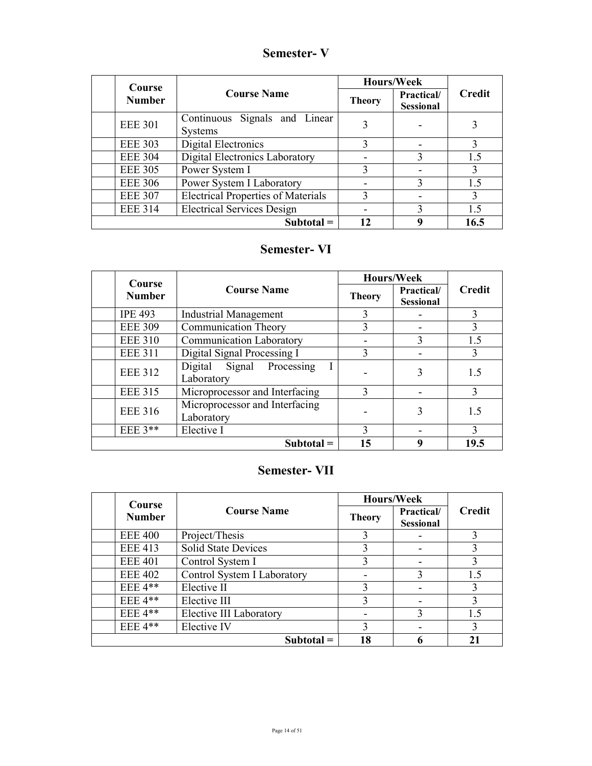## Semester- V

| Course Number | Course Name | Hours/Week | | Credit |
|---|---|---|---|---|
| | | Theory | Practical/ Sessional | |
| EEE 301 | Continuous Signals and Linear Systems | 3 | - | 3 |
| EEE 303 | Digital Electronics | 3 | - | 3 |
| EEE 304 | Digital Electronics Laboratory | - | 3 | 1.5 |
| EEE 305 | Power System I | 3 | - | 3 |
| EEE 306 | Power System I Laboratory | - | 3 | 1.5 |
| EEE 307 | Electrical Properties of Materials | 3 | - | 3 |
| EEE 314 | Electrical Services Design | - | 3 | 1.5 |
| | **Subtotal =** | **12** | **9** | **16.5** |

## Semester- VI

| Course Number | Course Name | Hours/Week | | Credit |
|---|---|---|---|---|
| | | Theory | Practical/ Sessional | |
| IPE 493 | Industrial Management | 3 | - | 3 |
| EEE 309 | Communication Theory | 3 | - | 3 |
| EEE 310 | Communication Laboratory | - | 3 | 1.5 |
| EEE 311 | Digital Signal Processing I | 3 | - | 3 |
| EEE 312 | Digital Signal Processing I Laboratory | - | 3 | 1.5 |
| EEE 315 | Microprocessor and Interfacing | 3 | - | 3 |
| EEE 316 | Microprocessor and Interfacing Laboratory | - | 3 | 1.5 |
| EEE 3** | Elective I | 3 | - | 3 |
| | **Subtotal =** | **15** | **9** | **19.5** |

## Semester- VII

| Course Number | Course Name | Hours/Week | | Credit |
|---|---|---|---|---|
| | | Theory | Practical/ Sessional | |
| EEE 400 | Project/Thesis | 3 | - | 3 |
| EEE 413 | Solid State Devices | 3 | - | 3 |
| EEE 401 | Control System I | 3 | - | 3 |
| EEE 402 | Control System I Laboratory | - | 3 | 1.5 |
| EEE 4** | Elective II | 3 | - | 3 |
| EEE 4** | Elective III | 3 | - | 3 |
| EEE 4** | Elective III Laboratory | - | 3 | 1.5 |
| EEE 4** | Elective IV | 3 | - | 3 |
| | **Subtotal =** | **18** | **6** | **21** |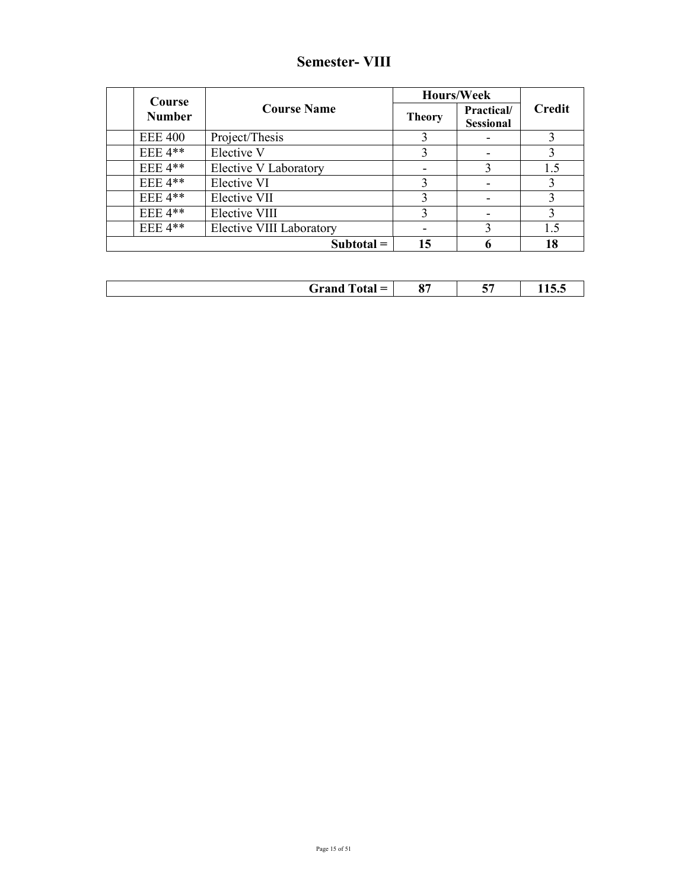## Semester- VIII

| | Course Number | Course Name | Hours/Week | | Credit |
|---|---|---|---|---|---|
| | | | Theory | Practical/ Sessional | |
| | EEE 400 | Project/Thesis | 3 | - | 3 |
| | EEE 4** | Elective V | 3 | - | 3 |
| | EEE 4** | Elective V Laboratory | - | 3 | 1.5 |
| | EEE 4** | Elective VI | 3 | - | 3 |
| | EEE 4** | Elective VII | 3 | - | 3 |
| | EEE 4** | Elective VIII | 3 | - | 3 |
| | EEE 4** | Elective VIII Laboratory | - | 3 | 1.5 |
| | | **Subtotal =** | **15** | **6** | **18** |

| | | | |
|---|---|---|---|
| **Grand Total =** | **87** | **57** | **115.5** |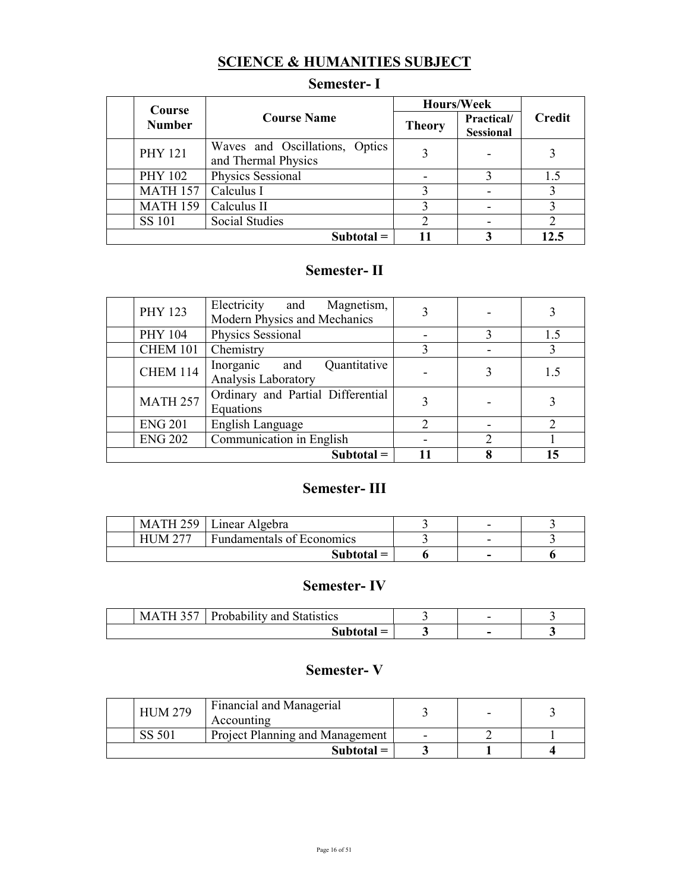## SCIENCE & HUMANITIES SUBJECT

### Semester- I

| Course Number | Course Name | Hours/Week | | Credit |
|---|---|---|---|---|
| | | Theory | Practical/ Sessional | |
| PHY 121 | Waves and Oscillations, Optics and Thermal Physics | 3 | - | 3 |
| PHY 102 | Physics Sessional | - | 3 | 1.5 |
| MATH 157 | Calculus I | 3 | - | 3 |
| MATH 159 | Calculus II | 3 | - | 3 |
| SS 101 | Social Studies | 2 | - | 2 |
| | **Subtotal =** | **11** | **3** | **12.5** |

### Semester- II

| Course Number | Course Name | Theory | Practical/ Sessional | Credit |
|---|---|---|---|---|
| PHY 123 | Electricity and Magnetism, Modern Physics and Mechanics | 3 | - | 3 |
| PHY 104 | Physics Sessional | - | 3 | 1.5 |
| CHEM 101 | Chemistry | 3 | - | 3 |
| CHEM 114 | Inorganic and Quantitative Analysis Laboratory | - | 3 | 1.5 |
| MATH 257 | Ordinary and Partial Differential Equations | 3 | - | 3 |
| ENG 201 | English Language | 2 | - | 2 |
| ENG 202 | Communication in English | - | 2 | 1 |
| | **Subtotal =** | **11** | **8** | **15** |

### Semester- III

| Course Number | Course Name | Theory | Practical/ Sessional | Credit |
|---|---|---|---|---|
| MATH 259 | Linear Algebra | 3 | - | 3 |
| HUM 277 | Fundamentals of Economics | 3 | - | 3 |
| | **Subtotal =** | **6** | **-** | **6** |

### Semester- IV

| Course Number | Course Name | Theory | Practical/ Sessional | Credit |
|---|---|---|---|---|
| MATH 357 | Probability and Statistics | 3 | - | 3 |
| | **Subtotal =** | **3** | **-** | **3** |

### Semester- V

| Course Number | Course Name | Theory | Practical/ Sessional | Credit |
|---|---|---|---|---|
| HUM 279 | Financial and Managerial Accounting | 3 | - | 3 |
| SS 501 | Project Planning and Management | - | 2 | 1 |
| | **Subtotal =** | **3** | **1** | **4** |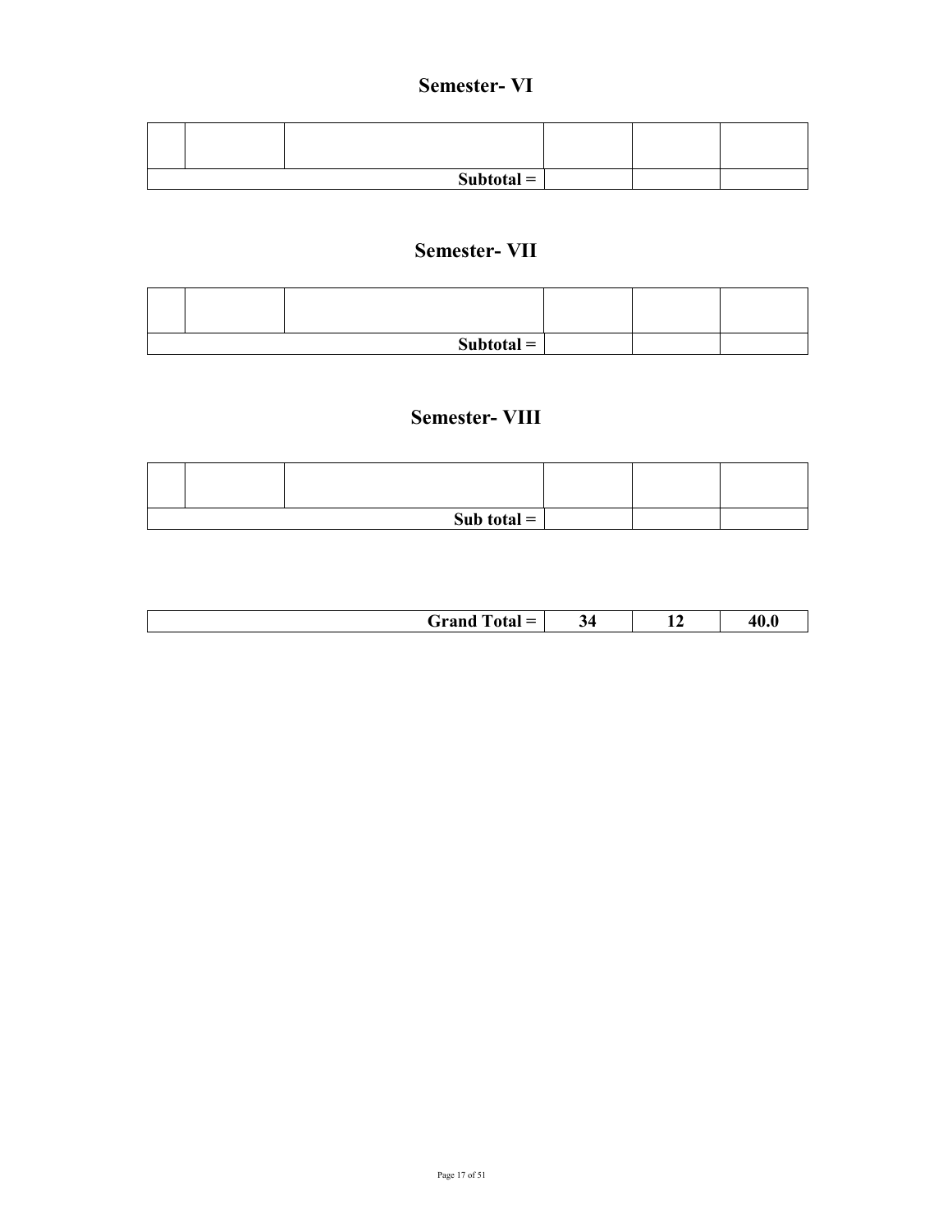## Semester- VI

| | | | | | |
|---|---|---|---|---|---|
| | | | | | |
| | | **Subtotal =** | | | |

## Semester- VII

| | | | | | |
|---|---|---|---|---|---|
| | | | | | |
| | | **Subtotal =** | | | |

## Semester- VIII

| | | | | | |
|---|---|---|---|---|---|
| | | | | | |
| | | **Sub total =** | | | |

| | | | |
|---|---|---|---|
| **Grand Total =** | **34** | **12** | **40.0** |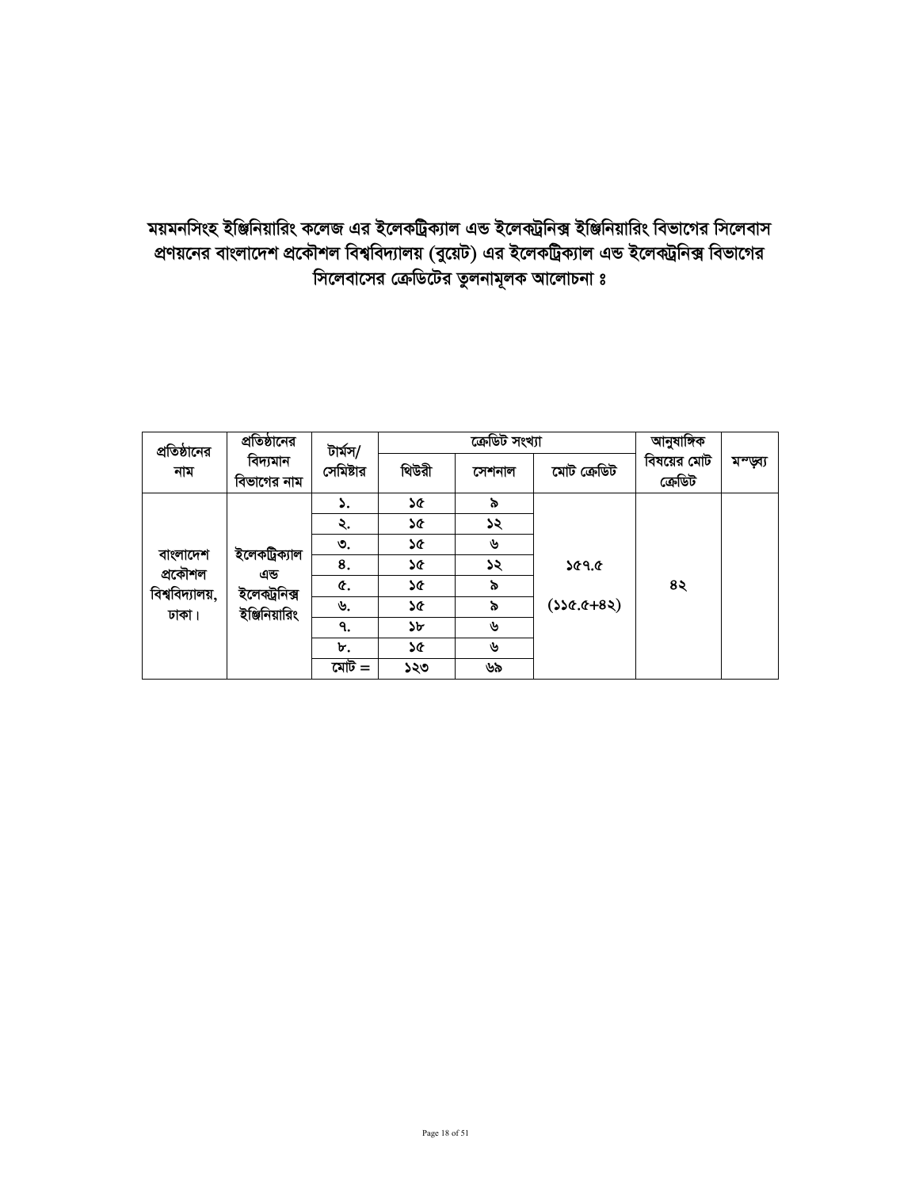**ময়মনসিংহ ইঞ্জিনিয়ারিং কলেজ এর ইলেকট্রিক্যাল এন্ড ইলেকট্রনিক্স ইঞ্জিনিয়ারিং বিভাগের সিলেবাস প্রণয়নের বাংলাদেশ প্রকৌশল বিশ্ববিদ্যালয় (বুয়েট) এর ইলেকট্রিক্যাল এন্ড ইলেকট্রনিক্স বিভাগের সিলেবাসের ক্রেডিটের তুলনামূলক আলোচনা ঃ**

| প্রতিষ্ঠানের নাম | প্রতিষ্ঠানের বিদ্যমান বিভাগের নাম | টার্মস/ সেমিষ্টার | ক্রেডিট সংখ্যা | | | আনুষাঙ্গিক বিষয়ের মোট ক্রেডিট | মন্তব্য |
|---|---|---|---|---|---|---|---|
| | | | থিউরী | সেশনাল | মোট ক্রেডিট | | |
| বাংলাদেশ প্রকৌশল বিশ্ববিদ্যালয়, ঢাকা। | ইলেকট্রিক্যাল এন্ড ইলেকট্রনিক্স ইঞ্জিনিয়ারিং | ১. | ১৫ | ৯ | ১৫৭.৫ (১১৫.৫+৪২) | ৪২ | |
| | | ২. | ১৫ | ১২ | | | |
| | | ৩. | ১৫ | ৬ | | | |
| | | ৪. | ১৫ | ১২ | | | |
| | | ৫. | ১৫ | ৯ | | | |
| | | ৬. | ১৫ | ৯ | | | |
| | | ৭. | ১৮ | ৬ | | | |
| | | ৮. | ১৫ | ৬ | | | |
| | | মোট = | ১২৩ | ৬৯ | | | |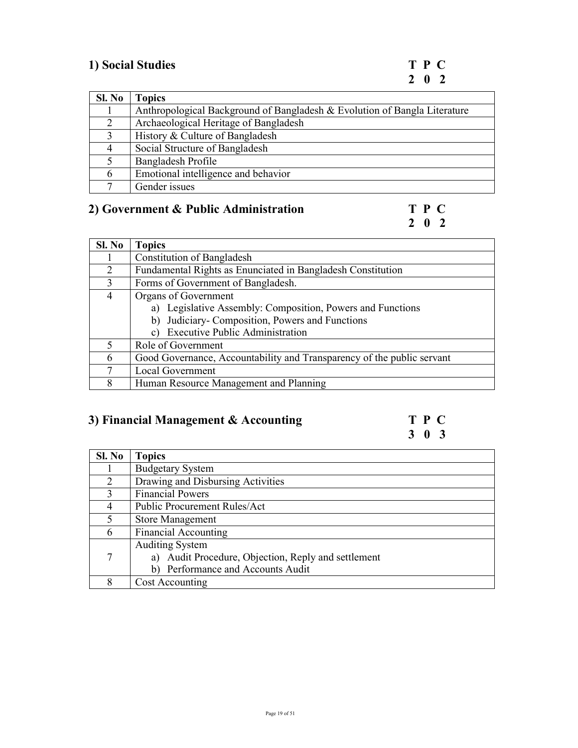## 1) Social Studies

| T | P | C |
|---|---|---|
| 2 | 0 | 2 |

| Sl. No | Topics |
|---|---|
| 1 | Anthropological Background of Bangladesh & Evolution of Bangla Literature |
| 2 | Archaeological Heritage of Bangladesh |
| 3 | History & Culture of Bangladesh |
| 4 | Social Structure of Bangladesh |
| 5 | Bangladesh Profile |
| 6 | Emotional intelligence and behavior |
| 7 | Gender issues |

## 2) Government & Public Administration

| T | P | C |
|---|---|---|
| 2 | 0 | 2 |

| Sl. No | Topics |
|---|---|
| 1 | Constitution of Bangladesh |
| 2 | Fundamental Rights as Enunciated in Bangladesh Constitution |
| 3 | Forms of Government of Bangladesh. |
| 4 | Organs of Government<br>a) Legislative Assembly: Composition, Powers and Functions<br>b) Judiciary- Composition, Powers and Functions<br>c) Executive Public Administration |
| 5 | Role of Government |
| 6 | Good Governance, Accountability and Transparency of the public servant |
| 7 | Local Government |
| 8 | Human Resource Management and Planning |

## 3) Financial Management & Accounting

| T | P | C |
|---|---|---|
| 3 | 0 | 3 |

| Sl. No | Topics |
|---|---|
| 1 | Budgetary System |
| 2 | Drawing and Disbursing Activities |
| 3 | Financial Powers |
| 4 | Public Procurement Rules/Act |
| 5 | Store Management |
| 6 | Financial Accounting |
| 7 | Auditing System<br>a) Audit Procedure, Objection, Reply and settlement<br>b) Performance and Accounts Audit |
| 8 | Cost Accounting |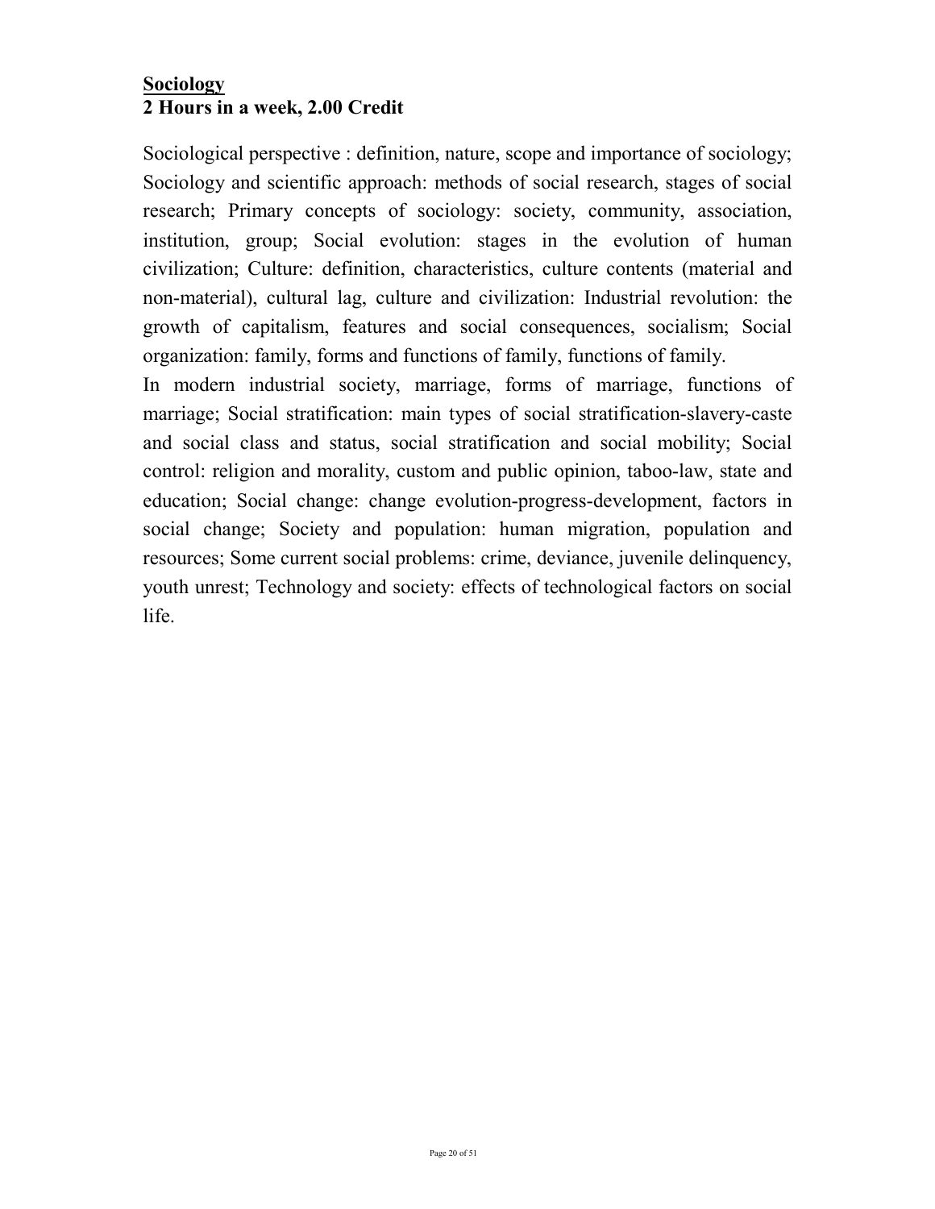**<u>Sociology</u>**
**2 Hours in a week, 2.00 Credit**

Sociological perspective : definition, nature, scope and importance of sociology; Sociology and scientific approach: methods of social research, stages of social research; Primary concepts of sociology: society, community, association, institution, group; Social evolution: stages in the evolution of human civilization; Culture: definition, characteristics, culture contents (material and non-material), cultural lag, culture and civilization: Industrial revolution: the growth of capitalism, features and social consequences, socialism; Social organization: family, forms and functions of family, functions of family.

In modern industrial society, marriage, forms of marriage, functions of marriage; Social stratification: main types of social stratification-slavery-caste and social class and status, social stratification and social mobility; Social control: religion and morality, custom and public opinion, taboo-law, state and education; Social change: change evolution-progress-development, factors in social change; Society and population: human migration, population and resources; Some current social problems: crime, deviance, juvenile delinquency, youth unrest; Technology and society: effects of technological factors on social life.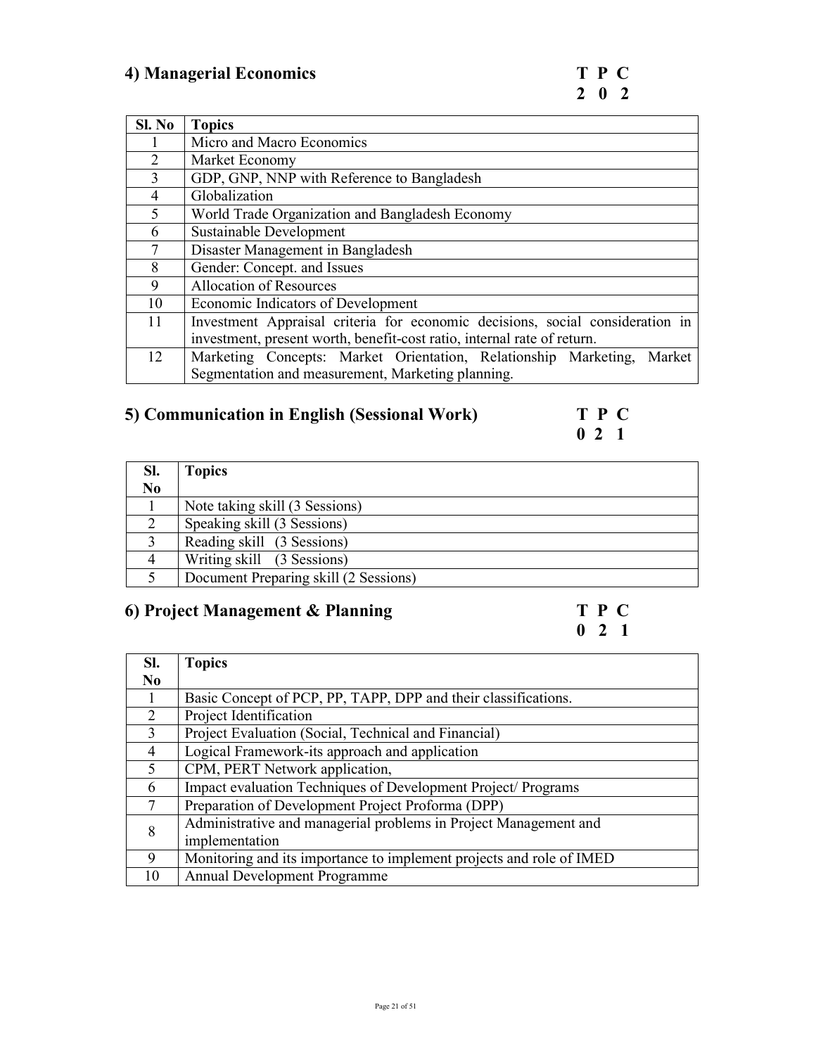### 4) Managerial Economics

**T P C**
**2 0 2**

| Sl. No | Topics |
|---|---|
| 1 | Micro and Macro Economics |
| 2 | Market Economy |
| 3 | GDP, GNP, NNP with Reference to Bangladesh |
| 4 | Globalization |
| 5 | World Trade Organization and Bangladesh Economy |
| 6 | Sustainable Development |
| 7 | Disaster Management in Bangladesh |
| 8 | Gender: Concept. and Issues |
| 9 | Allocation of Resources |
| 10 | Economic Indicators of Development |
| 11 | Investment Appraisal criteria for economic decisions, social consideration in investment, present worth, benefit-cost ratio, internal rate of return. |
| 12 | Marketing Concepts: Market Orientation, Relationship Marketing, Market Segmentation and measurement, Marketing planning. |

### 5) Communication in English (Sessional Work)

**T P C**
**0 2 1**

| Sl. No | Topics |
|---|---|
| 1 | Note taking skill (3 Sessions) |
| 2 | Speaking skill (3 Sessions) |
| 3 | Reading skill (3 Sessions) |
| 4 | Writing skill (3 Sessions) |
| 5 | Document Preparing skill (2 Sessions) |

### 6) Project Management & Planning

**T P C**
**0 2 1**

| Sl. No | Topics |
|---|---|
| 1 | Basic Concept of PCP, PP, TAPP, DPP and their classifications. |
| 2 | Project Identification |
| 3 | Project Evaluation (Social, Technical and Financial) |
| 4 | Logical Framework-its approach and application |
| 5 | CPM, PERT Network application, |
| 6 | Impact evaluation Techniques of Development Project/ Programs |
| 7 | Preparation of Development Project Proforma (DPP) |
| 8 | Administrative and managerial problems in Project Management and implementation |
| 9 | Monitoring and its importance to implement projects and role of IMED |
| 10 | Annual Development Programme |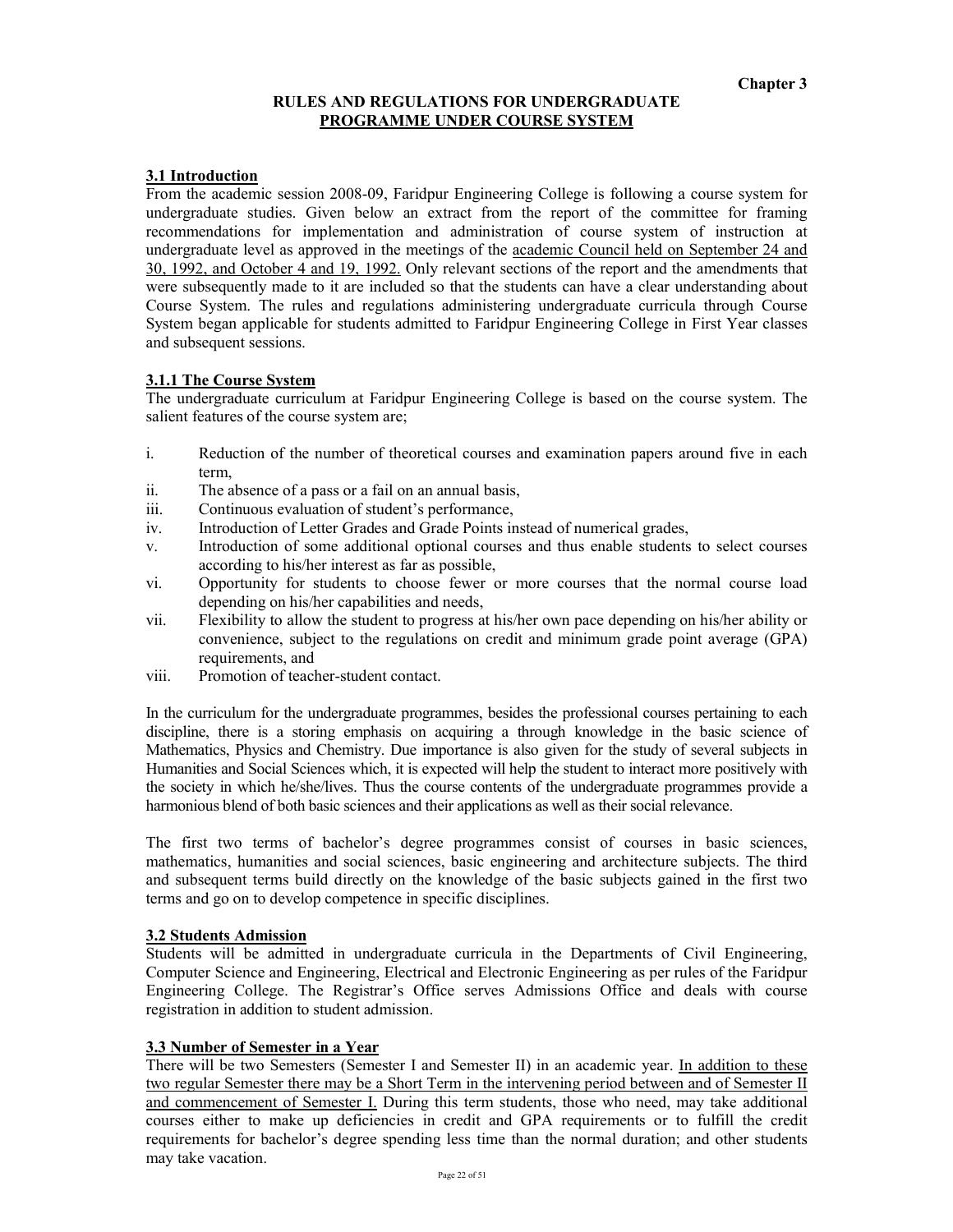Chapter 3

# RULES AND REGULATIONS FOR UNDERGRADUATE PROGRAMME UNDER COURSE SYSTEM

## 3.1 Introduction

From the academic session 2008-09, Faridpur Engineering College is following a course system for undergraduate studies. Given below an extract from the report of the committee for framing recommendations for implementation and administration of course system of instruction at undergraduate level as approved in the meetings of the academic Council held on September 24 and 30, 1992, and October 4 and 19, 1992. Only relevant sections of the report and the amendments that were subsequently made to it are included so that the students can have a clear understanding about Course System. The rules and regulations administering undergraduate curricula through Course System began applicable for students admitted to Faridpur Engineering College in First Year classes and subsequent sessions.

### 3.1.1 The Course System

The undergraduate curriculum at Faridpur Engineering College is based on the course system. The salient features of the course system are;

i. Reduction of the number of theoretical courses and examination papers around five in each term,
ii. The absence of a pass or a fail on an annual basis,
iii. Continuous evaluation of student's performance,
iv. Introduction of Letter Grades and Grade Points instead of numerical grades,
v. Introduction of some additional optional courses and thus enable students to select courses according to his/her interest as far as possible,
vi. Opportunity for students to choose fewer or more courses that the normal course load depending on his/her capabilities and needs,
vii. Flexibility to allow the student to progress at his/her own pace depending on his/her ability or convenience, subject to the regulations on credit and minimum grade point average (GPA) requirements, and
viii. Promotion of teacher-student contact.

In the curriculum for the undergraduate programmes, besides the professional courses pertaining to each discipline, there is a storing emphasis on acquiring a through knowledge in the basic science of Mathematics, Physics and Chemistry. Due importance is also given for the study of several subjects in Humanities and Social Sciences which, it is expected will help the student to interact more positively with the society in which he/she/lives. Thus the course contents of the undergraduate programmes provide a harmonious blend of both basic sciences and their applications as well as their social relevance.

The first two terms of bachelor's degree programmes consist of courses in basic sciences, mathematics, humanities and social sciences, basic engineering and architecture subjects. The third and subsequent terms build directly on the knowledge of the basic subjects gained in the first two terms and go on to develop competence in specific disciplines.

## 3.2 Students Admission

Students will be admitted in undergraduate curricula in the Departments of Civil Engineering, Computer Science and Engineering, Electrical and Electronic Engineering as per rules of the Faridpur Engineering College. The Registrar's Office serves Admissions Office and deals with course registration in addition to student admission.

## 3.3 Number of Semester in a Year

There will be two Semesters (Semester I and Semester II) in an academic year. In addition to these two regular Semester there may be a Short Term in the intervening period between and of Semester II and commencement of Semester I. During this term students, those who need, may take additional courses either to make up deficiencies in credit and GPA requirements or to fulfill the credit requirements for bachelor's degree spending less time than the normal duration; and other students may take vacation.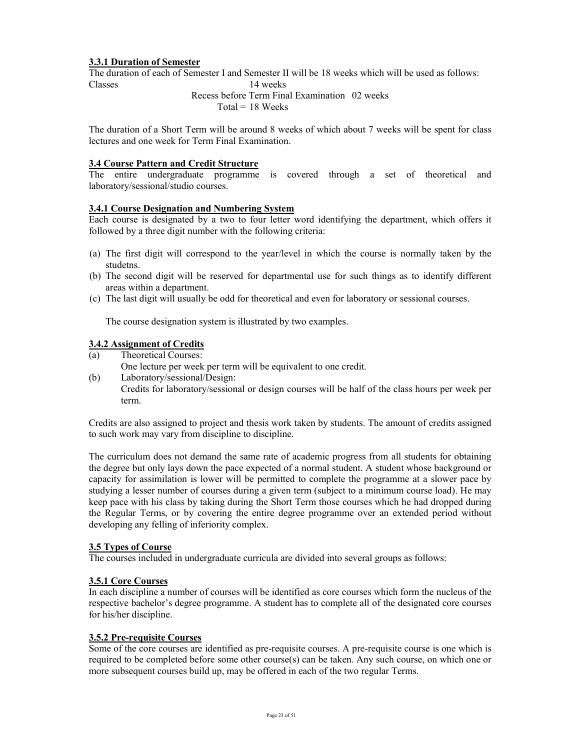### 3.3.1 Duration of Semester

The duration of each of Semester I and Semester II will be 18 weeks which will be used as follows:

| | |
|---|---|
| Classes | 14 weeks |
| Recess before Term Final Examination | 02 weeks |
| Total = | 18 Weeks |

The duration of a Short Term will be around 8 weeks of which about 7 weeks will be spent for class lectures and one week for Term Final Examination.

### 3.4 Course Pattern and Credit Structure

The entire undergraduate programme is covered through a set of theoretical and laboratory/sessional/studio courses.

### 3.4.1 Course Designation and Numbering System

Each course is designated by a two to four letter word identifying the department, which offers it followed by a three digit number with the following criteria:

(a) The first digit will correspond to the year/level in which the course is normally taken by the studetns.
(b) The second digit will be reserved for departmental use for such things as to identify different areas within a department.
(c) The last digit will usually be odd for theoretical and even for laboratory or sessional courses.

The course designation system is illustrated by two examples.

### 3.4.2 Assignment of Credits

(a) Theoretical Courses:
One lecture per week per term will be equivalent to one credit.

(b) Laboratory/sessional/Design:
Credits for laboratory/sessional or design courses will be half of the class hours per week per term.

Credits are also assigned to project and thesis work taken by students. The amount of credits assigned to such work may vary from discipline to discipline.

The curriculum does not demand the same rate of academic progress from all students for obtaining the degree but only lays down the pace expected of a normal student. A student whose background or capacity for assimilation is lower will be permitted to complete the programme at a slower pace by studying a lesser number of courses during a given term (subject to a minimum course load). He may keep pace with his class by taking during the Short Term those courses which he had dropped during the Regular Terms, or by covering the entire degree programme over an extended period without developing any felling of inferiority complex.

### 3.5 Types of Course

The courses included in undergraduate curricula are divided into several groups as follows:

### 3.5.1 Core Courses

In each discipline a number of courses will be identified as core courses which form the nucleus of the respective bachelor's degree programme. A student has to complete all of the designated core courses for his/her discipline.

### 3.5.2 Pre-requisite Courses

Some of the core courses are identified as pre-requisite courses. A pre-requisite course is one which is required to be completed before some other course(s) can be taken. Any such course, on which one or more subsequent courses build up, may be offered in each of the two regular Terms.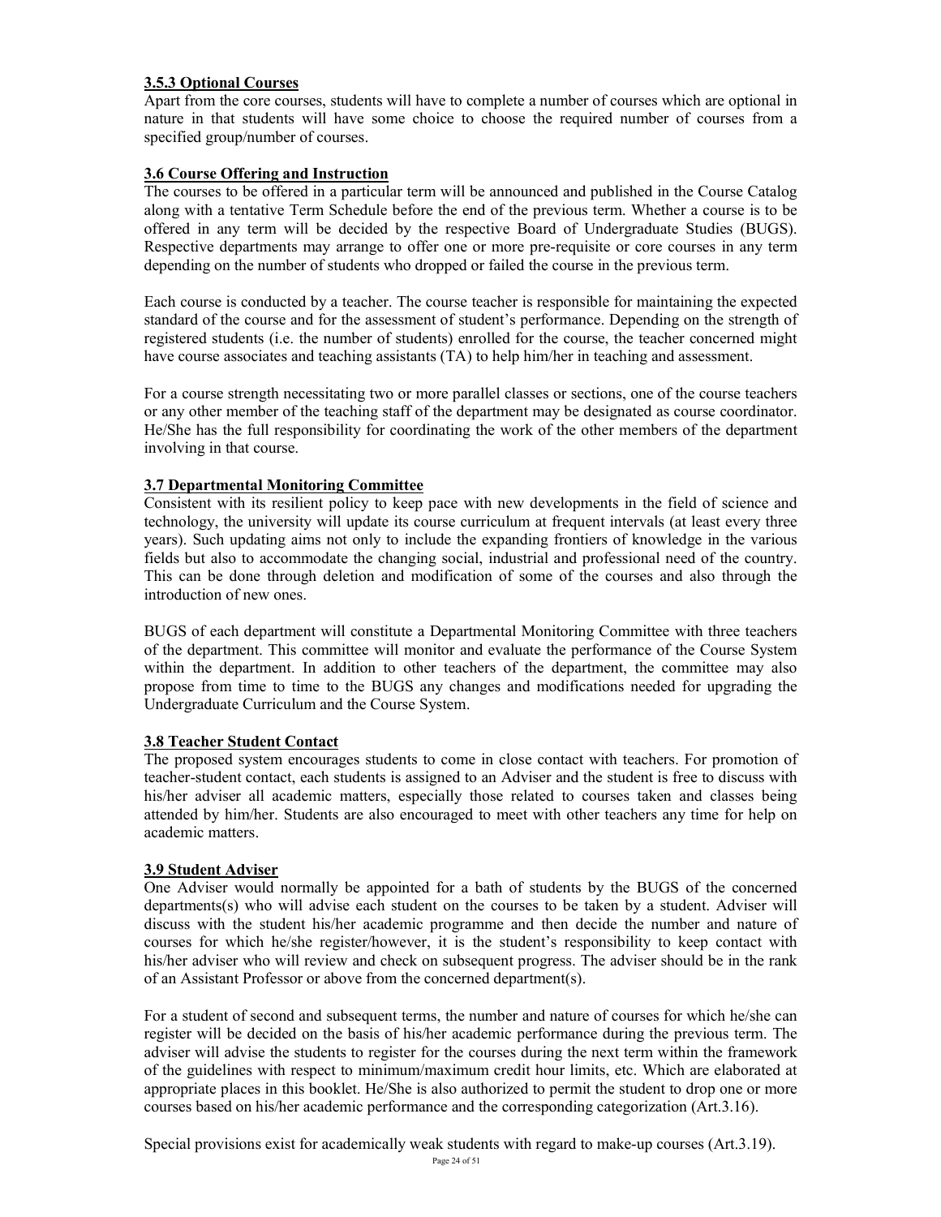### 3.5.3 Optional Courses

Apart from the core courses, students will have to complete a number of courses which are optional in nature in that students will have some choice to choose the required number of courses from a specified group/number of courses.

### 3.6 Course Offering and Instruction

The courses to be offered in a particular term will be announced and published in the Course Catalog along with a tentative Term Schedule before the end of the previous term. Whether a course is to be offered in any term will be decided by the respective Board of Undergraduate Studies (BUGS). Respective departments may arrange to offer one or more pre-requisite or core courses in any term depending on the number of students who dropped or failed the course in the previous term.

Each course is conducted by a teacher. The course teacher is responsible for maintaining the expected standard of the course and for the assessment of student's performance. Depending on the strength of registered students (i.e. the number of students) enrolled for the course, the teacher concerned might have course associates and teaching assistants (TA) to help him/her in teaching and assessment.

For a course strength necessitating two or more parallel classes or sections, one of the course teachers or any other member of the teaching staff of the department may be designated as course coordinator. He/She has the full responsibility for coordinating the work of the other members of the department involving in that course.

### 3.7 Departmental Monitoring Committee

Consistent with its resilient policy to keep pace with new developments in the field of science and technology, the university will update its course curriculum at frequent intervals (at least every three years). Such updating aims not only to include the expanding frontiers of knowledge in the various fields but also to accommodate the changing social, industrial and professional need of the country. This can be done through deletion and modification of some of the courses and also through the introduction of new ones.

BUGS of each department will constitute a Departmental Monitoring Committee with three teachers of the department. This committee will monitor and evaluate the performance of the Course System within the department. In addition to other teachers of the department, the committee may also propose from time to time to the BUGS any changes and modifications needed for upgrading the Undergraduate Curriculum and the Course System.

### 3.8 Teacher Student Contact

The proposed system encourages students to come in close contact with teachers. For promotion of teacher-student contact, each students is assigned to an Adviser and the student is free to discuss with his/her adviser all academic matters, especially those related to courses taken and classes being attended by him/her. Students are also encouraged to meet with other teachers any time for help on academic matters.

### 3.9 Student Adviser

One Adviser would normally be appointed for a bath of students by the BUGS of the concerned departments(s) who will advise each student on the courses to be taken by a student. Adviser will discuss with the student his/her academic programme and then decide the number and nature of courses for which he/she register/however, it is the student's responsibility to keep contact with his/her adviser who will review and check on subsequent progress. The adviser should be in the rank of an Assistant Professor or above from the concerned department(s).

For a student of second and subsequent terms, the number and nature of courses for which he/she can register will be decided on the basis of his/her academic performance during the previous term. The adviser will advise the students to register for the courses during the next term within the framework of the guidelines with respect to minimum/maximum credit hour limits, etc. Which are elaborated at appropriate places in this booklet. He/She is also authorized to permit the student to drop one or more courses based on his/her academic performance and the corresponding categorization (Art.3.16).

Special provisions exist for academically weak students with regard to make-up courses (Art.3.19).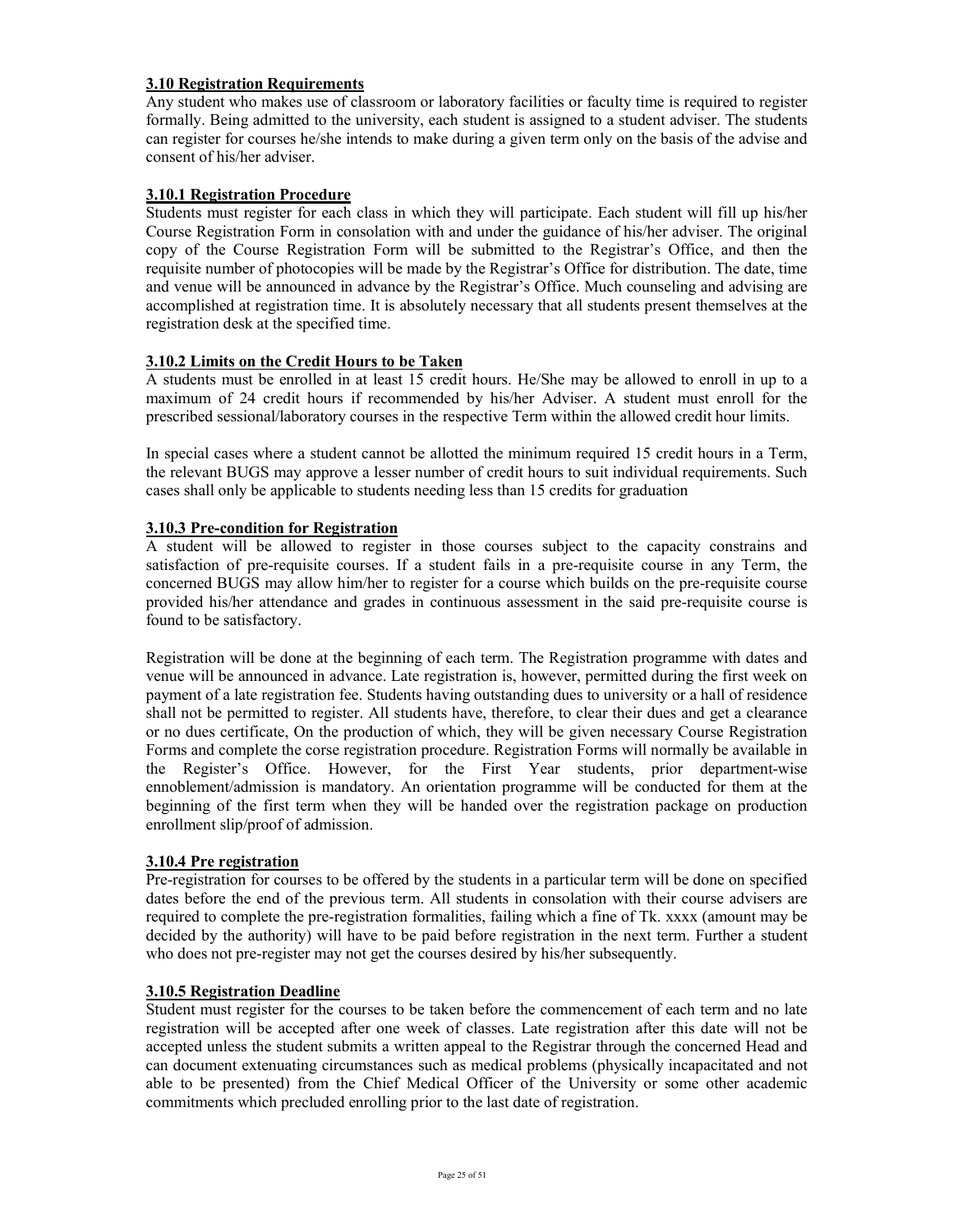### 3.10 Registration Requirements

Any student who makes use of classroom or laboratory facilities or faculty time is required to register formally. Being admitted to the university, each student is assigned to a student adviser. The students can register for courses he/she intends to make during a given term only on the basis of the advise and consent of his/her adviser.

#### 3.10.1 Registration Procedure

Students must register for each class in which they will participate. Each student will fill up his/her Course Registration Form in consolation with and under the guidance of his/her adviser. The original copy of the Course Registration Form will be submitted to the Registrar's Office, and then the requisite number of photocopies will be made by the Registrar's Office for distribution. The date, time and venue will be announced in advance by the Registrar's Office. Much counseling and advising are accomplished at registration time. It is absolutely necessary that all students present themselves at the registration desk at the specified time.

#### 3.10.2 Limits on the Credit Hours to be Taken

A students must be enrolled in at least 15 credit hours. He/She may be allowed to enroll in up to a maximum of 24 credit hours if recommended by his/her Adviser. A student must enroll for the prescribed sessional/laboratory courses in the respective Term within the allowed credit hour limits.

In special cases where a student cannot be allotted the minimum required 15 credit hours in a Term, the relevant BUGS may approve a lesser number of credit hours to suit individual requirements. Such cases shall only be applicable to students needing less than 15 credits for graduation

#### 3.10.3 Pre-condition for Registration

A student will be allowed to register in those courses subject to the capacity constrains and satisfaction of pre-requisite courses. If a student fails in a pre-requisite course in any Term, the concerned BUGS may allow him/her to register for a course which builds on the pre-requisite course provided his/her attendance and grades in continuous assessment in the said pre-requisite course is found to be satisfactory.

Registration will be done at the beginning of each term. The Registration programme with dates and venue will be announced in advance. Late registration is, however, permitted during the first week on payment of a late registration fee. Students having outstanding dues to university or a hall of residence shall not be permitted to register. All students have, therefore, to clear their dues and get a clearance or no dues certificate, On the production of which, they will be given necessary Course Registration Forms and complete the corse registration procedure. Registration Forms will normally be available in the Register's Office. However, for the First Year students, prior department-wise ennoblement/admission is mandatory. An orientation programme will be conducted for them at the beginning of the first term when they will be handed over the registration package on production enrollment slip/proof of admission.

#### 3.10.4 Pre registration

Pre-registration for courses to be offered by the students in a particular term will be done on specified dates before the end of the previous term. All students in consolation with their course advisers are required to complete the pre-registration formalities, failing which a fine of Tk. xxxx (amount may be decided by the authority) will have to be paid before registration in the next term. Further a student who does not pre-register may not get the courses desired by his/her subsequently.

#### 3.10.5 Registration Deadline

Student must register for the courses to be taken before the commencement of each term and no late registration will be accepted after one week of classes. Late registration after this date will not be accepted unless the student submits a written appeal to the Registrar through the concerned Head and can document extenuating circumstances such as medical problems (physically incapacitated and not able to be presented) from the Chief Medical Officer of the University or some other academic commitments which precluded enrolling prior to the last date of registration.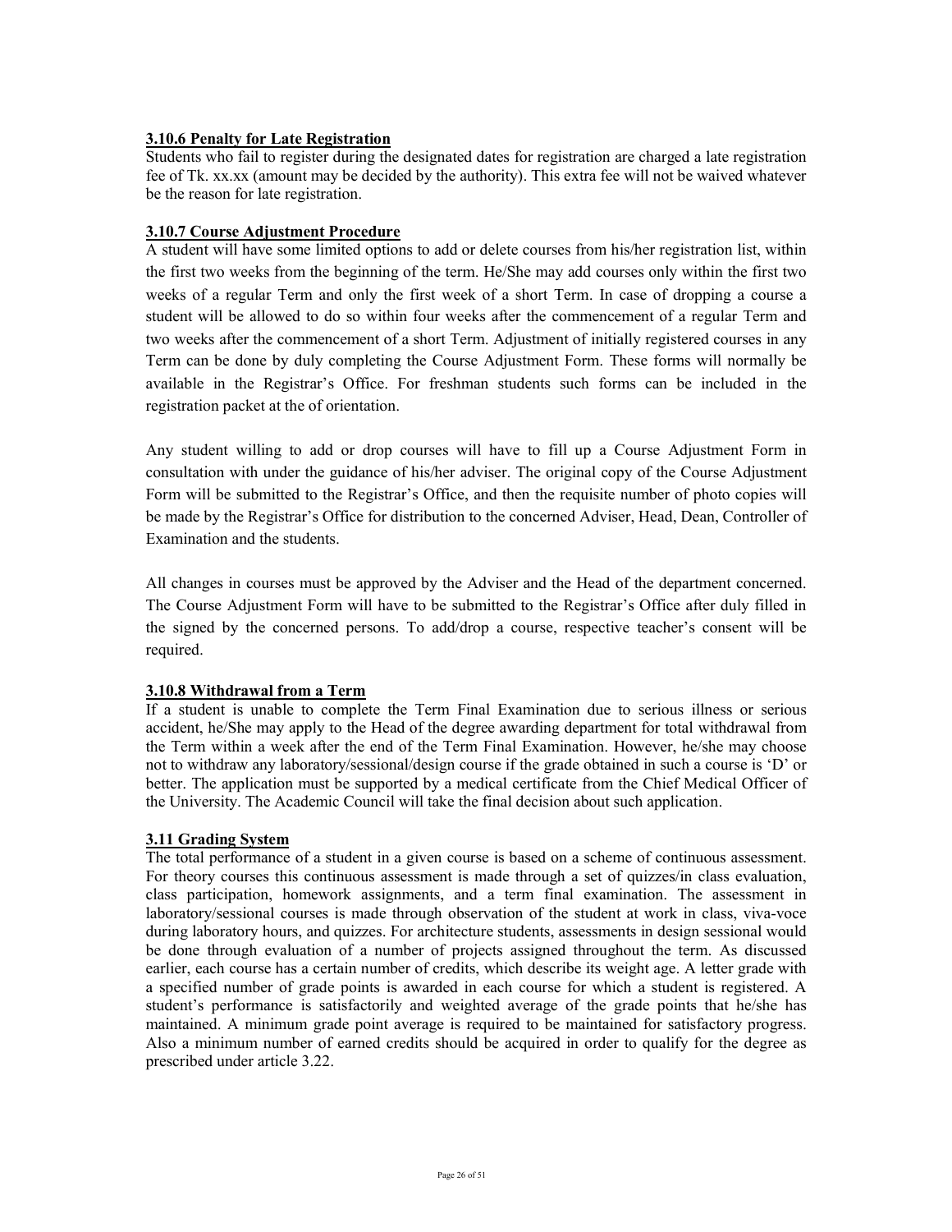### 3.10.6 Penalty for Late Registration

Students who fail to register during the designated dates for registration are charged a late registration fee of Tk. xx.xx (amount may be decided by the authority). This extra fee will not be waived whatever be the reason for late registration.

### 3.10.7 Course Adjustment Procedure

A student will have some limited options to add or delete courses from his/her registration list, within the first two weeks from the beginning of the term. He/She may add courses only within the first two weeks of a regular Term and only the first week of a short Term. In case of dropping a course a student will be allowed to do so within four weeks after the commencement of a regular Term and two weeks after the commencement of a short Term. Adjustment of initially registered courses in any Term can be done by duly completing the Course Adjustment Form. These forms will normally be available in the Registrar's Office. For freshman students such forms can be included in the registration packet at the of orientation.

Any student willing to add or drop courses will have to fill up a Course Adjustment Form in consultation with under the guidance of his/her adviser. The original copy of the Course Adjustment Form will be submitted to the Registrar's Office, and then the requisite number of photo copies will be made by the Registrar's Office for distribution to the concerned Adviser, Head, Dean, Controller of Examination and the students.

All changes in courses must be approved by the Adviser and the Head of the department concerned. The Course Adjustment Form will have to be submitted to the Registrar's Office after duly filled in the signed by the concerned persons. To add/drop a course, respective teacher's consent will be required.

### 3.10.8 Withdrawal from a Term

If a student is unable to complete the Term Final Examination due to serious illness or serious accident, he/She may apply to the Head of the degree awarding department for total withdrawal from the Term within a week after the end of the Term Final Examination. However, he/she may choose not to withdraw any laboratory/sessional/design course if the grade obtained in such a course is 'D' or better. The application must be supported by a medical certificate from the Chief Medical Officer of the University. The Academic Council will take the final decision about such application.

### 3.11 Grading System

The total performance of a student in a given course is based on a scheme of continuous assessment. For theory courses this continuous assessment is made through a set of quizzes/in class evaluation, class participation, homework assignments, and a term final examination. The assessment in laboratory/sessional courses is made through observation of the student at work in class, viva-voce during laboratory hours, and quizzes. For architecture students, assessments in design sessional would be done through evaluation of a number of projects assigned throughout the term. As discussed earlier, each course has a certain number of credits, which describe its weight age. A letter grade with a specified number of grade points is awarded in each course for which a student is registered. A student's performance is satisfactorily and weighted average of the grade points that he/she has maintained. A minimum grade point average is required to be maintained for satisfactory progress. Also a minimum number of earned credits should be acquired in order to qualify for the degree as prescribed under article 3.22.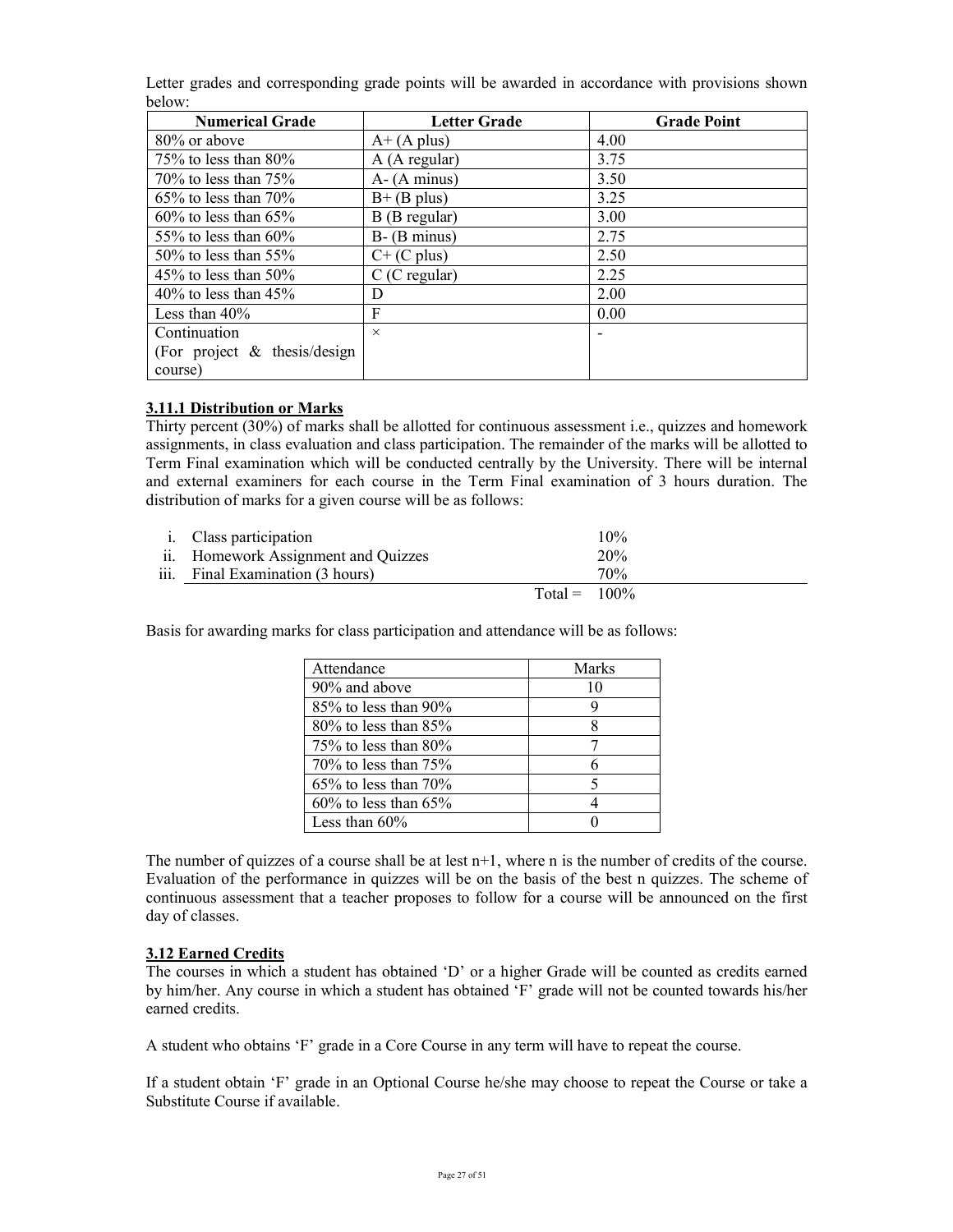Letter grades and corresponding grade points will be awarded in accordance with provisions shown below:

| Numerical Grade | Letter Grade | Grade Point |
|---|---|---|
| 80% or above | A+ (A plus) | 4.00 |
| 75% to less than 80% | A (A regular) | 3.75 |
| 70% to less than 75% | A- (A minus) | 3.50 |
| 65% to less than 70% | B+ (B plus) | 3.25 |
| 60% to less than 65% | B (B regular) | 3.00 |
| 55% to less than 60% | B- (B minus) | 2.75 |
| 50% to less than 55% | C+ (C plus) | 2.50 |
| 45% to less than 50% | C (C regular) | 2.25 |
| 40% to less than 45% | D | 2.00 |
| Less than 40% | F | 0.00 |
| Continuation (For project & thesis/design course) | × | - |

### 3.11.1 Distribution or Marks

Thirty percent (30%) of marks shall be allotted for continuous assessment i.e., quizzes and homework assignments, in class evaluation and class participation. The remainder of the marks will be allotted to Term Final examination which will be conducted centrally by the University. There will be internal and external examiners for each course in the Term Final examination of 3 hours duration. The distribution of marks for a given course will be as follows:

| | | |
|---|---|---|
| i. | Class participation | 10% |
| ii. | Homework Assignment and Quizzes | 20% |
| iii. | Final Examination (3 hours) | 70% |
| | Total = | 100% |

Basis for awarding marks for class participation and attendance will be as follows:

| Attendance | Marks |
|---|---|
| 90% and above | 10 |
| 85% to less than 90% | 9 |
| 80% to less than 85% | 8 |
| 75% to less than 80% | 7 |
| 70% to less than 75% | 6 |
| 65% to less than 70% | 5 |
| 60% to less than 65% | 4 |
| Less than 60% | 0 |

The number of quizzes of a course shall be at lest n+1, where n is the number of credits of the course. Evaluation of the performance in quizzes will be on the basis of the best n quizzes. The scheme of continuous assessment that a teacher proposes to follow for a course will be announced on the first day of classes.

### 3.12 Earned Credits

The courses in which a student has obtained 'D' or a higher Grade will be counted as credits earned by him/her. Any course in which a student has obtained 'F' grade will not be counted towards his/her earned credits.

A student who obtains 'F' grade in a Core Course in any term will have to repeat the course.

If a student obtain 'F' grade in an Optional Course he/she may choose to repeat the Course or take a Substitute Course if available.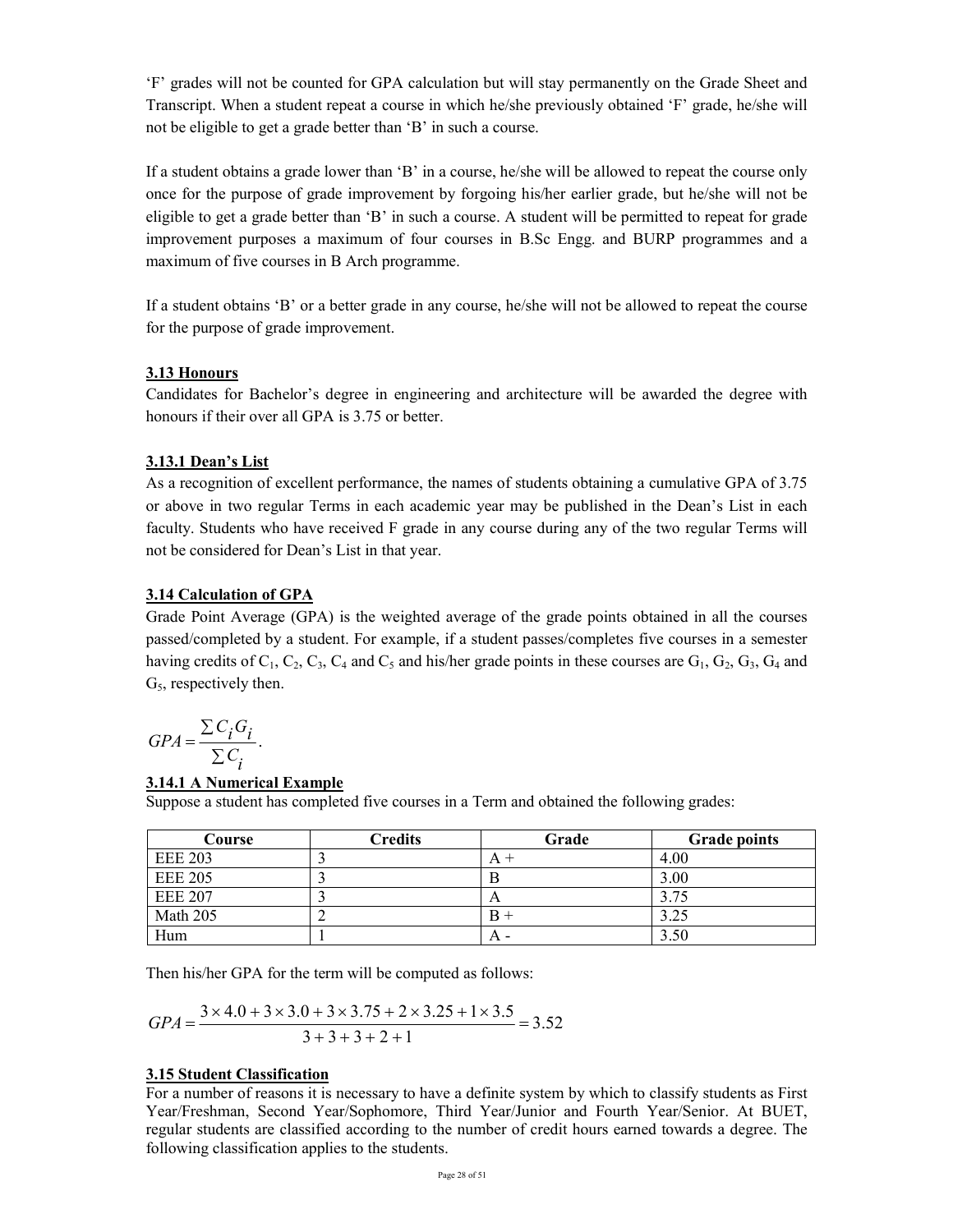'F' grades will not be counted for GPA calculation but will stay permanently on the Grade Sheet and Transcript. When a student repeat a course in which he/she previously obtained 'F' grade, he/she will not be eligible to get a grade better than 'B' in such a course.

If a student obtains a grade lower than 'B' in a course, he/she will be allowed to repeat the course only once for the purpose of grade improvement by forgoing his/her earlier grade, but he/she will not be eligible to get a grade better than 'B' in such a course. A student will be permitted to repeat for grade improvement purposes a maximum of four courses in B.Sc Engg. and BURP programmes and a maximum of five courses in B Arch programme.

If a student obtains 'B' or a better grade in any course, he/she will not be allowed to repeat the course for the purpose of grade improvement.

### 3.13 Honours

Candidates for Bachelor's degree in engineering and architecture will be awarded the degree with honours if their over all GPA is 3.75 or better.

#### 3.13.1 Dean's List

As a recognition of excellent performance, the names of students obtaining a cumulative GPA of 3.75 or above in two regular Terms in each academic year may be published in the Dean's List in each faculty. Students who have received F grade in any course during any of the two regular Terms will not be considered for Dean's List in that year.

### 3.14 Calculation of GPA

Grade Point Average (GPA) is the weighted average of the grade points obtained in all the courses passed/completed by a student. For example, if a student passes/completes five courses in a semester having credits of $C_1$, $C_2$, $C_3$, $C_4$ and $C_5$ and his/her grade points in these courses are $G_1$, $G_2$, $G_3$, $G_4$ and $G_5$, respectively then.

$$GPA = \frac{\sum C_i G_i}{\sum C_i}.$$

#### 3.14.1 A Numerical Example

Suppose a student has completed five courses in a Term and obtained the following grades:

| Course | Credits | Grade | Grade points |
|---|---|---|---|
| EEE 203 | 3 | A + | 4.00 |
| EEE 205 | 3 | B | 3.00 |
| EEE 207 | 3 | A | 3.75 |
| Math 205 | 2 | B + | 3.25 |
| Hum | 1 | A - | 3.50 |

Then his/her GPA for the term will be computed as follows:

$$GPA = \frac{3 \times 4.0 + 3 \times 3.0 + 3 \times 3.75 + 2 \times 3.25 + 1 \times 3.5}{3 + 3 + 3 + 2 + 1} = 3.52$$

### 3.15 Student Classification

For a number of reasons it is necessary to have a definite system by which to classify students as First Year/Freshman, Second Year/Sophomore, Third Year/Junior and Fourth Year/Senior. At BUET, regular students are classified according to the number of credit hours earned towards a degree. The following classification applies to the students.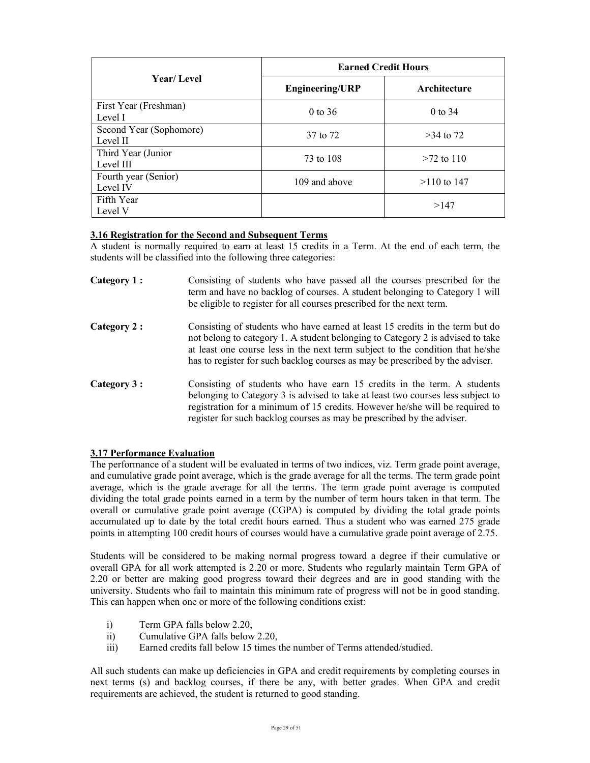| Year/ Level | Earned Credit Hours | |
|---|---|---|
| | Engineering/URP | Architecture |
| First Year (Freshman) Level I | 0 to 36 | 0 to 34 |
| Second Year (Sophomore) Level II | 37 to 72 | >34 to 72 |
| Third Year (Junior Level III | 73 to 108 | >72 to 110 |
| Fourth year (Senior) Level IV | 109 and above | >110 to 147 |
| Fifth Year Level V | | >147 |

### 3.16 Registration for the Second and Subsequent Terms

A student is normally required to earn at least 15 credits in a Term. At the end of each term, the students will be classified into the following three categories:

**Category 1 :** Consisting of students who have passed all the courses prescribed for the term and have no backlog of courses. A student belonging to Category 1 will be eligible to register for all courses prescribed for the next term.

**Category 2 :** Consisting of students who have earned at least 15 credits in the term but do not belong to category 1. A student belonging to Category 2 is advised to take at least one course less in the next term subject to the condition that he/she has to register for such backlog courses as may be prescribed by the adviser.

**Category 3 :** Consisting of students who have earn 15 credits in the term. A students belonging to Category 3 is advised to take at least two courses less subject to registration for a minimum of 15 credits. However he/she will be required to register for such backlog courses as may be prescribed by the adviser.

### 3.17 Performance Evaluation

The performance of a student will be evaluated in terms of two indices, viz. Term grade point average, and cumulative grade point average, which is the grade average for all the terms. The term grade point average, which is the grade average for all the terms. The term grade point average is computed dividing the total grade points earned in a term by the number of term hours taken in that term. The overall or cumulative grade point average (CGPA) is computed by dividing the total grade points accumulated up to date by the total credit hours earned. Thus a student who was earned 275 grade points in attempting 100 credit hours of courses would have a cumulative grade point average of 2.75.

Students will be considered to be making normal progress toward a degree if their cumulative or overall GPA for all work attempted is 2.20 or more. Students who regularly maintain Term GPA of 2.20 or better are making good progress toward their degrees and are in good standing with the university. Students who fail to maintain this minimum rate of progress will not be in good standing. This can happen when one or more of the following conditions exist:

i) Term GPA falls below 2.20,
ii) Cumulative GPA falls below 2.20,
iii) Earned credits fall below 15 times the number of Terms attended/studied.

All such students can make up deficiencies in GPA and credit requirements by completing courses in next terms (s) and backlog courses, if there be any, with better grades. When GPA and credit requirements are achieved, the student is returned to good standing.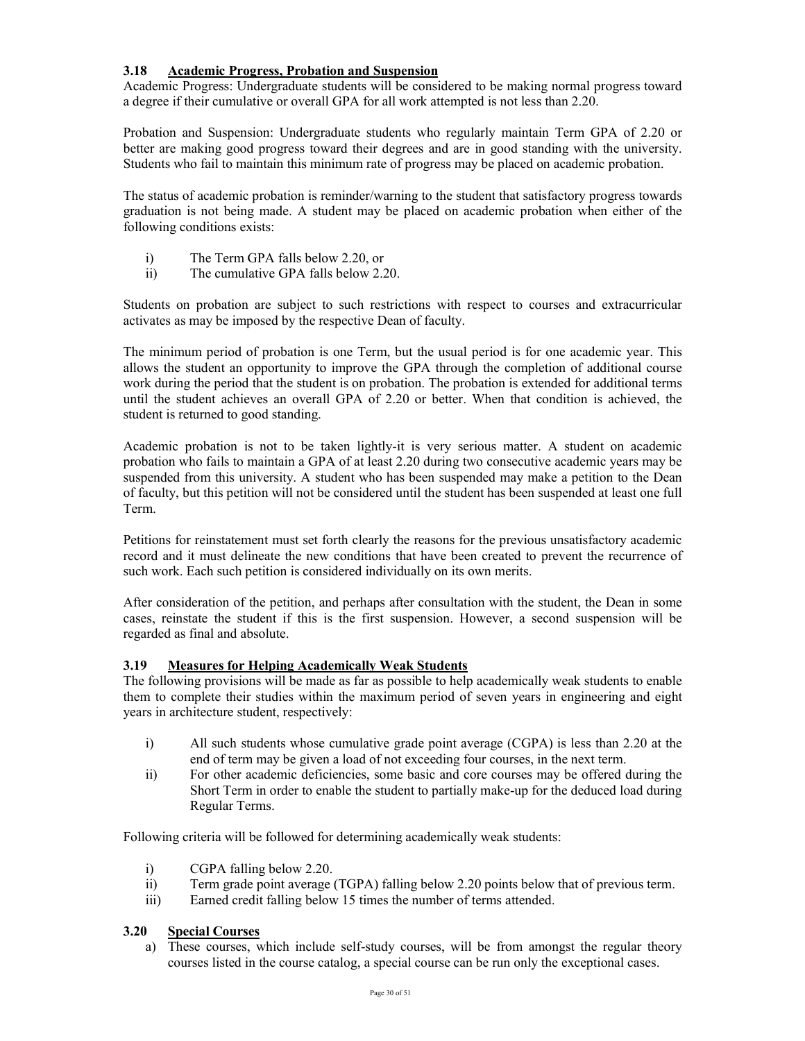### 3.18 Academic Progress, Probation and Suspension

Academic Progress: Undergraduate students will be considered to be making normal progress toward a degree if their cumulative or overall GPA for all work attempted is not less than 2.20.

Probation and Suspension: Undergraduate students who regularly maintain Term GPA of 2.20 or better are making good progress toward their degrees and are in good standing with the university. Students who fail to maintain this minimum rate of progress may be placed on academic probation.

The status of academic probation is reminder/warning to the student that satisfactory progress towards graduation is not being made. A student may be placed on academic probation when either of the following conditions exists:

- i) The Term GPA falls below 2.20, or
- ii) The cumulative GPA falls below 2.20.

Students on probation are subject to such restrictions with respect to courses and extracurricular activates as may be imposed by the respective Dean of faculty.

The minimum period of probation is one Term, but the usual period is for one academic year. This allows the student an opportunity to improve the GPA through the completion of additional course work during the period that the student is on probation. The probation is extended for additional terms until the student achieves an overall GPA of 2.20 or better. When that condition is achieved, the student is returned to good standing.

Academic probation is not to be taken lightly-it is very serious matter. A student on academic probation who fails to maintain a GPA of at least 2.20 during two consecutive academic years may be suspended from this university. A student who has been suspended may make a petition to the Dean of faculty, but this petition will not be considered until the student has been suspended at least one full Term.

Petitions for reinstatement must set forth clearly the reasons for the previous unsatisfactory academic record and it must delineate the new conditions that have been created to prevent the recurrence of such work. Each such petition is considered individually on its own merits.

After consideration of the petition, and perhaps after consultation with the student, the Dean in some cases, reinstate the student if this is the first suspension. However, a second suspension will be regarded as final and absolute.

### 3.19 Measures for Helping Academically Weak Students

The following provisions will be made as far as possible to help academically weak students to enable them to complete their studies within the maximum period of seven years in engineering and eight years in architecture student, respectively:

- i) All such students whose cumulative grade point average (CGPA) is less than 2.20 at the end of term may be given a load of not exceeding four courses, in the next term.
- ii) For other academic deficiencies, some basic and core courses may be offered during the Short Term in order to enable the student to partially make-up for the deduced load during Regular Terms.

Following criteria will be followed for determining academically weak students:

- i) CGPA falling below 2.20.
- ii) Term grade point average (TGPA) falling below 2.20 points below that of previous term.
- iii) Earned credit falling below 15 times the number of terms attended.

### 3.20 Special Courses

a) These courses, which include self-study courses, will be from amongst the regular theory courses listed in the course catalog, a special course can be run only the exceptional cases.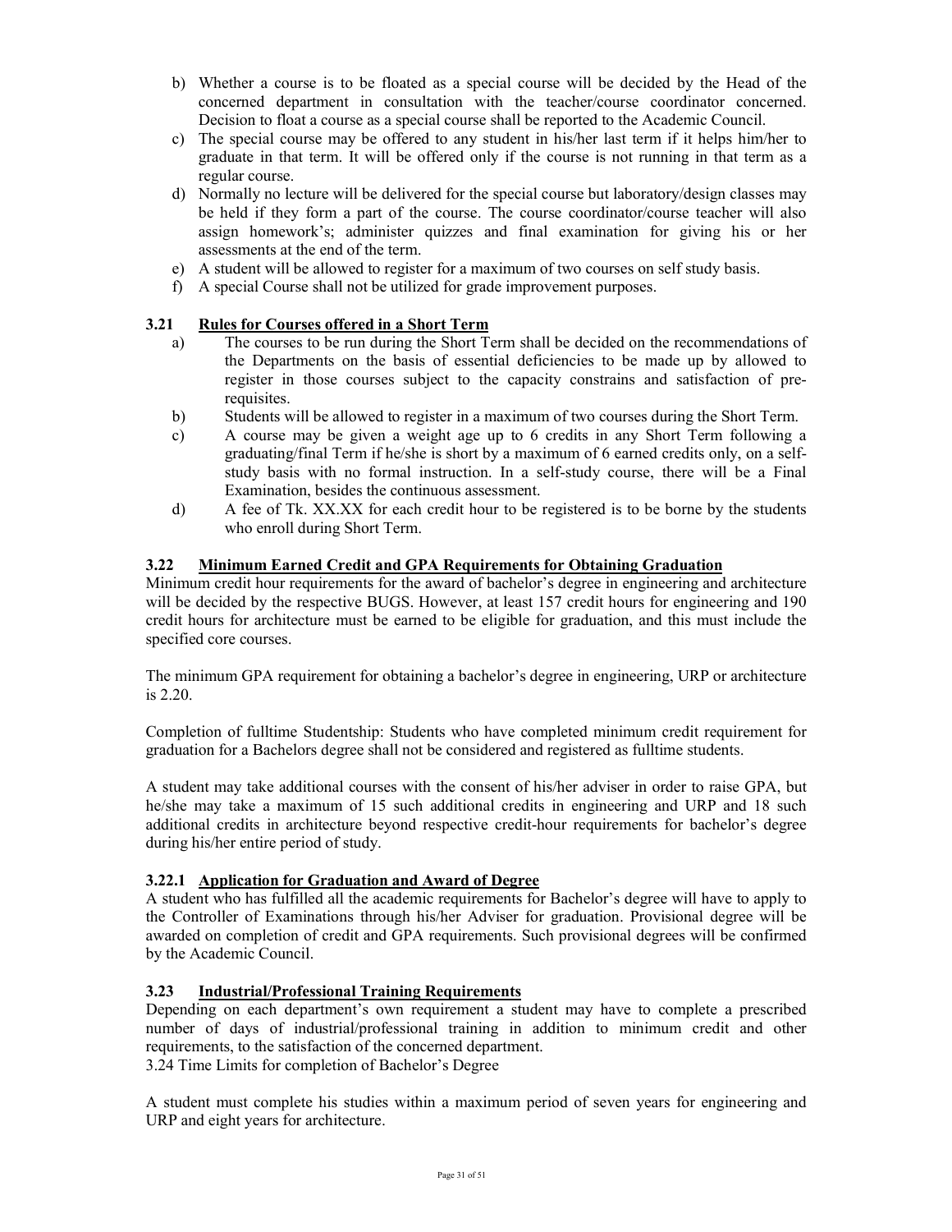b) Whether a course is to be floated as a special course will be decided by the Head of the concerned department in consultation with the teacher/course coordinator concerned. Decision to float a course as a special course shall be reported to the Academic Council.

c) The special course may be offered to any student in his/her last term if it helps him/her to graduate in that term. It will be offered only if the course is not running in that term as a regular course.

d) Normally no lecture will be delivered for the special course but laboratory/design classes may be held if they form a part of the course. The course coordinator/course teacher will also assign homework's; administer quizzes and final examination for giving his or her assessments at the end of the term.

e) A student will be allowed to register for a maximum of two courses on self study basis.

f) A special Course shall not be utilized for grade improvement purposes.

### 3.21 Rules for Courses offered in a Short Term

a) The courses to be run during the Short Term shall be decided on the recommendations of the Departments on the basis of essential deficiencies to be made up by allowed to register in those courses subject to the capacity constrains and satisfaction of pre-requisites.

b) Students will be allowed to register in a maximum of two courses during the Short Term.

c) A course may be given a weight age up to 6 credits in any Short Term following a graduating/final Term if he/she is short by a maximum of 6 earned credits only, on a self-study basis with no formal instruction. In a self-study course, there will be a Final Examination, besides the continuous assessment.

d) A fee of Tk. XX.XX for each credit hour to be registered is to be borne by the students who enroll during Short Term.

### 3.22 Minimum Earned Credit and GPA Requirements for Obtaining Graduation

Minimum credit hour requirements for the award of bachelor's degree in engineering and architecture will be decided by the respective BUGS. However, at least 157 credit hours for engineering and 190 credit hours for architecture must be earned to be eligible for graduation, and this must include the specified core courses.

The minimum GPA requirement for obtaining a bachelor's degree in engineering, URP or architecture is 2.20.

Completion of fulltime Studentship: Students who have completed minimum credit requirement for graduation for a Bachelors degree shall not be considered and registered as fulltime students.

A student may take additional courses with the consent of his/her adviser in order to raise GPA, but he/she may take a maximum of 15 such additional credits in engineering and URP and 18 such additional credits in architecture beyond respective credit-hour requirements for bachelor's degree during his/her entire period of study.

#### 3.22.1 Application for Graduation and Award of Degree

A student who has fulfilled all the academic requirements for Bachelor's degree will have to apply to the Controller of Examinations through his/her Adviser for graduation. Provisional degree will be awarded on completion of credit and GPA requirements. Such provisional degrees will be confirmed by the Academic Council.

### 3.23 Industrial/Professional Training Requirements

Depending on each department's own requirement a student may have to complete a prescribed number of days of industrial/professional training in addition to minimum credit and other requirements, to the satisfaction of the concerned department.

3.24 Time Limits for completion of Bachelor's Degree

A student must complete his studies within a maximum period of seven years for engineering and URP and eight years for architecture.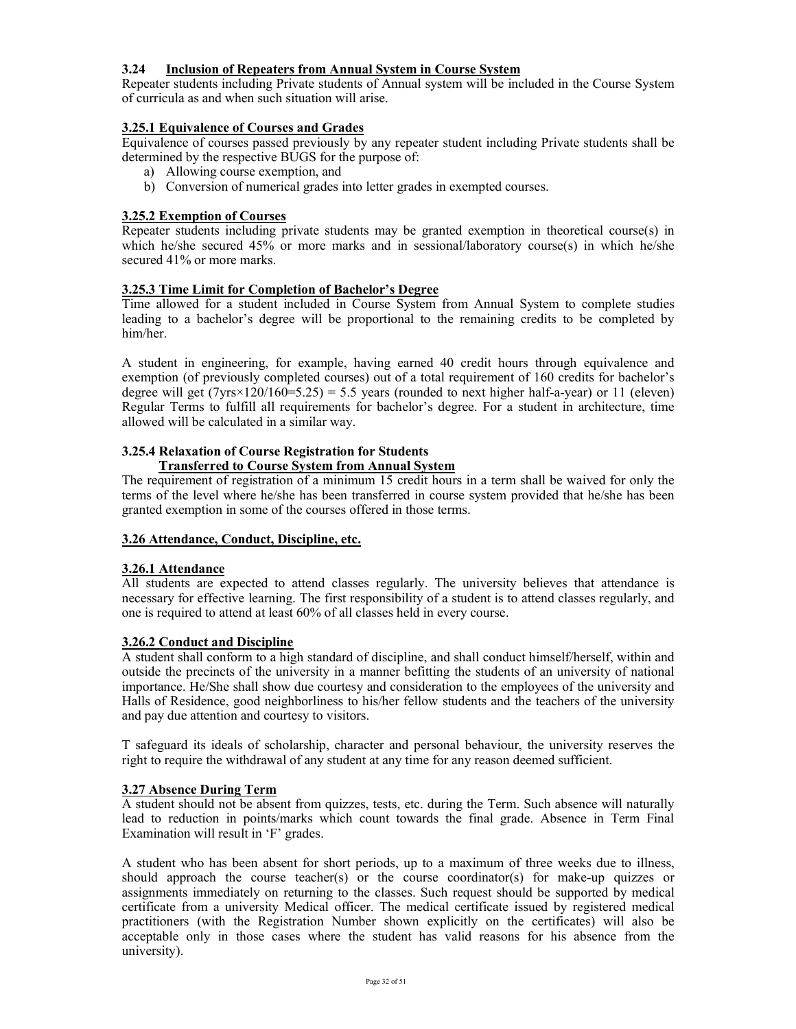### 3.24 Inclusion of Repeaters from Annual System in Course System

Repeater students including Private students of Annual system will be included in the Course System of curricula as and when such situation will arise.

#### 3.25.1 Equivalence of Courses and Grades

Equivalence of courses passed previously by any repeater student including Private students shall be determined by the respective BUGS for the purpose of:

a) Allowing course exemption, and
b) Conversion of numerical grades into letter grades in exempted courses.

#### 3.25.2 Exemption of Courses

Repeater students including private students may be granted exemption in theoretical course(s) in which he/she secured 45% or more marks and in sessional/laboratory course(s) in which he/she secured 41% or more marks.

#### 3.25.3 Time Limit for Completion of Bachelor's Degree

Time allowed for a student included in Course System from Annual System to complete studies leading to a bachelor's degree will be proportional to the remaining credits to be completed by him/her.

A student in engineering, for example, having earned 40 credit hours through equivalence and exemption (of previously completed courses) out of a total requirement of 160 credits for bachelor's degree will get (7yrs×120/160=5.25) = 5.5 years (rounded to next higher half-a-year) or 11 (eleven) Regular Terms to fulfill all requirements for bachelor's degree. For a student in architecture, time allowed will be calculated in a similar way.

#### 3.25.4 Relaxation of Course Registration for Students Transferred to Course System from Annual System

The requirement of registration of a minimum 15 credit hours in a term shall be waived for only the terms of the level where he/she has been transferred in course system provided that he/she has been granted exemption in some of the courses offered in those terms.

### 3.26 Attendance, Conduct, Discipline, etc.

#### 3.26.1 Attendance

All students are expected to attend classes regularly. The university believes that attendance is necessary for effective learning. The first responsibility of a student is to attend classes regularly, and one is required to attend at least 60% of all classes held in every course.

#### 3.26.2 Conduct and Discipline

A student shall conform to a high standard of discipline, and shall conduct himself/herself, within and outside the precincts of the university in a manner befitting the students of an university of national importance. He/She shall show due courtesy and consideration to the employees of the university and Halls of Residence, good neighborliness to his/her fellow students and the teachers of the university and pay due attention and courtesy to visitors.

T safeguard its ideals of scholarship, character and personal behaviour, the university reserves the right to require the withdrawal of any student at any time for any reason deemed sufficient.

### 3.27 Absence During Term

A student should not be absent from quizzes, tests, etc. during the Term. Such absence will naturally lead to reduction in points/marks which count towards the final grade. Absence in Term Final Examination will result in 'F' grades.

A student who has been absent for short periods, up to a maximum of three weeks due to illness, should approach the course teacher(s) or the course coordinator(s) for make-up quizzes or assignments immediately on returning to the classes. Such request should be supported by medical certificate from a university Medical officer. The medical certificate issued by registered medical practitioners (with the Registration Number shown explicitly on the certificates) will also be acceptable only in those cases where the student has valid reasons for his absence from the university).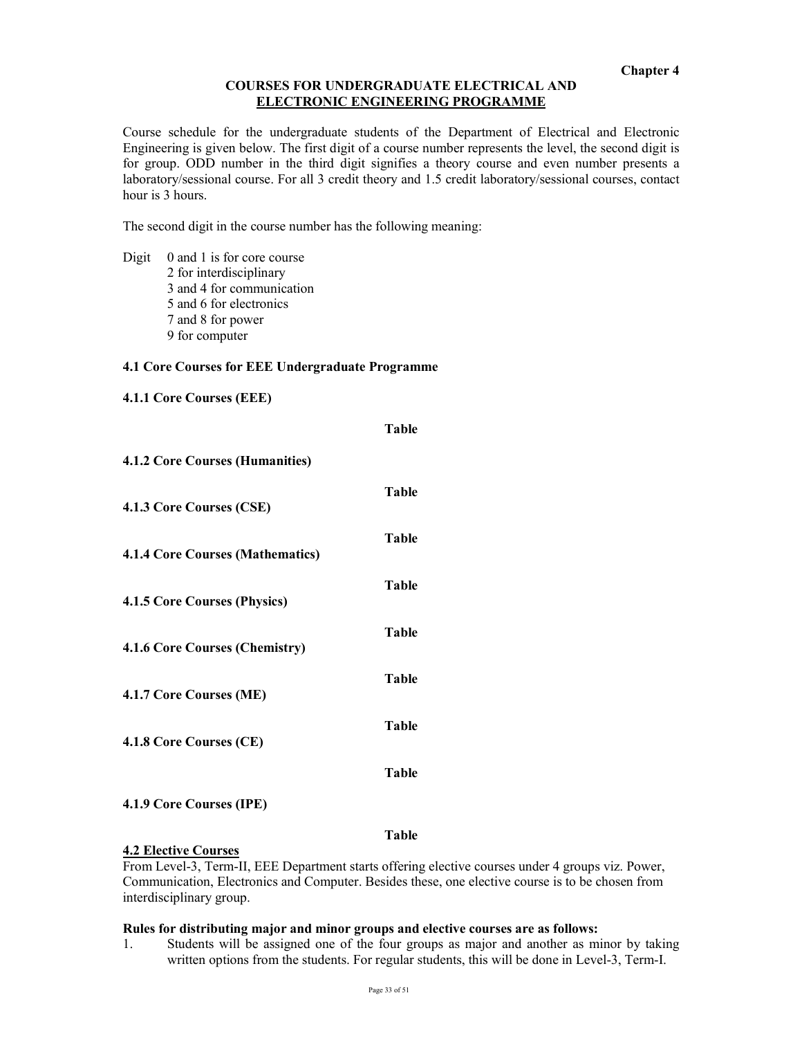Chapter 4

# COURSES FOR UNDERGRADUATE ELECTRICAL AND ELECTRONIC ENGINEERING PROGRAMME

Course schedule for the undergraduate students of the Department of Electrical and Electronic Engineering is given below. The first digit of a course number represents the level, the second digit is for group. ODD number in the third digit signifies a theory course and even number presents a laboratory/sessional course. For all 3 credit theory and 1.5 credit laboratory/sessional courses, contact hour is 3 hours.

The second digit in the course number has the following meaning:

Digit
- 0 and 1 is for core course
- 2 for interdisciplinary
- 3 and 4 for communication
- 5 and 6 for electronics
- 7 and 8 for power
- 9 for computer

## 4.1 Core Courses for EEE Undergraduate Programme

### 4.1.1 Core Courses (EEE)

Table

### 4.1.2 Core Courses (Humanities)

Table

### 4.1.3 Core Courses (CSE)

Table

### 4.1.4 Core Courses (Mathematics)

Table

### 4.1.5 Core Courses (Physics)

Table

### 4.1.6 Core Courses (Chemistry)

Table

### 4.1.7 Core Courses (ME)

Table

### 4.1.8 Core Courses (CE)

Table

### 4.1.9 Core Courses (IPE)

Table

## 4.2 Elective Courses

From Level-3, Term-II, EEE Department starts offering elective courses under 4 groups viz. Power, Communication, Electronics and Computer. Besides these, one elective course is to be chosen from interdisciplinary group.

**Rules for distributing major and minor groups and elective courses are as follows:**

1. Students will be assigned one of the four groups as major and another as minor by taking written options from the students. For regular students, this will be done in Level-3, Term-I.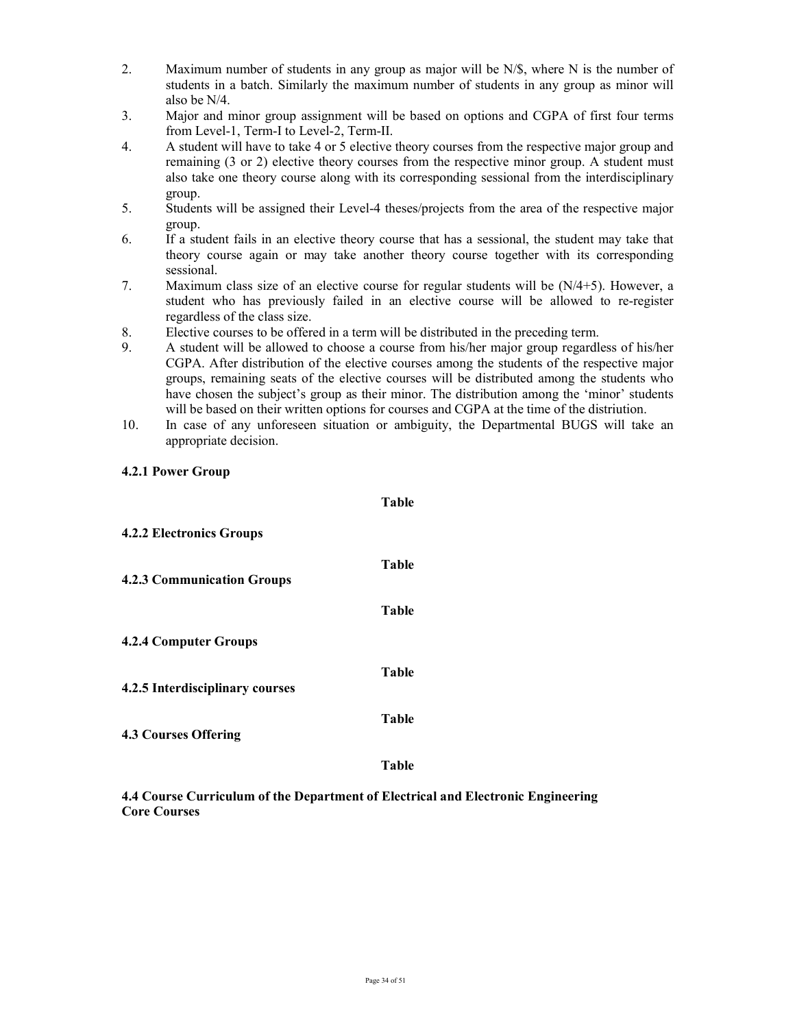2. Maximum number of students in any group as major will be N/$, where N is the number of students in a batch. Similarly the maximum number of students in any group as minor will also be N/4.
3. Major and minor group assignment will be based on options and CGPA of first four terms from Level-1, Term-I to Level-2, Term-II.
4. A student will have to take 4 or 5 elective theory courses from the respective major group and remaining (3 or 2) elective theory courses from the respective minor group. A student must also take one theory course along with its corresponding sessional from the interdisciplinary group.
5. Students will be assigned their Level-4 theses/projects from the area of the respective major group.
6. If a student fails in an elective theory course that has a sessional, the student may take that theory course again or may take another theory course together with its corresponding sessional.
7. Maximum class size of an elective course for regular students will be (N/4+5). However, a student who has previously failed in an elective course will be allowed to re-register regardless of the class size.
8. Elective courses to be offered in a term will be distributed in the preceding term.
9. A student will be allowed to choose a course from his/her major group regardless of his/her CGPA. After distribution of the elective courses among the students of the respective major groups, remaining seats of the elective courses will be distributed among the students who have chosen the subject's group as their minor. The distribution among the 'minor' students will be based on their written options for courses and CGPA at the time of the distriution.
10. In case of any unforeseen situation or ambiguity, the Departmental BUGS will take an appropriate decision.

**4.2.1 Power Group**

**Table**

**4.2.2 Electronics Groups**

**Table**

**4.2.3 Communication Groups**

**Table**

**4.2.4 Computer Groups**

**Table**

**4.2.5 Interdisciplinary courses**

**Table**

**4.3 Courses Offering**

**Table**

**4.4 Course Curriculum of the Department of Electrical and Electronic Engineering Core Courses**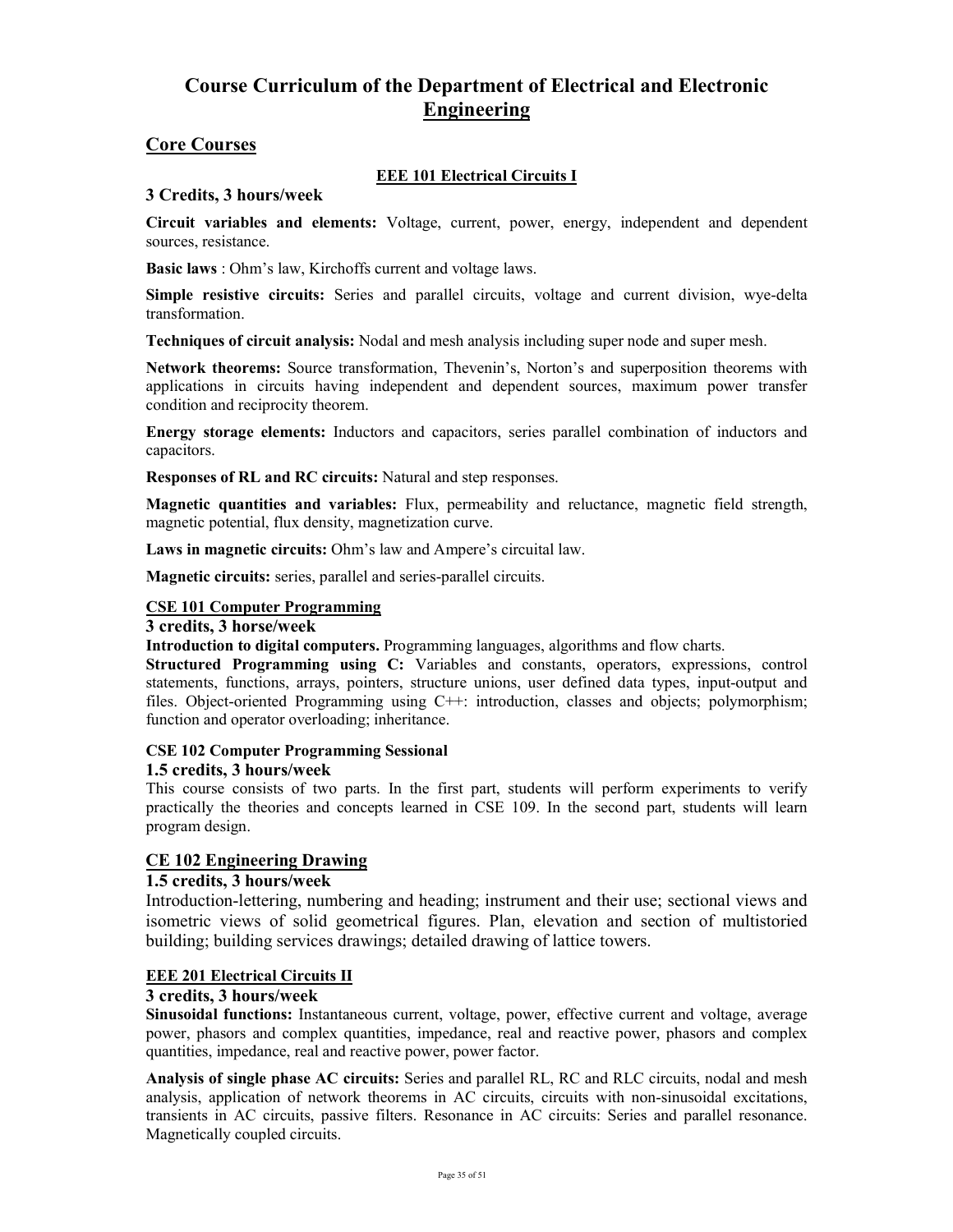# Course Curriculum of the Department of Electrical and Electronic Engineering

## Core Courses

### EEE 101 Electrical Circuits I

**3 Credits, 3 hours/week**

**Circuit variables and elements:** Voltage, current, power, energy, independent and dependent sources, resistance.

**Basic laws** : Ohm's law, Kirchoffs current and voltage laws.

**Simple resistive circuits:** Series and parallel circuits, voltage and current division, wye-delta transformation.

**Techniques of circuit analysis:** Nodal and mesh analysis including super node and super mesh.

**Network theorems:** Source transformation, Thevenin's, Norton's and superposition theorems with applications in circuits having independent and dependent sources, maximum power transfer condition and reciprocity theorem.

**Energy storage elements:** Inductors and capacitors, series parallel combination of inductors and capacitors.

**Responses of RL and RC circuits:** Natural and step responses.

**Magnetic quantities and variables:** Flux, permeability and reluctance, magnetic field strength, magnetic potential, flux density, magnetization curve.

**Laws in magnetic circuits:** Ohm's law and Ampere's circuital law.

**Magnetic circuits:** series, parallel and series-parallel circuits.

### CSE 101 Computer Programming

**3 credits, 3 horse/week**

**Introduction to digital computers.** Programming languages, algorithms and flow charts.

**Structured Programming using C:** Variables and constants, operators, expressions, control statements, functions, arrays, pointers, structure unions, user defined data types, input-output and files. Object-oriented Programming using C++: introduction, classes and objects; polymorphism; function and operator overloading; inheritance.

### CSE 102 Computer Programming Sessional

**1.5 credits, 3 hours/week**

This course consists of two parts. In the first part, students will perform experiments to verify practically the theories and concepts learned in CSE 109. In the second part, students will learn program design.

### CE 102 Engineering Drawing

**1.5 credits, 3 hours/week**

Introduction-lettering, numbering and heading; instrument and their use; sectional views and isometric views of solid geometrical figures. Plan, elevation and section of multistoried building; building services drawings; detailed drawing of lattice towers.

### EEE 201 Electrical Circuits II

**3 credits, 3 hours/week**

**Sinusoidal functions:** Instantaneous current, voltage, power, effective current and voltage, average power, phasors and complex quantities, impedance, real and reactive power, phasors and complex quantities, impedance, real and reactive power, power factor.

**Analysis of single phase AC circuits:** Series and parallel RL, RC and RLC circuits, nodal and mesh analysis, application of network theorems in AC circuits, circuits with non-sinusoidal excitations, transients in AC circuits, passive filters. Resonance in AC circuits: Series and parallel resonance. Magnetically coupled circuits.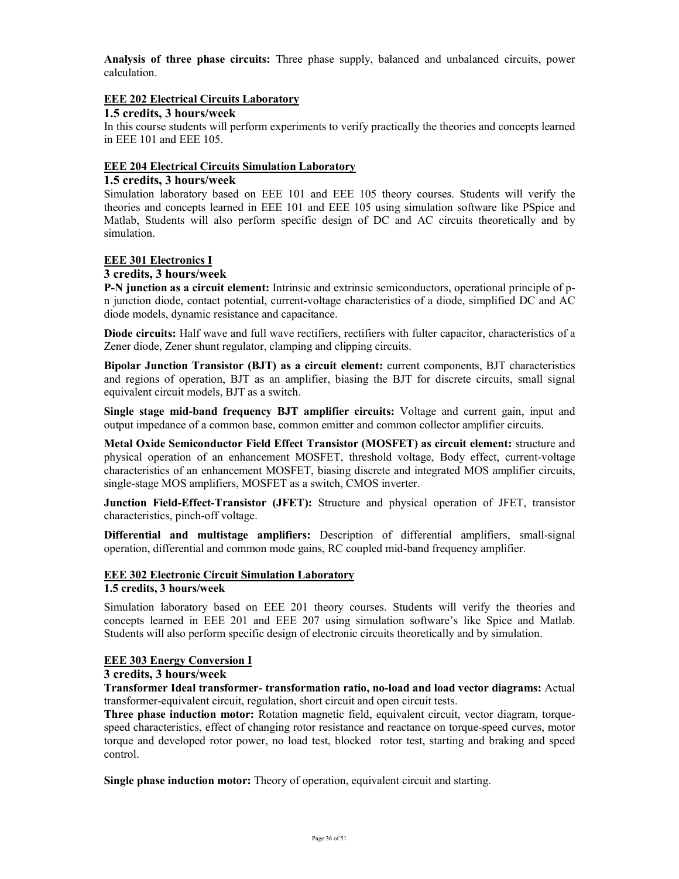**Analysis of three phase circuits:** Three phase supply, balanced and unbalanced circuits, power calculation.

### EEE 202 Electrical Circuits Laboratory

**1.5 credits, 3 hours/week**

In this course students will perform experiments to verify practically the theories and concepts learned in EEE 101 and EEE 105.

### EEE 204 Electrical Circuits Simulation Laboratory

**1.5 credits, 3 hours/week**

Simulation laboratory based on EEE 101 and EEE 105 theory courses. Students will verify the theories and concepts learned in EEE 101 and EEE 105 using simulation software like PSpice and Matlab, Students will also perform specific design of DC and AC circuits theoretically and by simulation.

### EEE 301 Electronics I

**3 credits, 3 hours/week**

**P-N junction as a circuit element:** Intrinsic and extrinsic semiconductors, operational principle of p-n junction diode, contact potential, current-voltage characteristics of a diode, simplified DC and AC diode models, dynamic resistance and capacitance.

**Diode circuits:** Half wave and full wave rectifiers, rectifiers with fulter capacitor, characteristics of a Zener diode, Zener shunt regulator, clamping and clipping circuits.

**Bipolar Junction Transistor (BJT) as a circuit element:** current components, BJT characteristics and regions of operation, BJT as an amplifier, biasing the BJT for discrete circuits, small signal equivalent circuit models, BJT as a switch.

**Single stage mid-band frequency BJT amplifier circuits:** Voltage and current gain, input and output impedance of a common base, common emitter and common collector amplifier circuits.

**Metal Oxide Semiconductor Field Effect Transistor (MOSFET) as circuit element:** structure and physical operation of an enhancement MOSFET, threshold voltage, Body effect, current-voltage characteristics of an enhancement MOSFET, biasing discrete and integrated MOS amplifier circuits, single-stage MOS amplifiers, MOSFET as a switch, CMOS inverter.

**Junction Field-Effect-Transistor (JFET):** Structure and physical operation of JFET, transistor characteristics, pinch-off voltage.

**Differential and multistage amplifiers:** Description of differential amplifiers, small-signal operation, differential and common mode gains, RC coupled mid-band frequency amplifier.

### EEE 302 Electronic Circuit Simulation Laboratory

**1.5 credits, 3 hours/week**

Simulation laboratory based on EEE 201 theory courses. Students will verify the theories and concepts learned in EEE 201 and EEE 207 using simulation software's like Spice and Matlab. Students will also perform specific design of electronic circuits theoretically and by simulation.

### EEE 303 Energy Conversion I

**3 credits, 3 hours/week**

**Transformer Ideal transformer- transformation ratio, no-load and load vector diagrams:** Actual transformer-equivalent circuit, regulation, short circuit and open circuit tests.

**Three phase induction motor:** Rotation magnetic field, equivalent circuit, vector diagram, torque-speed characteristics, effect of changing rotor resistance and reactance on torque-speed curves, motor torque and developed rotor power, no load test, blocked rotor test, starting and braking and speed control.

**Single phase induction motor:** Theory of operation, equivalent circuit and starting.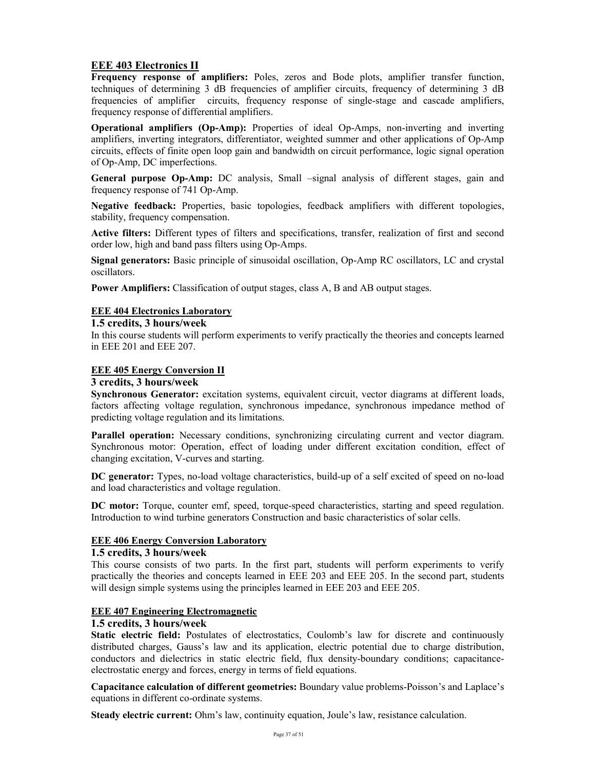### EEE 403 Electronics II

**Frequency response of amplifiers:** Poles, zeros and Bode plots, amplifier transfer function, techniques of determining 3 dB frequencies of amplifier circuits, frequency of determining 3 dB frequencies of amplifier circuits, frequency response of single-stage and cascade amplifiers, frequency response of differential amplifiers.

**Operational amplifiers (Op-Amp):** Properties of ideal Op-Amps, non-inverting and inverting amplifiers, inverting integrators, differentiator, weighted summer and other applications of Op-Amp circuits, effects of finite open loop gain and bandwidth on circuit performance, logic signal operation of Op-Amp, DC imperfections.

**General purpose Op-Amp:** DC analysis, Small –signal analysis of different stages, gain and frequency response of 741 Op-Amp.

**Negative feedback:** Properties, basic topologies, feedback amplifiers with different topologies, stability, frequency compensation.

**Active filters:** Different types of filters and specifications, transfer, realization of first and second order low, high and band pass filters using Op-Amps.

**Signal generators:** Basic principle of sinusoidal oscillation, Op-Amp RC oscillators, LC and crystal oscillators.

**Power Amplifiers:** Classification of output stages, class A, B and AB output stages.

### EEE 404 Electronics Laboratory

**1.5 credits, 3 hours/week**

In this course students will perform experiments to verify practically the theories and concepts learned in EEE 201 and EEE 207.

### EEE 405 Energy Conversion II

**3 credits, 3 hours/week**

**Synchronous Generator:** excitation systems, equivalent circuit, vector diagrams at different loads, factors affecting voltage regulation, synchronous impedance, synchronous impedance method of predicting voltage regulation and its limitations.

**Parallel operation:** Necessary conditions, synchronizing circulating current and vector diagram. Synchronous motor: Operation, effect of loading under different excitation condition, effect of changing excitation, V-curves and starting.

**DC generator:** Types, no-load voltage characteristics, build-up of a self excited of speed on no-load and load characteristics and voltage regulation.

**DC motor:** Torque, counter emf, speed, torque-speed characteristics, starting and speed regulation. Introduction to wind turbine generators Construction and basic characteristics of solar cells.

### EEE 406 Energy Conversion Laboratory

**1.5 credits, 3 hours/week**

This course consists of two parts. In the first part, students will perform experiments to verify practically the theories and concepts learned in EEE 203 and EEE 205. In the second part, students will design simple systems using the principles learned in EEE 203 and EEE 205.

### EEE 407 Engineering Electromagnetic

**1.5 credits, 3 hours/week**

**Static electric field:** Postulates of electrostatics, Coulomb's law for discrete and continuously distributed charges, Gauss's law and its application, electric potential due to charge distribution, conductors and dielectrics in static electric field, flux density-boundary conditions; capacitance-electrostatic energy and forces, energy in terms of field equations.

**Capacitance calculation of different geometries:** Boundary value problems-Poisson's and Laplace's equations in different co-ordinate systems.

**Steady electric current:** Ohm's law, continuity equation, Joule's law, resistance calculation.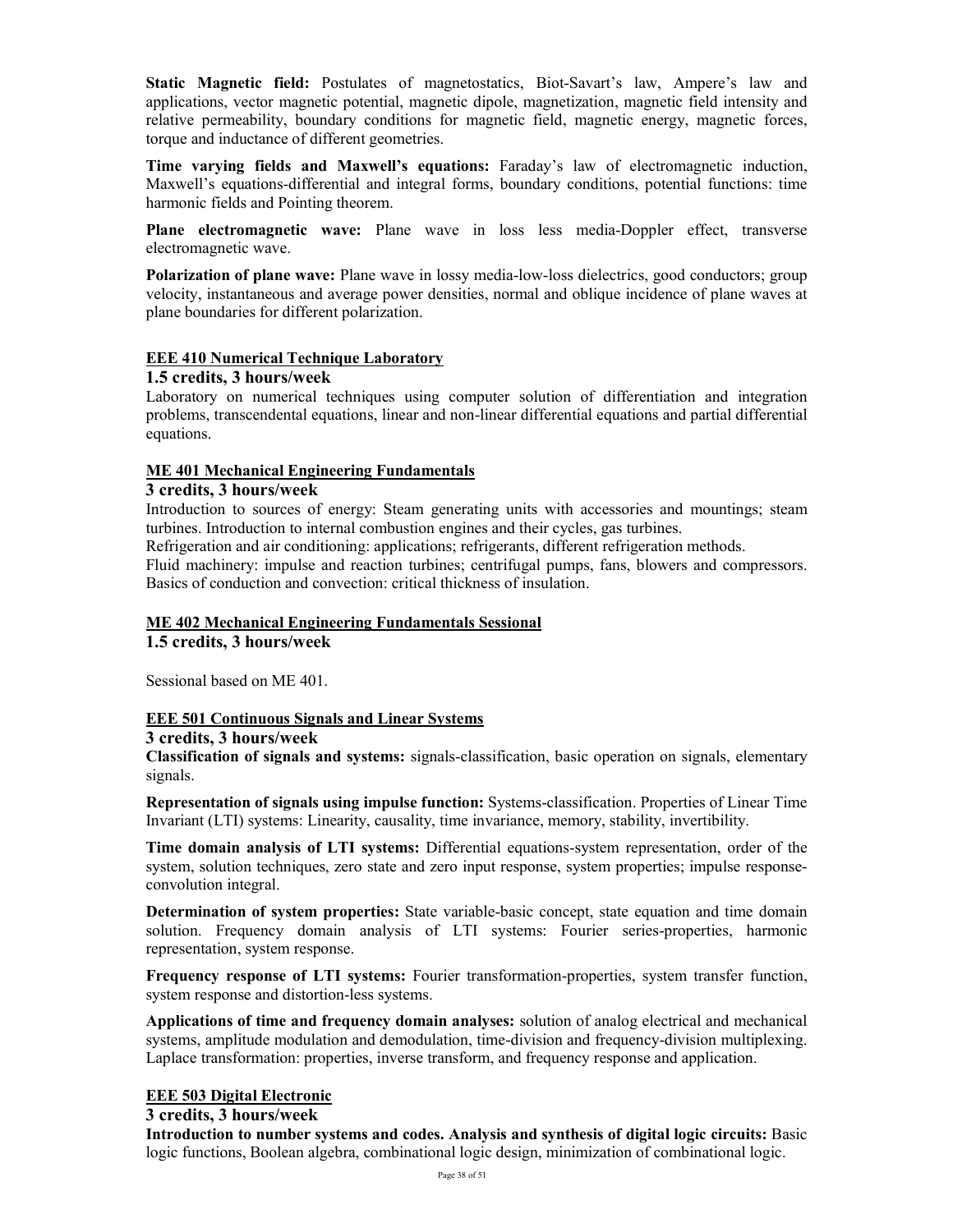**Static Magnetic field:** Postulates of magnetostatics, Biot-Savart's law, Ampere's law and applications, vector magnetic potential, magnetic dipole, magnetization, magnetic field intensity and relative permeability, boundary conditions for magnetic field, magnetic energy, magnetic forces, torque and inductance of different geometries.

**Time varying fields and Maxwell's equations:** Faraday's law of electromagnetic induction, Maxwell's equations-differential and integral forms, boundary conditions, potential functions: time harmonic fields and Pointing theorem.

**Plane electromagnetic wave:** Plane wave in loss less media-Doppler effect, transverse electromagnetic wave.

**Polarization of plane wave:** Plane wave in lossy media-low-loss dielectrics, good conductors; group velocity, instantaneous and average power densities, normal and oblique incidence of plane waves at plane boundaries for different polarization.

### EEE 410 Numerical Technique Laboratory

**1.5 credits, 3 hours/week**

Laboratory on numerical techniques using computer solution of differentiation and integration problems, transcendental equations, linear and non-linear differential equations and partial differential equations.

### ME 401 Mechanical Engineering Fundamentals

**3 credits, 3 hours/week**

Introduction to sources of energy: Steam generating units with accessories and mountings; steam turbines. Introduction to internal combustion engines and their cycles, gas turbines.

Refrigeration and air conditioning: applications; refrigerants, different refrigeration methods.

Fluid machinery: impulse and reaction turbines; centrifugal pumps, fans, blowers and compressors. Basics of conduction and convection: critical thickness of insulation.

### ME 402 Mechanical Engineering Fundamentals Sessional

**1.5 credits, 3 hours/week**

Sessional based on ME 401.

### EEE 501 Continuous Signals and Linear Systems

**3 credits, 3 hours/week**

**Classification of signals and systems:** signals-classification, basic operation on signals, elementary signals.

**Representation of signals using impulse function:** Systems-classification. Properties of Linear Time Invariant (LTI) systems: Linearity, causality, time invariance, memory, stability, invertibility.

**Time domain analysis of LTI systems:** Differential equations-system representation, order of the system, solution techniques, zero state and zero input response, system properties; impulse response-convolution integral.

**Determination of system properties:** State variable-basic concept, state equation and time domain solution. Frequency domain analysis of LTI systems: Fourier series-properties, harmonic representation, system response.

**Frequency response of LTI systems:** Fourier transformation-properties, system transfer function, system response and distortion-less systems.

**Applications of time and frequency domain analyses:** solution of analog electrical and mechanical systems, amplitude modulation and demodulation, time-division and frequency-division multiplexing. Laplace transformation: properties, inverse transform, and frequency response and application.

### EEE 503 Digital Electronic

**3 credits, 3 hours/week**

**Introduction to number systems and codes. Analysis and synthesis of digital logic circuits:** Basic logic functions, Boolean algebra, combinational logic design, minimization of combinational logic.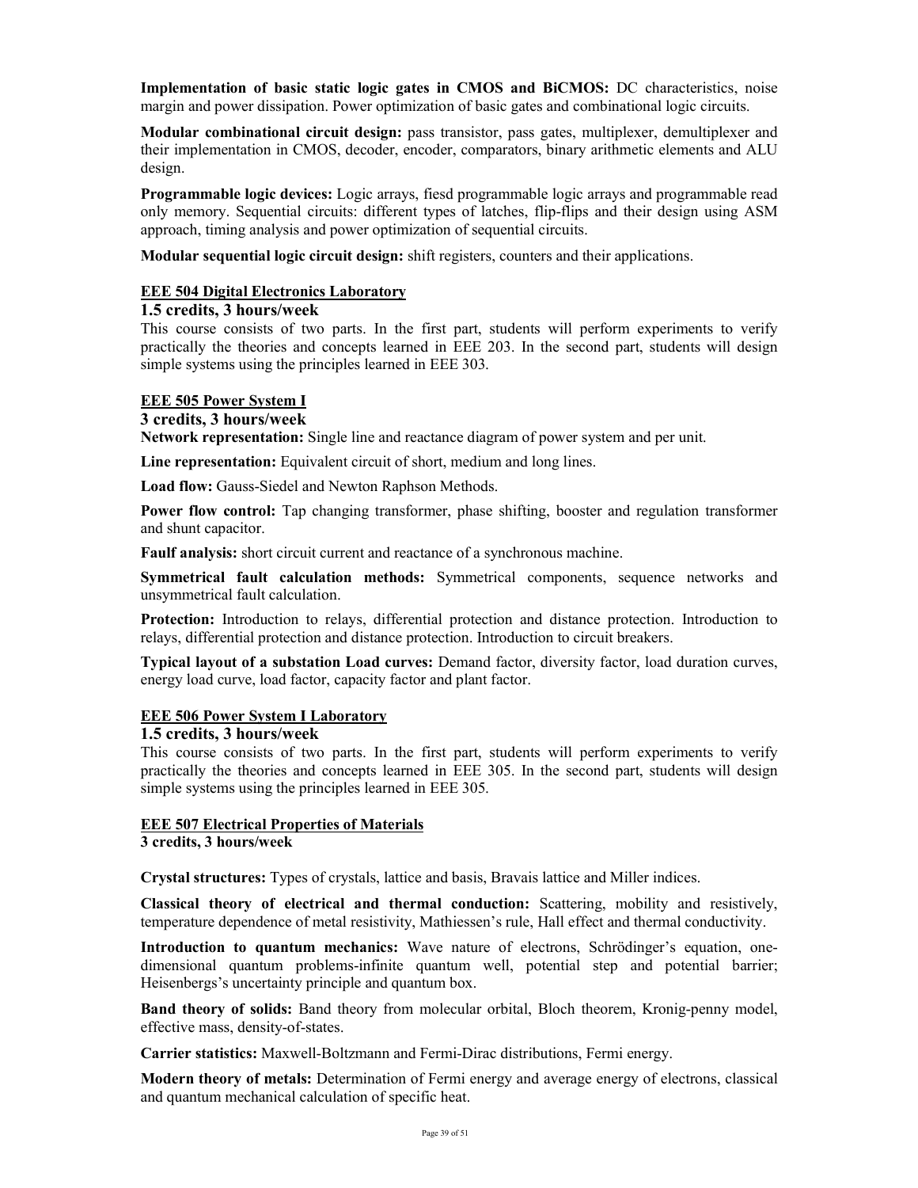**Implementation of basic static logic gates in CMOS and BiCMOS:** DC characteristics, noise margin and power dissipation. Power optimization of basic gates and combinational logic circuits.

**Modular combinational circuit design:** pass transistor, pass gates, multiplexer, demultiplexer and their implementation in CMOS, decoder, encoder, comparators, binary arithmetic elements and ALU design.

**Programmable logic devices:** Logic arrays, fiesd programmable logic arrays and programmable read only memory. Sequential circuits: different types of latches, flip-flips and their design using ASM approach, timing analysis and power optimization of sequential circuits.

**Modular sequential logic circuit design:** shift registers, counters and their applications.

### EEE 504 Digital Electronics Laboratory

**1.5 credits, 3 hours/week**

This course consists of two parts. In the first part, students will perform experiments to verify practically the theories and concepts learned in EEE 203. In the second part, students will design simple systems using the principles learned in EEE 303.

### EEE 505 Power System I

**3 credits, 3 hours/week**

**Network representation:** Single line and reactance diagram of power system and per unit.

**Line representation:** Equivalent circuit of short, medium and long lines.

**Load flow:** Gauss-Siedel and Newton Raphson Methods.

**Power flow control:** Tap changing transformer, phase shifting, booster and regulation transformer and shunt capacitor.

**Faulf analysis:** short circuit current and reactance of a synchronous machine.

**Symmetrical fault calculation methods:** Symmetrical components, sequence networks and unsymmetrical fault calculation.

**Protection:** Introduction to relays, differential protection and distance protection. Introduction to relays, differential protection and distance protection. Introduction to circuit breakers.

**Typical layout of a substation Load curves:** Demand factor, diversity factor, load duration curves, energy load curve, load factor, capacity factor and plant factor.

### EEE 506 Power System I Laboratory

**1.5 credits, 3 hours/week**

This course consists of two parts. In the first part, students will perform experiments to verify practically the theories and concepts learned in EEE 305. In the second part, students will design simple systems using the principles learned in EEE 305.

### EEE 507 Electrical Properties of Materials

**3 credits, 3 hours/week**

**Crystal structures:** Types of crystals, lattice and basis, Bravais lattice and Miller indices.

**Classical theory of electrical and thermal conduction:** Scattering, mobility and resistively, temperature dependence of metal resistivity, Mathiessen's rule, Hall effect and thermal conductivity.

**Introduction to quantum mechanics:** Wave nature of electrons, Schrödinger's equation, one-dimensional quantum problems-infinite quantum well, potential step and potential barrier; Heisenbergs's uncertainty principle and quantum box.

**Band theory of solids:** Band theory from molecular orbital, Bloch theorem, Kronig-penny model, effective mass, density-of-states.

**Carrier statistics:** Maxwell-Boltzmann and Fermi-Dirac distributions, Fermi energy.

**Modern theory of metals:** Determination of Fermi energy and average energy of electrons, classical and quantum mechanical calculation of specific heat.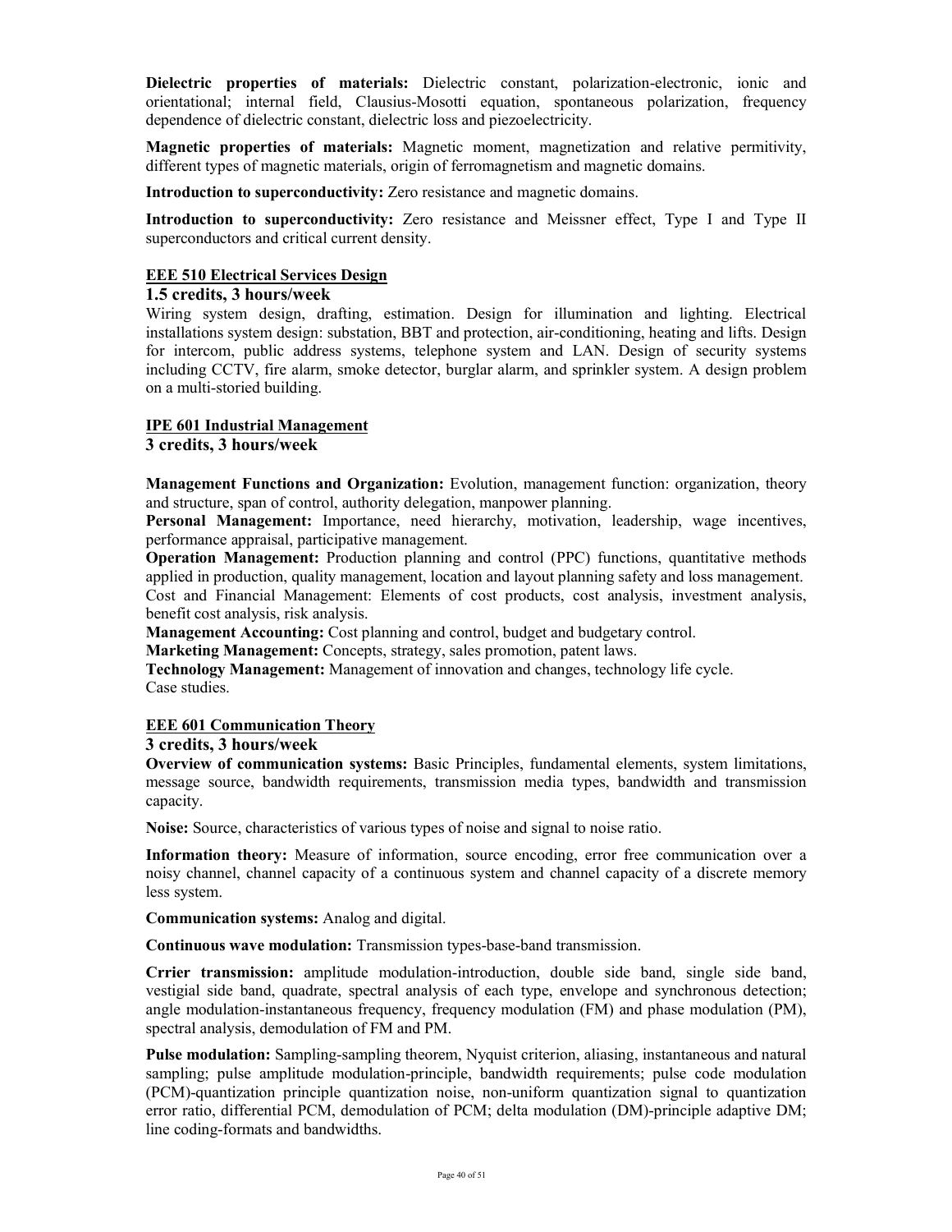**Dielectric properties of materials:** Dielectric constant, polarization-electronic, ionic and orientational; internal field, Clausius-Mosotti equation, spontaneous polarization, frequency dependence of dielectric constant, dielectric loss and piezoelectricity.

**Magnetic properties of materials:** Magnetic moment, magnetization and relative permitivity, different types of magnetic materials, origin of ferromagnetism and magnetic domains.

**Introduction to superconductivity:** Zero resistance and magnetic domains.

**Introduction to superconductivity:** Zero resistance and Meissner effect, Type I and Type II superconductors and critical current density.

### EEE 510 Electrical Services Design

**1.5 credits, 3 hours/week**

Wiring system design, drafting, estimation. Design for illumination and lighting. Electrical installations system design: substation, BBT and protection, air-conditioning, heating and lifts. Design for intercom, public address systems, telephone system and LAN. Design of security systems including CCTV, fire alarm, smoke detector, burglar alarm, and sprinkler system. A design problem on a multi-storied building.

### IPE 601 Industrial Management

**3 credits, 3 hours/week**

**Management Functions and Organization:** Evolution, management function: organization, theory and structure, span of control, authority delegation, manpower planning.

**Personal Management:** Importance, need hierarchy, motivation, leadership, wage incentives, performance appraisal, participative management.

**Operation Management:** Production planning and control (PPC) functions, quantitative methods applied in production, quality management, location and layout planning safety and loss management.

Cost and Financial Management: Elements of cost products, cost analysis, investment analysis, benefit cost analysis, risk analysis.

**Management Accounting:** Cost planning and control, budget and budgetary control.

**Marketing Management:** Concepts, strategy, sales promotion, patent laws.

**Technology Management:** Management of innovation and changes, technology life cycle.

Case studies.

### EEE 601 Communication Theory

**3 credits, 3 hours/week**

**Overview of communication systems:** Basic Principles, fundamental elements, system limitations, message source, bandwidth requirements, transmission media types, bandwidth and transmission capacity.

**Noise:** Source, characteristics of various types of noise and signal to noise ratio.

**Information theory:** Measure of information, source encoding, error free communication over a noisy channel, channel capacity of a continuous system and channel capacity of a discrete memory less system.

**Communication systems:** Analog and digital.

**Continuous wave modulation:** Transmission types-base-band transmission.

**Crrier transmission:** amplitude modulation-introduction, double side band, single side band, vestigial side band, quadrate, spectral analysis of each type, envelope and synchronous detection; angle modulation-instantaneous frequency, frequency modulation (FM) and phase modulation (PM), spectral analysis, demodulation of FM and PM.

**Pulse modulation:** Sampling-sampling theorem, Nyquist criterion, aliasing, instantaneous and natural sampling; pulse amplitude modulation-principle, bandwidth requirements; pulse code modulation (PCM)-quantization principle quantization noise, non-uniform quantization signal to quantization error ratio, differential PCM, demodulation of PCM; delta modulation (DM)-principle adaptive DM; line coding-formats and bandwidths.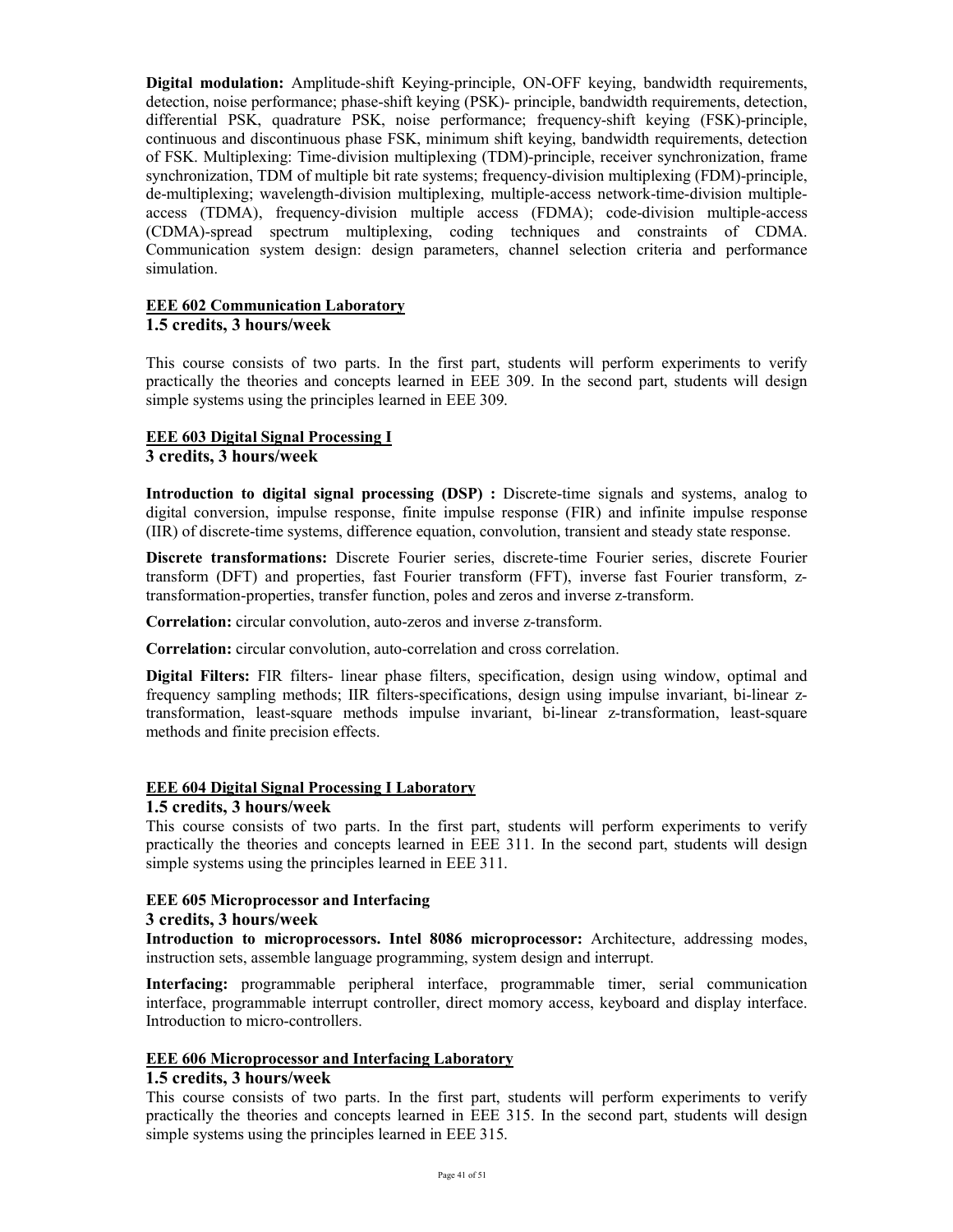**Digital modulation:** Amplitude-shift Keying-principle, ON-OFF keying, bandwidth requirements, detection, noise performance; phase-shift keying (PSK)- principle, bandwidth requirements, detection, differential PSK, quadrature PSK, noise performance; frequency-shift keying (FSK)-principle, continuous and discontinuous phase FSK, minimum shift keying, bandwidth requirements, detection of FSK. Multiplexing: Time-division multiplexing (TDM)-principle, receiver synchronization, frame synchronization, TDM of multiple bit rate systems; frequency-division multiplexing (FDM)-principle, de-multiplexing; wavelength-division multiplexing, multiple-access network-time-division multiple-access (TDMA), frequency-division multiple access (FDMA); code-division multiple-access (CDMA)-spread spectrum multiplexing, coding techniques and constraints of CDMA. Communication system design: design parameters, channel selection criteria and performance simulation.

### EEE 602 Communication Laboratory
**1.5 credits, 3 hours/week**

This course consists of two parts. In the first part, students will perform experiments to verify practically the theories and concepts learned in EEE 309. In the second part, students will design simple systems using the principles learned in EEE 309.

### EEE 603 Digital Signal Processing I
**3 credits, 3 hours/week**

**Introduction to digital signal processing (DSP) :** Discrete-time signals and systems, analog to digital conversion, impulse response, finite impulse response (FIR) and infinite impulse response (IIR) of discrete-time systems, difference equation, convolution, transient and steady state response.

**Discrete transformations:** Discrete Fourier series, discrete-time Fourier series, discrete Fourier transform (DFT) and properties, fast Fourier transform (FFT), inverse fast Fourier transform, z-transformation-properties, transfer function, poles and zeros and inverse z-transform.

**Correlation:** circular convolution, auto-zeros and inverse z-transform.

**Correlation:** circular convolution, auto-correlation and cross correlation.

**Digital Filters:** FIR filters- linear phase filters, specification, design using window, optimal and frequency sampling methods; IIR filters-specifications, design using impulse invariant, bi-linear z-transformation, least-square methods impulse invariant, bi-linear z-transformation, least-square methods and finite precision effects.

### EEE 604 Digital Signal Processing I Laboratory
**1.5 credits, 3 hours/week**

This course consists of two parts. In the first part, students will perform experiments to verify practically the theories and concepts learned in EEE 311. In the second part, students will design simple systems using the principles learned in EEE 311.

### EEE 605 Microprocessor and Interfacing
**3 credits, 3 hours/week**

**Introduction to microprocessors. Intel 8086 microprocessor:** Architecture, addressing modes, instruction sets, assemble language programming, system design and interrupt.

**Interfacing:** programmable peripheral interface, programmable timer, serial communication interface, programmable interrupt controller, direct momory access, keyboard and display interface. Introduction to micro-controllers.

### EEE 606 Microprocessor and Interfacing Laboratory
**1.5 credits, 3 hours/week**

This course consists of two parts. In the first part, students will perform experiments to verify practically the theories and concepts learned in EEE 315. In the second part, students will design simple systems using the principles learned in EEE 315.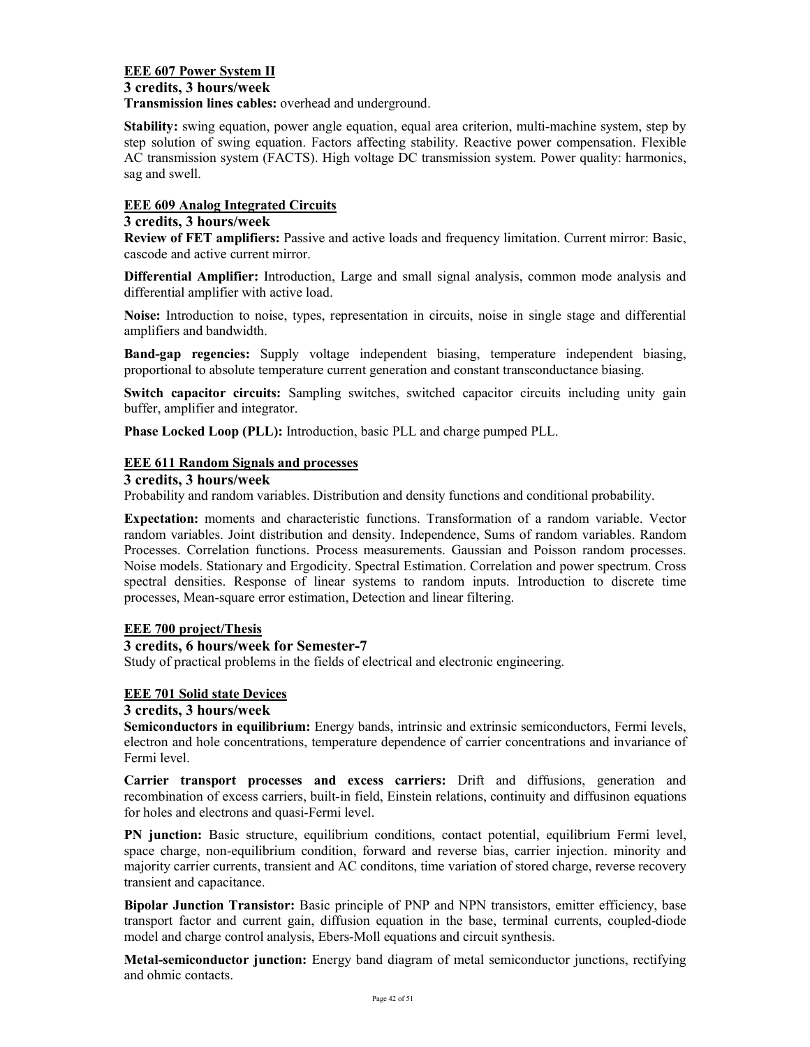### EEE 607 Power System II

**3 credits, 3 hours/week**

**Transmission lines cables:** overhead and underground.

**Stability:** swing equation, power angle equation, equal area criterion, multi-machine system, step by step solution of swing equation. Factors affecting stability. Reactive power compensation. Flexible AC transmission system (FACTS). High voltage DC transmission system. Power quality: harmonics, sag and swell.

### EEE 609 Analog Integrated Circuits

**3 credits, 3 hours/week**

**Review of FET amplifiers:** Passive and active loads and frequency limitation. Current mirror: Basic, cascode and active current mirror.

**Differential Amplifier:** Introduction, Large and small signal analysis, common mode analysis and differential amplifier with active load.

**Noise:** Introduction to noise, types, representation in circuits, noise in single stage and differential amplifiers and bandwidth.

**Band-gap regencies:** Supply voltage independent biasing, temperature independent biasing, proportional to absolute temperature current generation and constant transconductance biasing.

**Switch capacitor circuits:** Sampling switches, switched capacitor circuits including unity gain buffer, amplifier and integrator.

**Phase Locked Loop (PLL):** Introduction, basic PLL and charge pumped PLL.

### EEE 611 Random Signals and processes

**3 credits, 3 hours/week**

Probability and random variables. Distribution and density functions and conditional probability.

**Expectation:** moments and characteristic functions. Transformation of a random variable. Vector random variables. Joint distribution and density. Independence, Sums of random variables. Random Processes. Correlation functions. Process measurements. Gaussian and Poisson random processes. Noise models. Stationary and Ergodicity. Spectral Estimation. Correlation and power spectrum. Cross spectral densities. Response of linear systems to random inputs. Introduction to discrete time processes, Mean-square error estimation, Detection and linear filtering.

### EEE 700 project/Thesis

**3 credits, 6 hours/week for Semester-7**

Study of practical problems in the fields of electrical and electronic engineering.

### EEE 701 Solid state Devices

**3 credits, 3 hours/week**

**Semiconductors in equilibrium:** Energy bands, intrinsic and extrinsic semiconductors, Fermi levels, electron and hole concentrations, temperature dependence of carrier concentrations and invariance of Fermi level.

**Carrier transport processes and excess carriers:** Drift and diffusions, generation and recombination of excess carriers, built-in field, Einstein relations, continuity and diffusinon equations for holes and electrons and quasi-Fermi level.

**PN junction:** Basic structure, equilibrium conditions, contact potential, equilibrium Fermi level, space charge, non-equilibrium condition, forward and reverse bias, carrier injection. minority and majority carrier currents, transient and AC conditons, time variation of stored charge, reverse recovery transient and capacitance.

**Bipolar Junction Transistor:** Basic principle of PNP and NPN transistors, emitter efficiency, base transport factor and current gain, diffusion equation in the base, terminal currents, coupled-diode model and charge control analysis, Ebers-Moll equations and circuit synthesis.

**Metal-semiconductor junction:** Energy band diagram of metal semiconductor junctions, rectifying and ohmic contacts.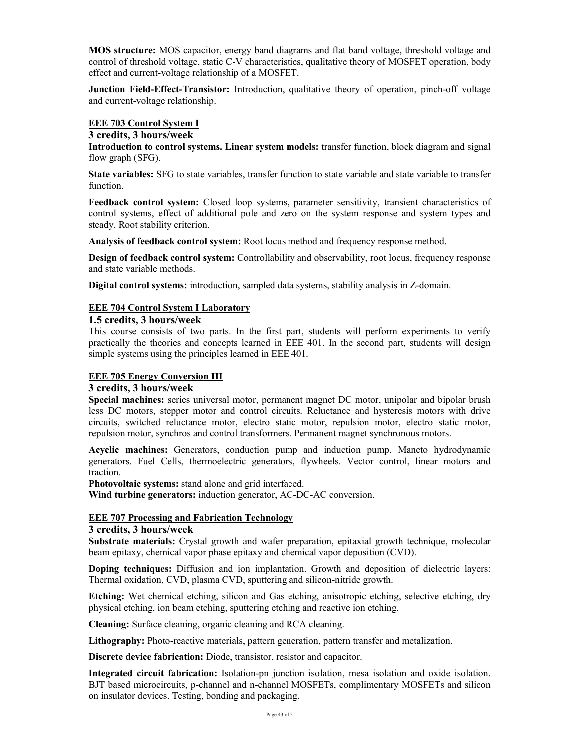**MOS structure:** MOS capacitor, energy band diagrams and flat band voltage, threshold voltage and control of threshold voltage, static C-V characteristics, qualitative theory of MOSFET operation, body effect and current-voltage relationship of a MOSFET.

**Junction Field-Effect-Transistor:** Introduction, qualitative theory of operation, pinch-off voltage and current-voltage relationship.

### EEE 703 Control System I

**3 credits, 3 hours/week**

**Introduction to control systems. Linear system models:** transfer function, block diagram and signal flow graph (SFG).

**State variables:** SFG to state variables, transfer function to state variable and state variable to transfer function.

**Feedback control system:** Closed loop systems, parameter sensitivity, transient characteristics of control systems, effect of additional pole and zero on the system response and system types and steady. Root stability criterion.

**Analysis of feedback control system:** Root locus method and frequency response method.

**Design of feedback control system:** Controllability and observability, root locus, frequency response and state variable methods.

**Digital control systems:** introduction, sampled data systems, stability analysis in Z-domain.

### EEE 704 Control System I Laboratory

**1.5 credits, 3 hours/week**

This course consists of two parts. In the first part, students will perform experiments to verify practically the theories and concepts learned in EEE 401. In the second part, students will design simple systems using the principles learned in EEE 401.

### EEE 705 Energy Conversion III

**3 credits, 3 hours/week**

**Special machines:** series universal motor, permanent magnet DC motor, unipolar and bipolar brush less DC motors, stepper motor and control circuits. Reluctance and hysteresis motors with drive circuits, switched reluctance motor, electro static motor, repulsion motor, electro static motor, repulsion motor, synchros and control transformers. Permanent magnet synchronous motors.

**Acyclic machines:** Generators, conduction pump and induction pump. Maneto hydrodynamic generators. Fuel Cells, thermoelectric generators, flywheels. Vector control, linear motors and traction.

**Photovoltaic systems:** stand alone and grid interfaced.

**Wind turbine generators:** induction generator, AC-DC-AC conversion.

### EEE 707 Processing and Fabrication Technology

**3 credits, 3 hours/week**

**Substrate materials:** Crystal growth and wafer preparation, epitaxial growth technique, molecular beam epitaxy, chemical vapor phase epitaxy and chemical vapor deposition (CVD).

**Doping techniques:** Diffusion and ion implantation. Growth and deposition of dielectric layers: Thermal oxidation, CVD, plasma CVD, sputtering and silicon-nitride growth.

**Etching:** Wet chemical etching, silicon and Gas etching, anisotropic etching, selective etching, dry physical etching, ion beam etching, sputtering etching and reactive ion etching.

**Cleaning:** Surface cleaning, organic cleaning and RCA cleaning.

**Lithography:** Photo-reactive materials, pattern generation, pattern transfer and metalization.

**Discrete device fabrication:** Diode, transistor, resistor and capacitor.

**Integrated circuit fabrication:** Isolation-pn junction isolation, mesa isolation and oxide isolation. BJT based microcircuits, p-channel and n-channel MOSFETs, complimentary MOSFETs and silicon on insulator devices. Testing, bonding and packaging.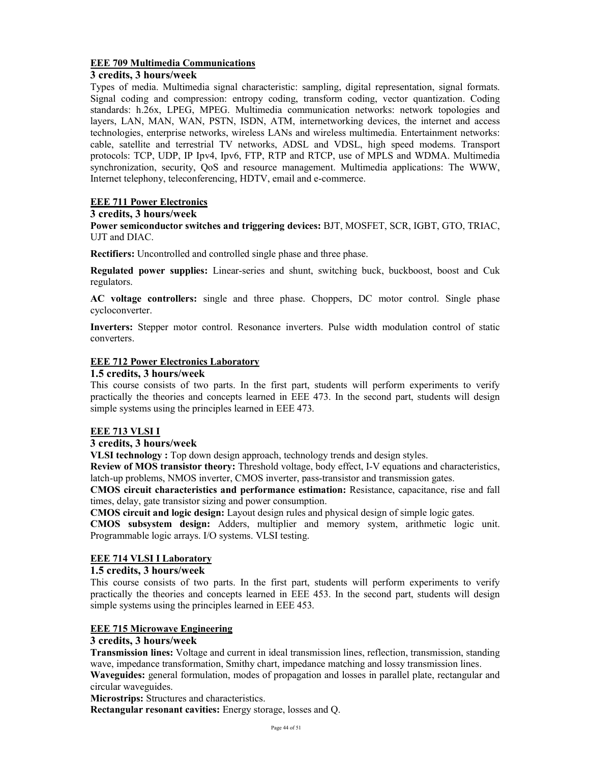### EEE 709 Multimedia Communications

**3 credits, 3 hours/week**

Types of media. Multimedia signal characteristic: sampling, digital representation, signal formats. Signal coding and compression: entropy coding, transform coding, vector quantization. Coding standards: h.26x, LPEG, MPEG. Multimedia communication networks: network topologies and layers, LAN, MAN, WAN, PSTN, ISDN, ATM, internetworking devices, the internet and access technologies, enterprise networks, wireless LANs and wireless multimedia. Entertainment networks: cable, satellite and terrestrial TV networks, ADSL and VDSL, high speed modems. Transport protocols: TCP, UDP, IP Ipv4, Ipv6, FTP, RTP and RTCP, use of MPLS and WDMA. Multimedia synchronization, security, QoS and resource management. Multimedia applications: The WWW, Internet telephony, teleconferencing, HDTV, email and e-commerce.

### EEE 711 Power Electronics

**3 credits, 3 hours/week**

**Power semiconductor switches and triggering devices:** BJT, MOSFET, SCR, IGBT, GTO, TRIAC, UJT and DIAC.

**Rectifiers:** Uncontrolled and controlled single phase and three phase.

**Regulated power supplies:** Linear-series and shunt, switching buck, buckboost, boost and Cuk regulators.

**AC voltage controllers:** single and three phase. Choppers, DC motor control. Single phase cycloconverter.

**Inverters:** Stepper motor control. Resonance inverters. Pulse width modulation control of static converters.

### EEE 712 Power Electronics Laboratory

**1.5 credits, 3 hours/week**

This course consists of two parts. In the first part, students will perform experiments to verify practically the theories and concepts learned in EEE 473. In the second part, students will design simple systems using the principles learned in EEE 473.

### EEE 713 VLSI I

**3 credits, 3 hours/week**

**VLSI technology :** Top down design approach, technology trends and design styles.

**Review of MOS transistor theory:** Threshold voltage, body effect, I-V equations and characteristics, latch-up problems, NMOS inverter, CMOS inverter, pass-transistor and transmission gates.

**CMOS circuit characteristics and performance estimation:** Resistance, capacitance, rise and fall times, delay, gate transistor sizing and power consumption.

**CMOS circuit and logic design:** Layout design rules and physical design of simple logic gates.

**CMOS subsystem design:** Adders, multiplier and memory system, arithmetic logic unit. Programmable logic arrays. I/O systems. VLSI testing.

### EEE 714 VLSI I Laboratory

**1.5 credits, 3 hours/week**

This course consists of two parts. In the first part, students will perform experiments to verify practically the theories and concepts learned in EEE 453. In the second part, students will design simple systems using the principles learned in EEE 453.

### EEE 715 Microwave Engineering

**3 credits, 3 hours/week**

**Transmission lines:** Voltage and current in ideal transmission lines, reflection, transmission, standing wave, impedance transformation, Smithy chart, impedance matching and lossy transmission lines.

**Waveguides:** general formulation, modes of propagation and losses in parallel plate, rectangular and circular waveguides.

**Microstrips:** Structures and characteristics.

**Rectangular resonant cavities:** Energy storage, losses and Q.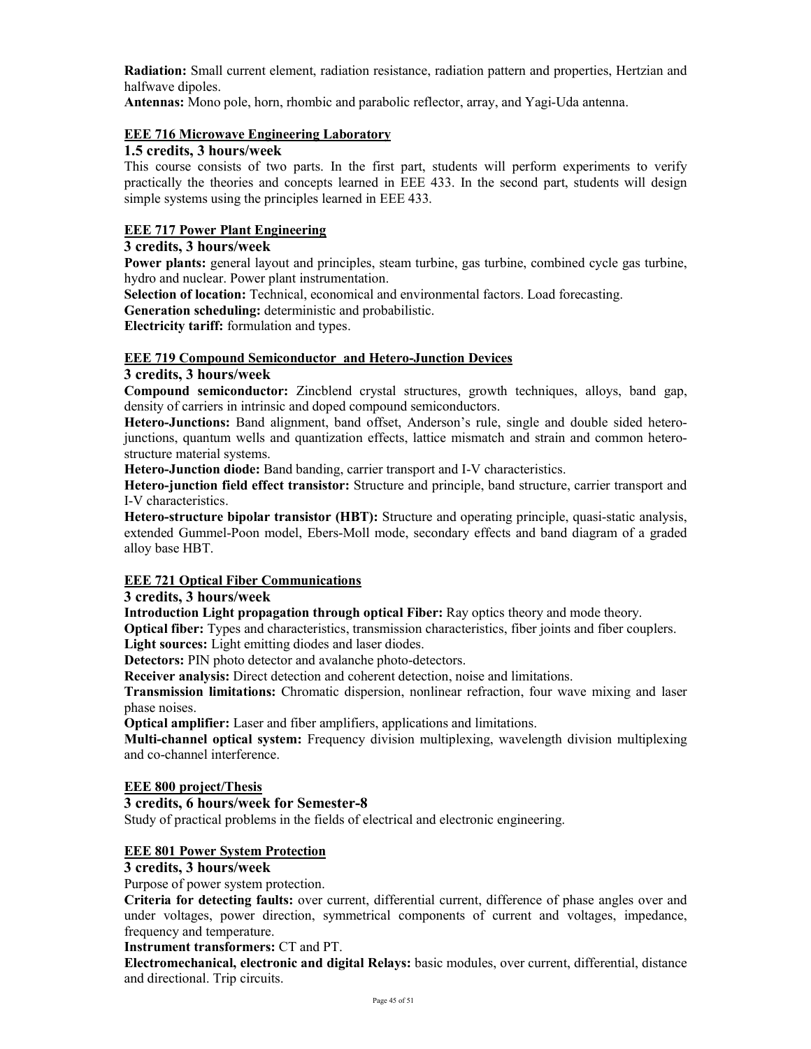**Radiation:** Small current element, radiation resistance, radiation pattern and properties, Hertzian and halfwave dipoles.

**Antennas:** Mono pole, horn, rhombic and parabolic reflector, array, and Yagi-Uda antenna.

### EEE 716 Microwave Engineering Laboratory

**1.5 credits, 3 hours/week**

This course consists of two parts. In the first part, students will perform experiments to verify practically the theories and concepts learned in EEE 433. In the second part, students will design simple systems using the principles learned in EEE 433.

### EEE 717 Power Plant Engineering

**3 credits, 3 hours/week**

**Power plants:** general layout and principles, steam turbine, gas turbine, combined cycle gas turbine, hydro and nuclear. Power plant instrumentation.

**Selection of location:** Technical, economical and environmental factors. Load forecasting.

**Generation scheduling:** deterministic and probabilistic.

**Electricity tariff:** formulation and types.

### EEE 719 Compound Semiconductor and Hetero-Junction Devices

**3 credits, 3 hours/week**

**Compound semiconductor:** Zincblend crystal structures, growth techniques, alloys, band gap, density of carriers in intrinsic and doped compound semiconductors.

**Hetero-Junctions:** Band alignment, band offset, Anderson's rule, single and double sided hetero-junctions, quantum wells and quantization effects, lattice mismatch and strain and common hetero-structure material systems.

**Hetero-Junction diode:** Band banding, carrier transport and I-V characteristics.

**Hetero-junction field effect transistor:** Structure and principle, band structure, carrier transport and I-V characteristics.

**Hetero-structure bipolar transistor (HBT):** Structure and operating principle, quasi-static analysis, extended Gummel-Poon model, Ebers-Moll mode, secondary effects and band diagram of a graded alloy base HBT.

### EEE 721 Optical Fiber Communications

**3 credits, 3 hours/week**

**Introduction Light propagation through optical Fiber:** Ray optics theory and mode theory.

**Optical fiber:** Types and characteristics, transmission characteristics, fiber joints and fiber couplers.

**Light sources:** Light emitting diodes and laser diodes.

**Detectors:** PIN photo detector and avalanche photo-detectors.

**Receiver analysis:** Direct detection and coherent detection, noise and limitations.

**Transmission limitations:** Chromatic dispersion, nonlinear refraction, four wave mixing and laser phase noises.

**Optical amplifier:** Laser and fiber amplifiers, applications and limitations.

**Multi-channel optical system:** Frequency division multiplexing, wavelength division multiplexing and co-channel interference.

### EEE 800 project/Thesis

**3 credits, 6 hours/week for Semester-8**

Study of practical problems in the fields of electrical and electronic engineering.

### EEE 801 Power System Protection

**3 credits, 3 hours/week**

Purpose of power system protection.

**Criteria for detecting faults:** over current, differential current, difference of phase angles over and under voltages, power direction, symmetrical components of current and voltages, impedance, frequency and temperature.

**Instrument transformers:** CT and PT.

**Electromechanical, electronic and digital Relays:** basic modules, over current, differential, distance and directional. Trip circuits.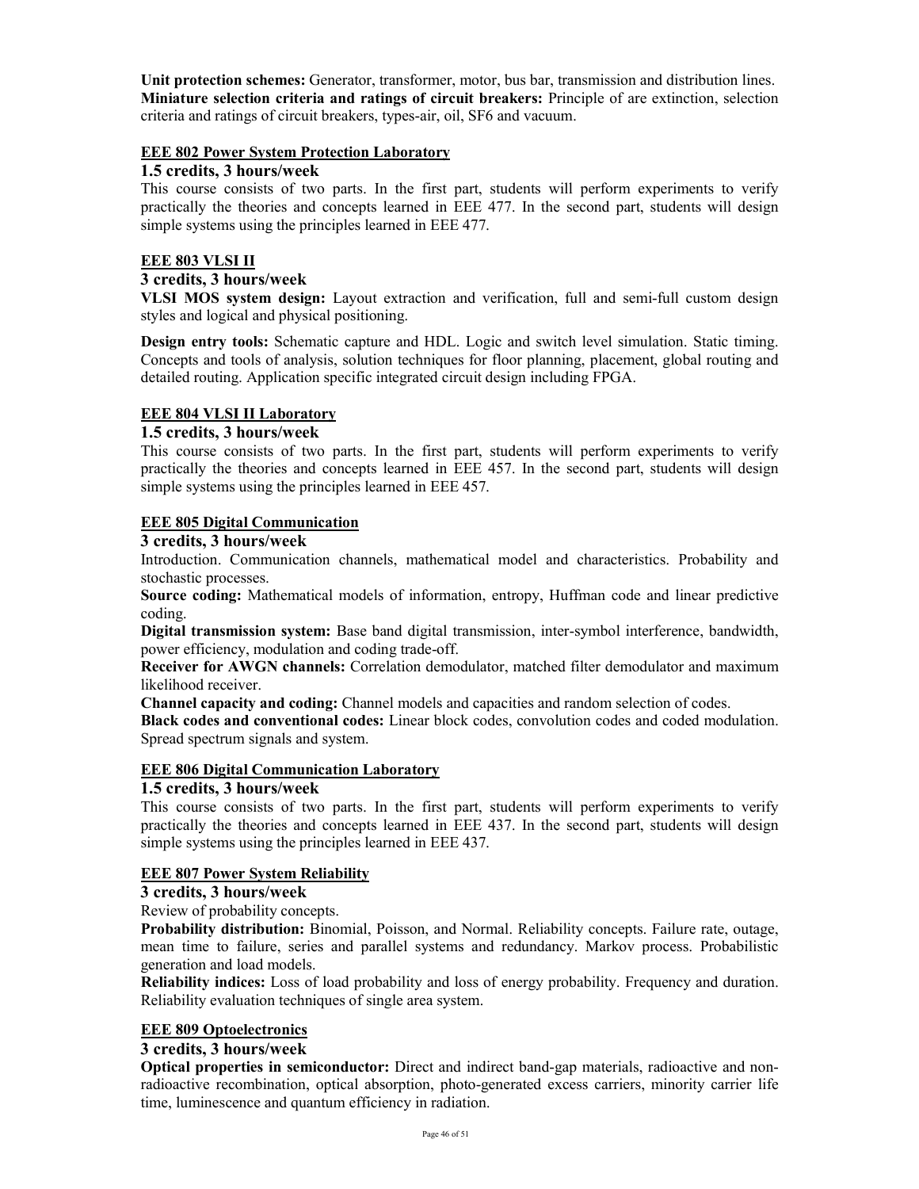**Unit protection schemes:** Generator, transformer, motor, bus bar, transmission and distribution lines.
**Miniature selection criteria and ratings of circuit breakers:** Principle of are extinction, selection criteria and ratings of circuit breakers, types-air, oil, SF6 and vacuum.

### EEE 802 Power System Protection Laboratory

**1.5 credits, 3 hours/week**

This course consists of two parts. In the first part, students will perform experiments to verify practically the theories and concepts learned in EEE 477. In the second part, students will design simple systems using the principles learned in EEE 477.

### EEE 803 VLSI II

**3 credits, 3 hours/week**

**VLSI MOS system design:** Layout extraction and verification, full and semi-full custom design styles and logical and physical positioning.

**Design entry tools:** Schematic capture and HDL. Logic and switch level simulation. Static timing. Concepts and tools of analysis, solution techniques for floor planning, placement, global routing and detailed routing. Application specific integrated circuit design including FPGA.

### EEE 804 VLSI II Laboratory

**1.5 credits, 3 hours/week**

This course consists of two parts. In the first part, students will perform experiments to verify practically the theories and concepts learned in EEE 457. In the second part, students will design simple systems using the principles learned in EEE 457.

### EEE 805 Digital Communication

**3 credits, 3 hours/week**

Introduction. Communication channels, mathematical model and characteristics. Probability and stochastic processes.
**Source coding:** Mathematical models of information, entropy, Huffman code and linear predictive coding.
**Digital transmission system:** Base band digital transmission, inter-symbol interference, bandwidth, power efficiency, modulation and coding trade-off.
**Receiver for AWGN channels:** Correlation demodulator, matched filter demodulator and maximum likelihood receiver.
**Channel capacity and coding:** Channel models and capacities and random selection of codes.
**Black codes and conventional codes:** Linear block codes, convolution codes and coded modulation. Spread spectrum signals and system.

### EEE 806 Digital Communication Laboratory

**1.5 credits, 3 hours/week**

This course consists of two parts. In the first part, students will perform experiments to verify practically the theories and concepts learned in EEE 437. In the second part, students will design simple systems using the principles learned in EEE 437.

### EEE 807 Power System Reliability

**3 credits, 3 hours/week**

Review of probability concepts.
**Probability distribution:** Binomial, Poisson, and Normal. Reliability concepts. Failure rate, outage, mean time to failure, series and parallel systems and redundancy. Markov process. Probabilistic generation and load models.
**Reliability indices:** Loss of load probability and loss of energy probability. Frequency and duration. Reliability evaluation techniques of single area system.

### EEE 809 Optoelectronics

**3 credits, 3 hours/week**

**Optical properties in semiconductor:** Direct and indirect band-gap materials, radioactive and non-radioactive recombination, optical absorption, photo-generated excess carriers, minority carrier life time, luminescence and quantum efficiency in radiation.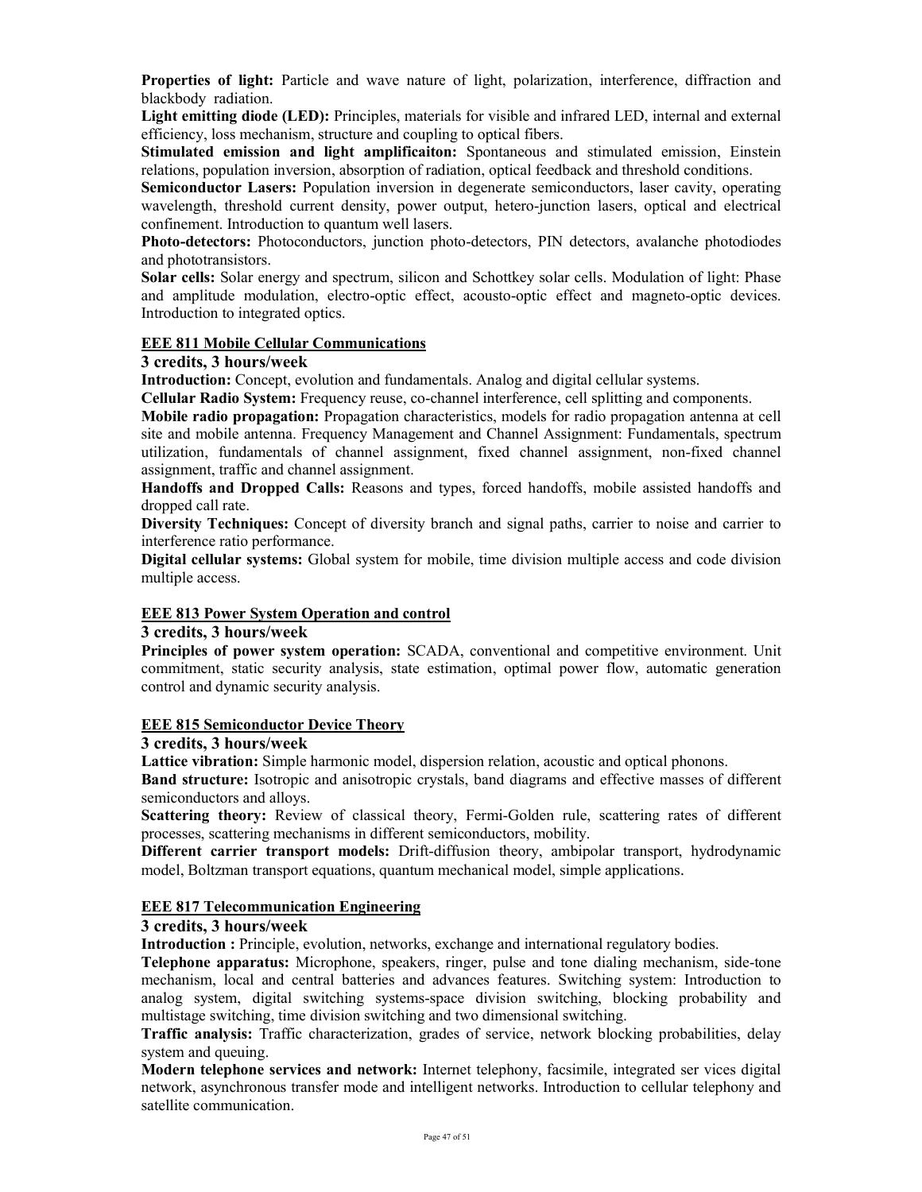**Properties of light:** Particle and wave nature of light, polarization, interference, diffraction and blackbody radiation.

**Light emitting diode (LED):** Principles, materials for visible and infrared LED, internal and external efficiency, loss mechanism, structure and coupling to optical fibers.

**Stimulated emission and light amplificaiton:** Spontaneous and stimulated emission, Einstein relations, population inversion, absorption of radiation, optical feedback and threshold conditions.

**Semiconductor Lasers:** Population inversion in degenerate semiconductors, laser cavity, operating wavelength, threshold current density, power output, hetero-junction lasers, optical and electrical confinement. Introduction to quantum well lasers.

**Photo-detectors:** Photoconductors, junction photo-detectors, PIN detectors, avalanche photodiodes and phototransistors.

**Solar cells:** Solar energy and spectrum, silicon and Schottkey solar cells. Modulation of light: Phase and amplitude modulation, electro-optic effect, acousto-optic effect and magneto-optic devices. Introduction to integrated optics.

## EEE 811 Mobile Cellular Communications

### 3 credits, 3 hours/week

**Introduction:** Concept, evolution and fundamentals. Analog and digital cellular systems.

**Cellular Radio System:** Frequency reuse, co-channel interference, cell splitting and components.

**Mobile radio propagation:** Propagation characteristics, models for radio propagation antenna at cell site and mobile antenna. Frequency Management and Channel Assignment: Fundamentals, spectrum utilization, fundamentals of channel assignment, fixed channel assignment, non-fixed channel assignment, traffic and channel assignment.

**Handoffs and Dropped Calls:** Reasons and types, forced handoffs, mobile assisted handoffs and dropped call rate.

**Diversity Techniques:** Concept of diversity branch and signal paths, carrier to noise and carrier to interference ratio performance.

**Digital cellular systems:** Global system for mobile, time division multiple access and code division multiple access.

## EEE 813 Power System Operation and control

### 3 credits, 3 hours/week

**Principles of power system operation:** SCADA, conventional and competitive environment. Unit commitment, static security analysis, state estimation, optimal power flow, automatic generation control and dynamic security analysis.

## EEE 815 Semiconductor Device Theory

### 3 credits, 3 hours/week

**Lattice vibration:** Simple harmonic model, dispersion relation, acoustic and optical phonons.

**Band structure:** Isotropic and anisotropic crystals, band diagrams and effective masses of different semiconductors and alloys.

**Scattering theory:** Review of classical theory, Fermi-Golden rule, scattering rates of different processes, scattering mechanisms in different semiconductors, mobility.

**Different carrier transport models:** Drift-diffusion theory, ambipolar transport, hydrodynamic model, Boltzman transport equations, quantum mechanical model, simple applications.

## EEE 817 Telecommunication Engineering

### 3 credits, 3 hours/week

**Introduction :** Principle, evolution, networks, exchange and international regulatory bodies.

**Telephone apparatus:** Microphone, speakers, ringer, pulse and tone dialing mechanism, side-tone mechanism, local and central batteries and advances features. Switching system: Introduction to analog system, digital switching systems-space division switching, blocking probability and multistage switching, time division switching and two dimensional switching.

**Traffic analysis:** Traffic characterization, grades of service, network blocking probabilities, delay system and queuing.

**Modern telephone services and network:** Internet telephony, facsimile, integrated ser vices digital network, asynchronous transfer mode and intelligent networks. Introduction to cellular telephony and satellite communication.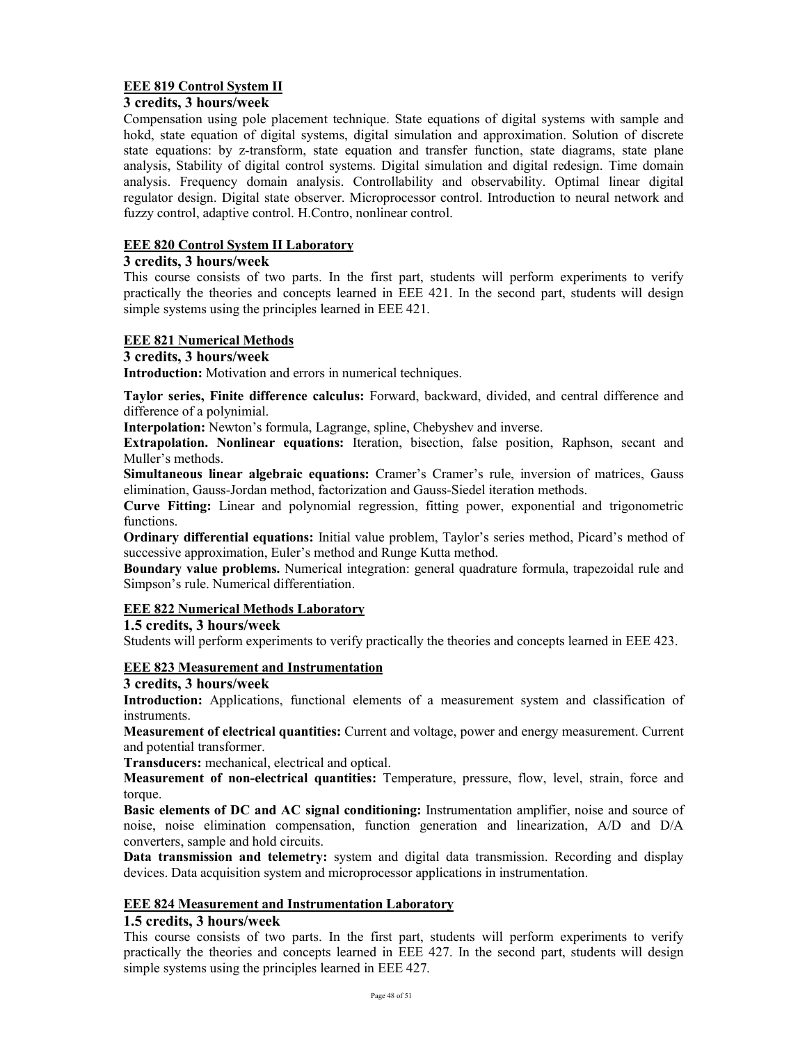#### EEE 819 Control System II

**3 credits, 3 hours/week**

Compensation using pole placement technique. State equations of digital systems with sample and hokd, state equation of digital systems, digital simulation and approximation. Solution of discrete state equations: by z-transform, state equation and transfer function, state diagrams, state plane analysis, Stability of digital control systems. Digital simulation and digital redesign. Time domain analysis. Frequency domain analysis. Controllability and observability. Optimal linear digital regulator design. Digital state observer. Microprocessor control. Introduction to neural network and fuzzy control, adaptive control. H.Contro, nonlinear control.

#### EEE 820 Control System II Laboratory

**3 credits, 3 hours/week**

This course consists of two parts. In the first part, students will perform experiments to verify practically the theories and concepts learned in EEE 421. In the second part, students will design simple systems using the principles learned in EEE 421.

#### EEE 821 Numerical Methods

**3 credits, 3 hours/week**

**Introduction:** Motivation and errors in numerical techniques.

**Taylor series, Finite difference calculus:** Forward, backward, divided, and central difference and difference of a polynimial.

**Interpolation:** Newton's formula, Lagrange, spline, Chebyshev and inverse.

**Extrapolation. Nonlinear equations:** Iteration, bisection, false position, Raphson, secant and Muller's methods.

**Simultaneous linear algebraic equations:** Cramer's Cramer's rule, inversion of matrices, Gauss elimination, Gauss-Jordan method, factorization and Gauss-Siedel iteration methods.

**Curve Fitting:** Linear and polynomial regression, fitting power, exponential and trigonometric functions.

**Ordinary differential equations:** Initial value problem, Taylor's series method, Picard's method of successive approximation, Euler's method and Runge Kutta method.

**Boundary value problems.** Numerical integration: general quadrature formula, trapezoidal rule and Simpson's rule. Numerical differentiation.

#### EEE 822 Numerical Methods Laboratory

**1.5 credits, 3 hours/week**

Students will perform experiments to verify practically the theories and concepts learned in EEE 423.

#### EEE 823 Measurement and Instrumentation

**3 credits, 3 hours/week**

**Introduction:** Applications, functional elements of a measurement system and classification of instruments.

**Measurement of electrical quantities:** Current and voltage, power and energy measurement. Current and potential transformer.

**Transducers:** mechanical, electrical and optical.

**Measurement of non-electrical quantities:** Temperature, pressure, flow, level, strain, force and torque.

**Basic elements of DC and AC signal conditioning:** Instrumentation amplifier, noise and source of noise, noise elimination compensation, function generation and linearization, A/D and D/A converters, sample and hold circuits.

**Data transmission and telemetry:** system and digital data transmission. Recording and display devices. Data acquisition system and microprocessor applications in instrumentation.

#### EEE 824 Measurement and Instrumentation Laboratory

**1.5 credits, 3 hours/week**

This course consists of two parts. In the first part, students will perform experiments to verify practically the theories and concepts learned in EEE 427. In the second part, students will design simple systems using the principles learned in EEE 427.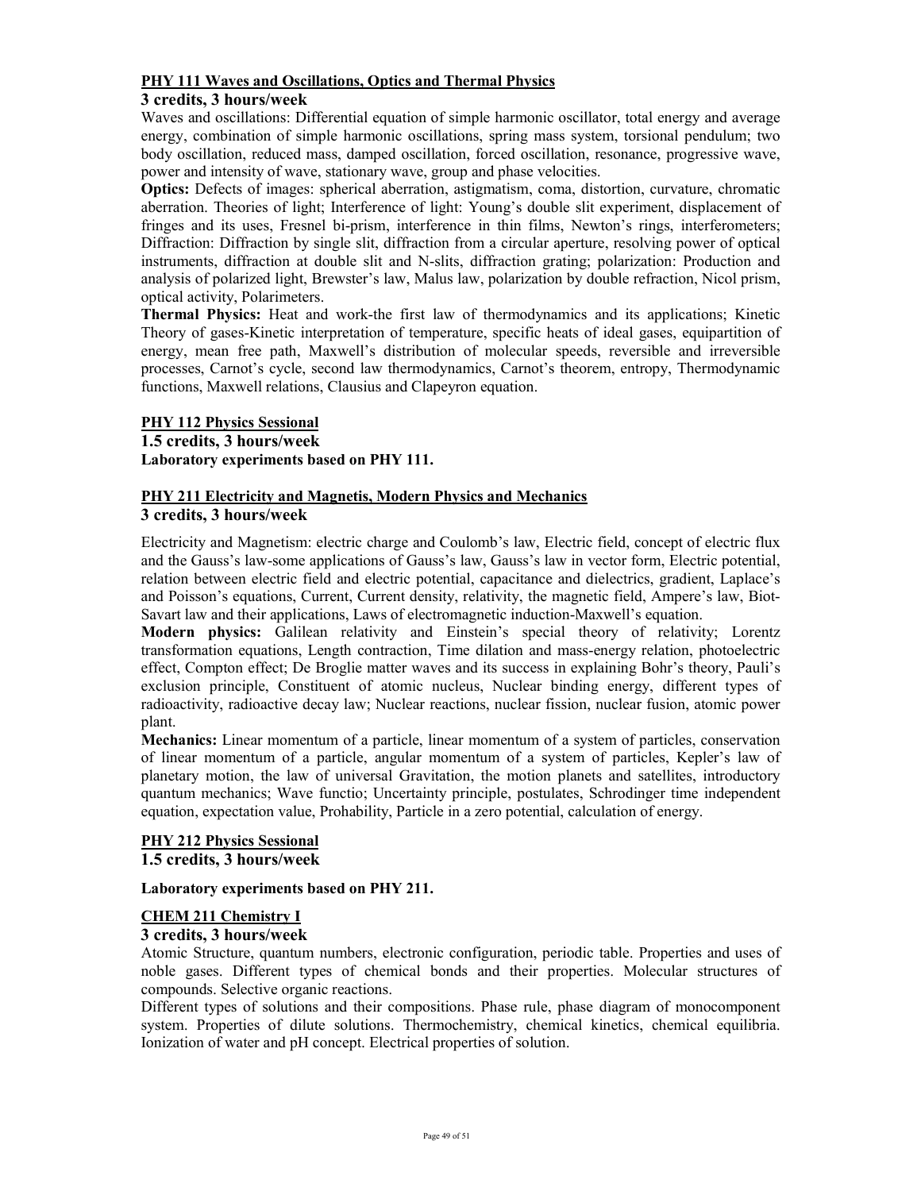### PHY 111 Waves and Oscillations, Optics and Thermal Physics

**3 credits, 3 hours/week**

Waves and oscillations: Differential equation of simple harmonic oscillator, total energy and average energy, combination of simple harmonic oscillations, spring mass system, torsional pendulum; two body oscillation, reduced mass, damped oscillation, forced oscillation, resonance, progressive wave, power and intensity of wave, stationary wave, group and phase velocities.

**Optics:** Defects of images: spherical aberration, astigmatism, coma, distortion, curvature, chromatic aberration. Theories of light; Interference of light: Young's double slit experiment, displacement of fringes and its uses, Fresnel bi-prism, interference in thin films, Newton's rings, interferometers; Diffraction: Diffraction by single slit, diffraction from a circular aperture, resolving power of optical instruments, diffraction at double slit and N-slits, diffraction grating; polarization: Production and analysis of polarized light, Brewster's law, Malus law, polarization by double refraction, Nicol prism, optical activity, Polarimeters.

**Thermal Physics:** Heat and work-the first law of thermodynamics and its applications; Kinetic Theory of gases-Kinetic interpretation of temperature, specific heats of ideal gases, equipartition of energy, mean free path, Maxwell's distribution of molecular speeds, reversible and irreversible processes, Carnot's cycle, second law thermodynamics, Carnot's theorem, entropy, Thermodynamic functions, Maxwell relations, Clausius and Clapeyron equation.

### PHY 112 Physics Sessional

**1.5 credits, 3 hours/week**

**Laboratory experiments based on PHY 111.**

### PHY 211 Electricity and Magnetis, Modern Physics and Mechanics

**3 credits, 3 hours/week**

Electricity and Magnetism: electric charge and Coulomb's law, Electric field, concept of electric flux and the Gauss's law-some applications of Gauss's law, Gauss's law in vector form, Electric potential, relation between electric field and electric potential, capacitance and dielectrics, gradient, Laplace's and Poisson's equations, Current, Current density, relativity, the magnetic field, Ampere's law, Biot-Savart law and their applications, Laws of electromagnetic induction-Maxwell's equation.

**Modern physics:** Galilean relativity and Einstein's special theory of relativity; Lorentz transformation equations, Length contraction, Time dilation and mass-energy relation, photoelectric effect, Compton effect; De Broglie matter waves and its success in explaining Bohr's theory, Pauli's exclusion principle, Constituent of atomic nucleus, Nuclear binding energy, different types of radioactivity, radioactive decay law; Nuclear reactions, nuclear fission, nuclear fusion, atomic power plant.

**Mechanics:** Linear momentum of a particle, linear momentum of a system of particles, conservation of linear momentum of a particle, angular momentum of a system of particles, Kepler's law of planetary motion, the law of universal Gravitation, the motion planets and satellites, introductory quantum mechanics; Wave functio; Uncertainty principle, postulates, Schrodinger time independent equation, expectation value, Prohability, Particle in a zero potential, calculation of energy.

### PHY 212 Physics Sessional

**1.5 credits, 3 hours/week**

**Laboratory experiments based on PHY 211.**

### CHEM 211 Chemistry I

**3 credits, 3 hours/week**

Atomic Structure, quantum numbers, electronic configuration, periodic table. Properties and uses of noble gases. Different types of chemical bonds and their properties. Molecular structures of compounds. Selective organic reactions.

Different types of solutions and their compositions. Phase rule, phase diagram of monocomponent system. Properties of dilute solutions. Thermochemistry, chemical kinetics, chemical equilibria. Ionization of water and pH concept. Electrical properties of solution.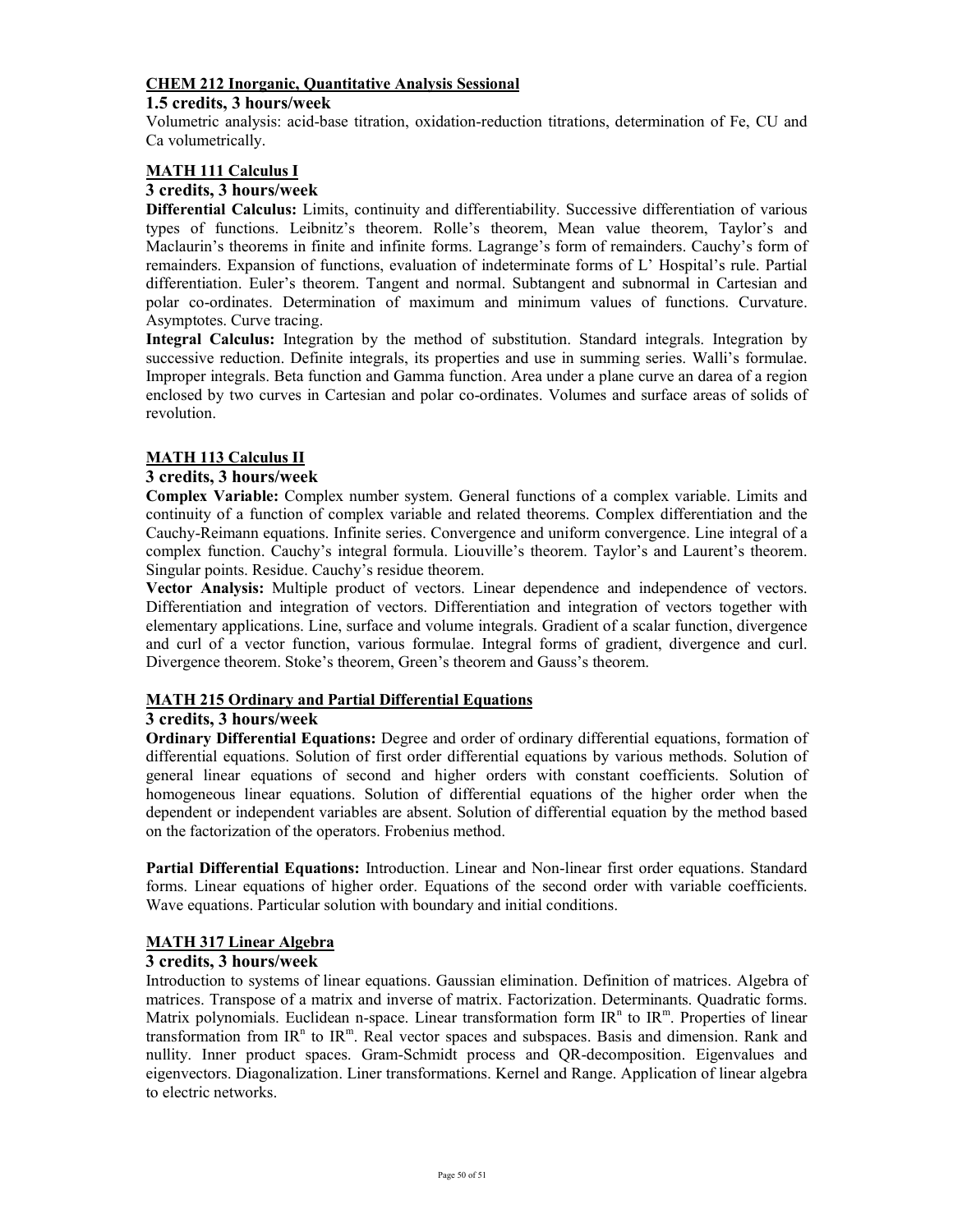**CHEM 212 Inorganic, Quantitative Analysis Sessional**

**1.5 credits, 3 hours/week**

Volumetric analysis: acid-base titration, oxidation-reduction titrations, determination of Fe, CU and Ca volumetrically.

**MATH 111 Calculus I**

**3 credits, 3 hours/week**

**Differential Calculus:** Limits, continuity and differentiability. Successive differentiation of various types of functions. Leibnitz's theorem. Rolle's theorem, Mean value theorem, Taylor's and Maclaurin's theorems in finite and infinite forms. Lagrange's form of remainders. Cauchy's form of remainders. Expansion of functions, evaluation of indeterminate forms of L' Hospital's rule. Partial differentiation. Euler's theorem. Tangent and normal. Subtangent and subnormal in Cartesian and polar co-ordinates. Determination of maximum and minimum values of functions. Curvature. Asymptotes. Curve tracing.

**Integral Calculus:** Integration by the method of substitution. Standard integrals. Integration by successive reduction. Definite integrals, its properties and use in summing series. Walli's formulae. Improper integrals. Beta function and Gamma function. Area under a plane curve an darea of a region enclosed by two curves in Cartesian and polar co-ordinates. Volumes and surface areas of solids of revolution.

**MATH 113 Calculus II**

**3 credits, 3 hours/week**

**Complex Variable:** Complex number system. General functions of a complex variable. Limits and continuity of a function of complex variable and related theorems. Complex differentiation and the Cauchy-Reimann equations. Infinite series. Convergence and uniform convergence. Line integral of a complex function. Cauchy's integral formula. Liouville's theorem. Taylor's and Laurent's theorem. Singular points. Residue. Cauchy's residue theorem.

**Vector Analysis:** Multiple product of vectors. Linear dependence and independence of vectors. Differentiation and integration of vectors. Differentiation and integration of vectors together with elementary applications. Line, surface and volume integrals. Gradient of a scalar function, divergence and curl of a vector function, various formulae. Integral forms of gradient, divergence and curl. Divergence theorem. Stoke's theorem, Green's theorem and Gauss's theorem.

**MATH 215 Ordinary and Partial Differential Equations**

**3 credits, 3 hours/week**

**Ordinary Differential Equations:** Degree and order of ordinary differential equations, formation of differential equations. Solution of first order differential equations by various methods. Solution of general linear equations of second and higher orders with constant coefficients. Solution of homogeneous linear equations. Solution of differential equations of the higher order when the dependent or independent variables are absent. Solution of differential equation by the method based on the factorization of the operators. Frobenius method.

**Partial Differential Equations:** Introduction. Linear and Non-linear first order equations. Standard forms. Linear equations of higher order. Equations of the second order with variable coefficients. Wave equations. Particular solution with boundary and initial conditions.

**MATH 317 Linear Algebra**

**3 credits, 3 hours/week**

Introduction to systems of linear equations. Gaussian elimination. Definition of matrices. Algebra of matrices. Transpose of a matrix and inverse of matrix. Factorization. Determinants. Quadratic forms. Matrix polynomials. Euclidean n-space. Linear transformation form $IR^n$ to $IR^m$. Properties of linear transformation from $IR^n$ to $IR^m$. Real vector spaces and subspaces. Basis and dimension. Rank and nullity. Inner product spaces. Gram-Schmidt process and QR-decomposition. Eigenvalues and eigenvectors. Diagonalization. Liner transformations. Kernel and Range. Application of linear algebra to electric networks.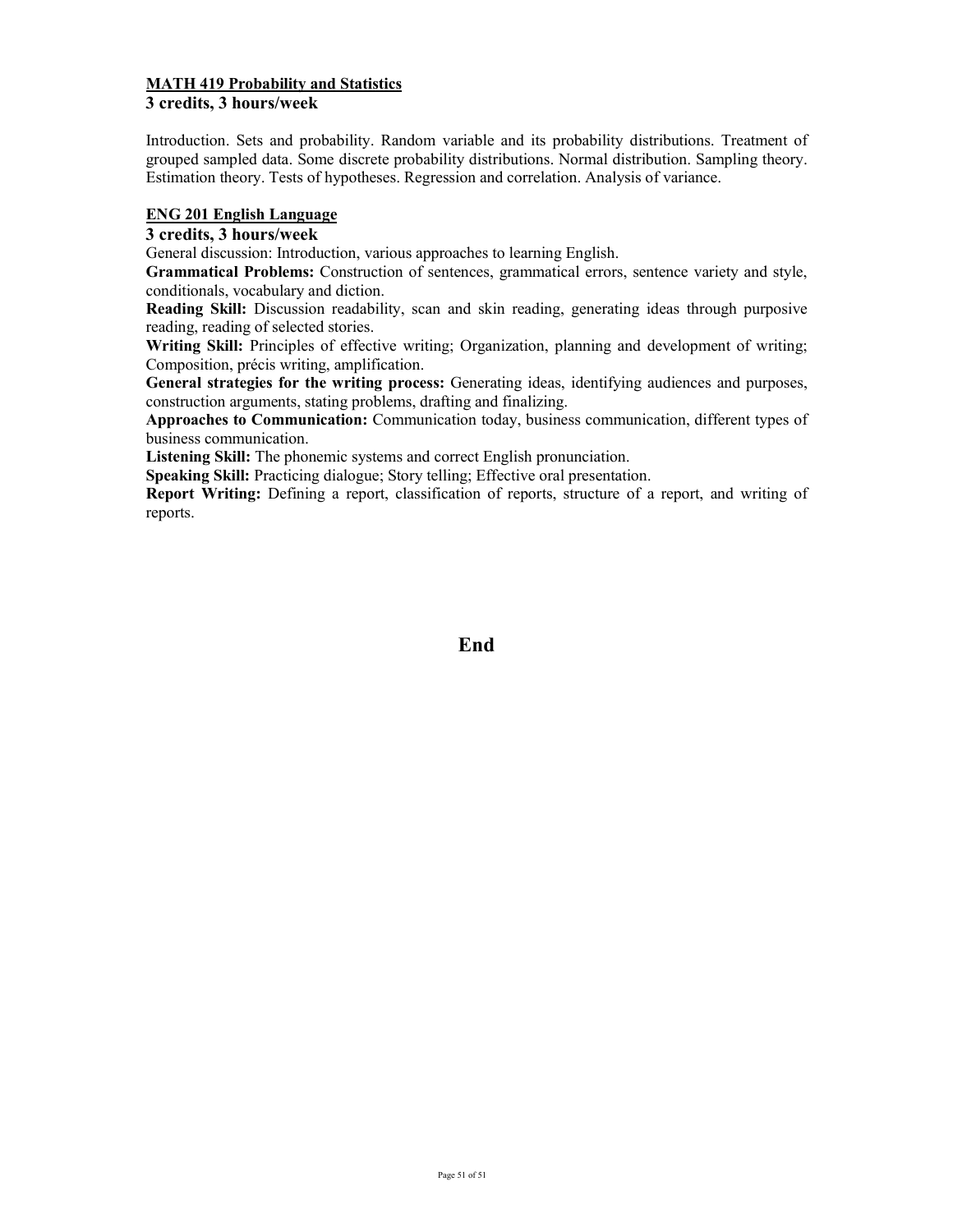### MATH 419 Probability and Statistics

**3 credits, 3 hours/week**

Introduction. Sets and probability. Random variable and its probability distributions. Treatment of grouped sampled data. Some discrete probability distributions. Normal distribution. Sampling theory. Estimation theory. Tests of hypotheses. Regression and correlation. Analysis of variance.

### ENG 201 English Language

**3 credits, 3 hours/week**

General discussion: Introduction, various approaches to learning English.

**Grammatical Problems:** Construction of sentences, grammatical errors, sentence variety and style, conditionals, vocabulary and diction.

**Reading Skill:** Discussion readability, scan and skin reading, generating ideas through purposive reading, reading of selected stories.

**Writing Skill:** Principles of effective writing; Organization, planning and development of writing; Composition, précis writing, amplification.

**General strategies for the writing process:** Generating ideas, identifying audiences and purposes, construction arguments, stating problems, drafting and finalizing.

**Approaches to Communication:** Communication today, business communication, different types of business communication.

**Listening Skill:** The phonemic systems and correct English pronunciation.

**Speaking Skill:** Practicing dialogue; Story telling; Effective oral presentation.

**Report Writing:** Defining a report, classification of reports, structure of a report, and writing of reports.

**End**